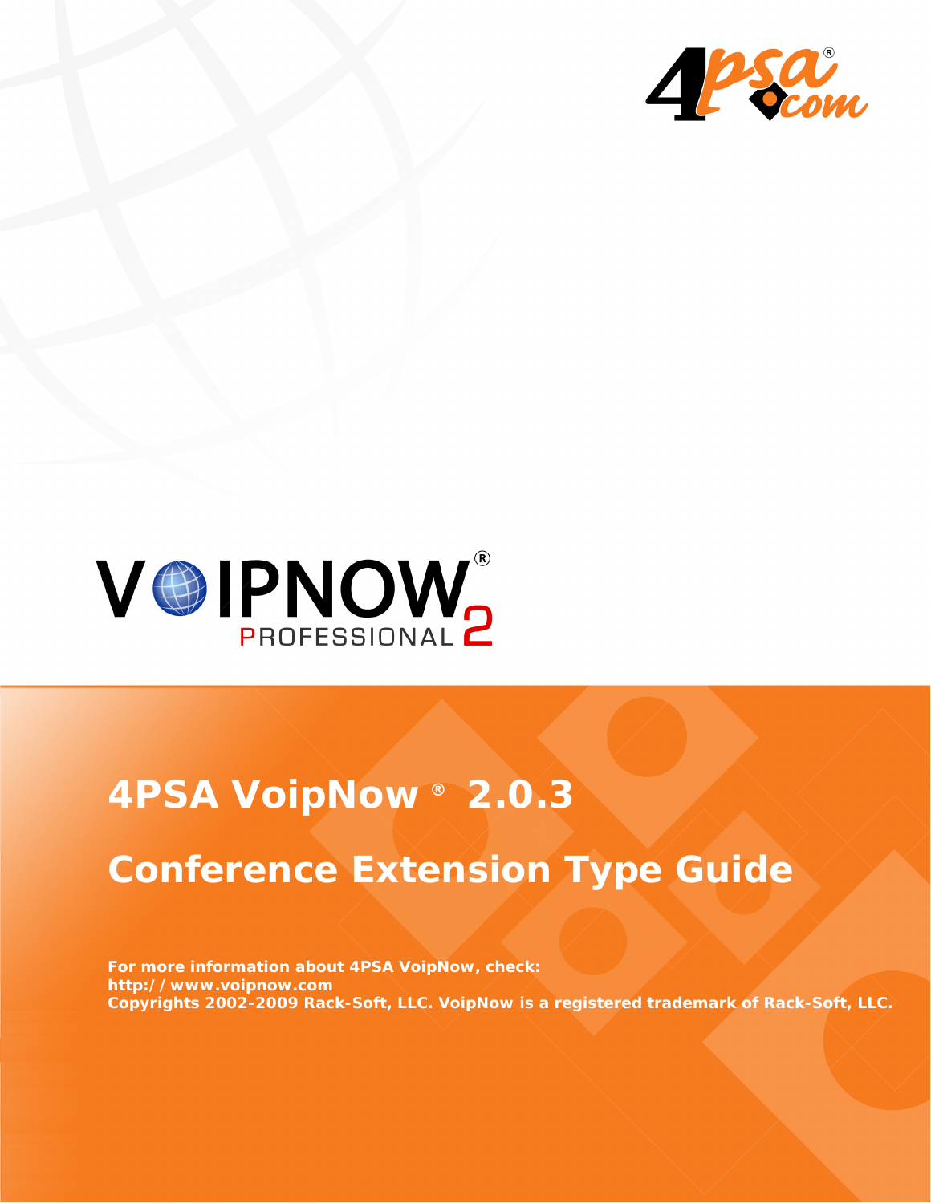# 4PSA VoipNow® 2.0.3

## Conference Extension Type Guide

**For more information about 4PSA VoipNow, check:**
**http://www.voipnow.com**
**Copyrights 2002-2009 Rack-Soft, LLC. VoipNow is a registered trademark of Rack-Soft, LLC.**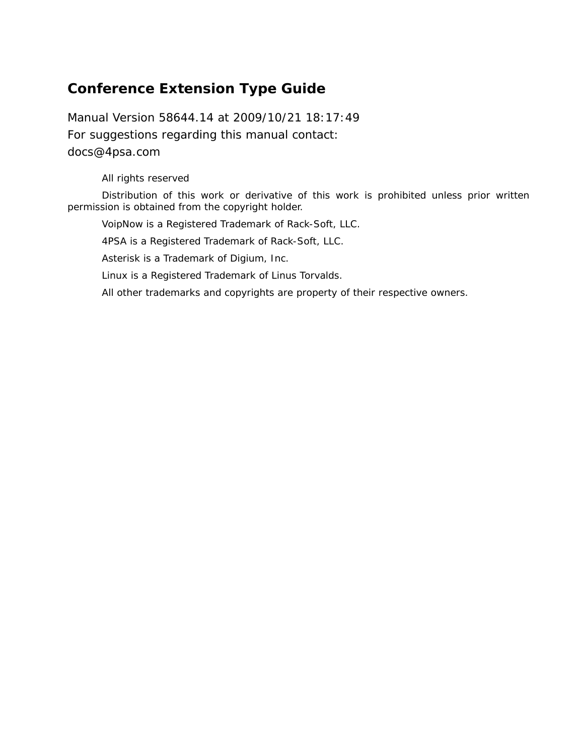# Conference Extension Type Guide

Manual Version 58644.14 at 2009/10/21 18:17:49
For suggestions regarding this manual contact:
docs@4psa.com

All rights reserved

Distribution of this work or derivative of this work is prohibited unless prior written permission is obtained from the copyright holder.

VoipNow is a Registered Trademark of Rack-Soft, LLC.

4PSA is a Registered Trademark of Rack-Soft, LLC.

Asterisk is a Trademark of Digium, Inc.

Linux is a Registered Trademark of Linus Torvalds.

All other trademarks and copyrights are property of their respective owners.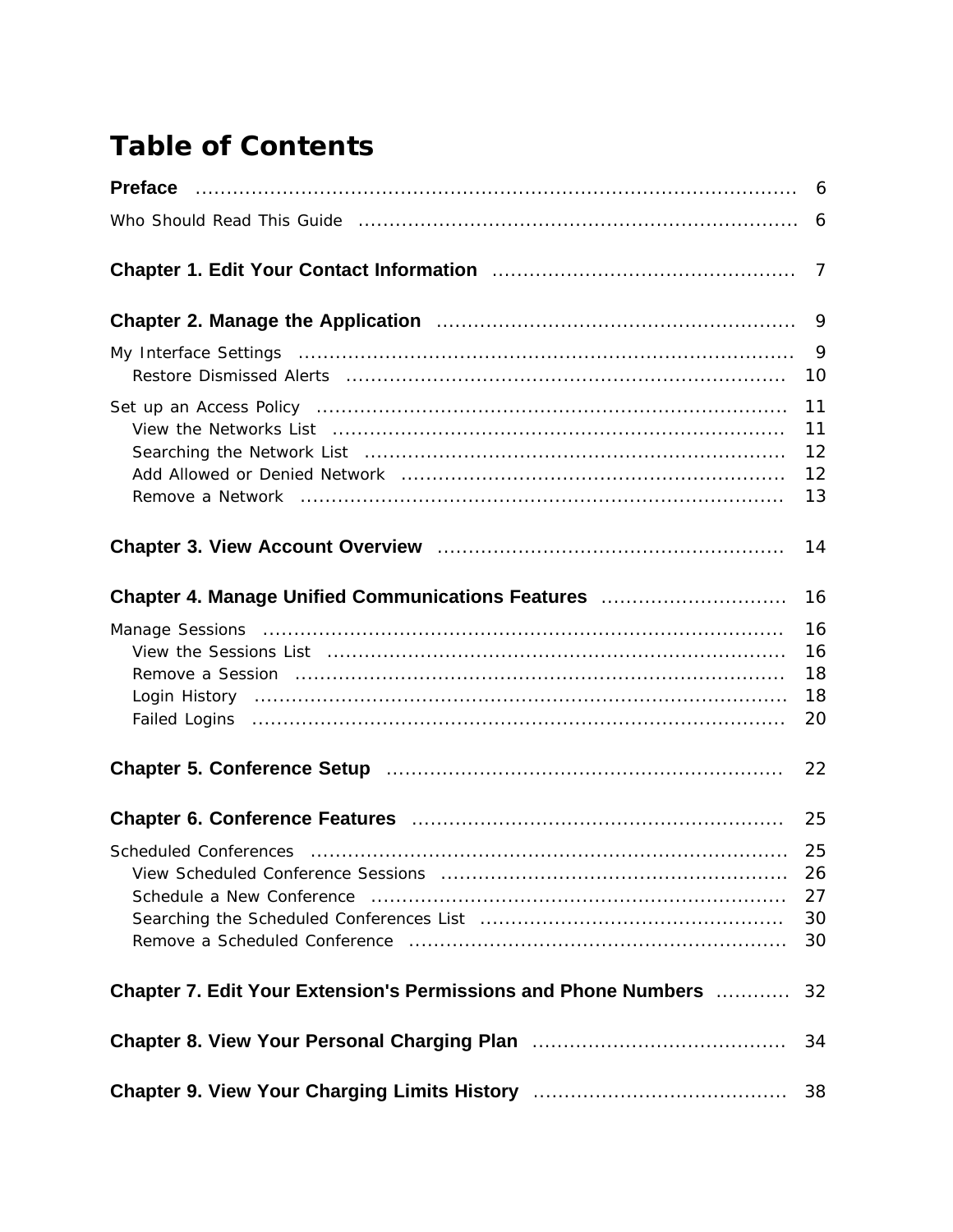# Table of Contents

**Preface** ..... 6

Who Should Read This Guide ..... 6

**Chapter 1. Edit Your Contact Information** ..... 7

**Chapter 2. Manage the Application** ..... 9

My Interface Settings ..... 9

- Restore Dismissed Alerts ..... 10

Set up an Access Policy ..... 11

- View the Networks List ..... 11
- Searching the Network List ..... 12
- Add Allowed or Denied Network ..... 12
- Remove a Network ..... 13

**Chapter 3. View Account Overview** ..... 14

**Chapter 4. Manage Unified Communications Features** ..... 16

Manage Sessions ..... 16

- View the Sessions List ..... 16
- Remove a Session ..... 18
- Login History ..... 18
- Failed Logins ..... 20

**Chapter 5. Conference Setup** ..... 22

**Chapter 6. Conference Features** ..... 25

Scheduled Conferences ..... 25

- View Scheduled Conference Sessions ..... 26
- Schedule a New Conference ..... 27
- Searching the Scheduled Conferences List ..... 30
- Remove a Scheduled Conference ..... 30

**Chapter 7. Edit Your Extension's Permissions and Phone Numbers** ..... 32

**Chapter 8. View Your Personal Charging Plan** ..... 34

**Chapter 9. View Your Charging Limits History** ..... 38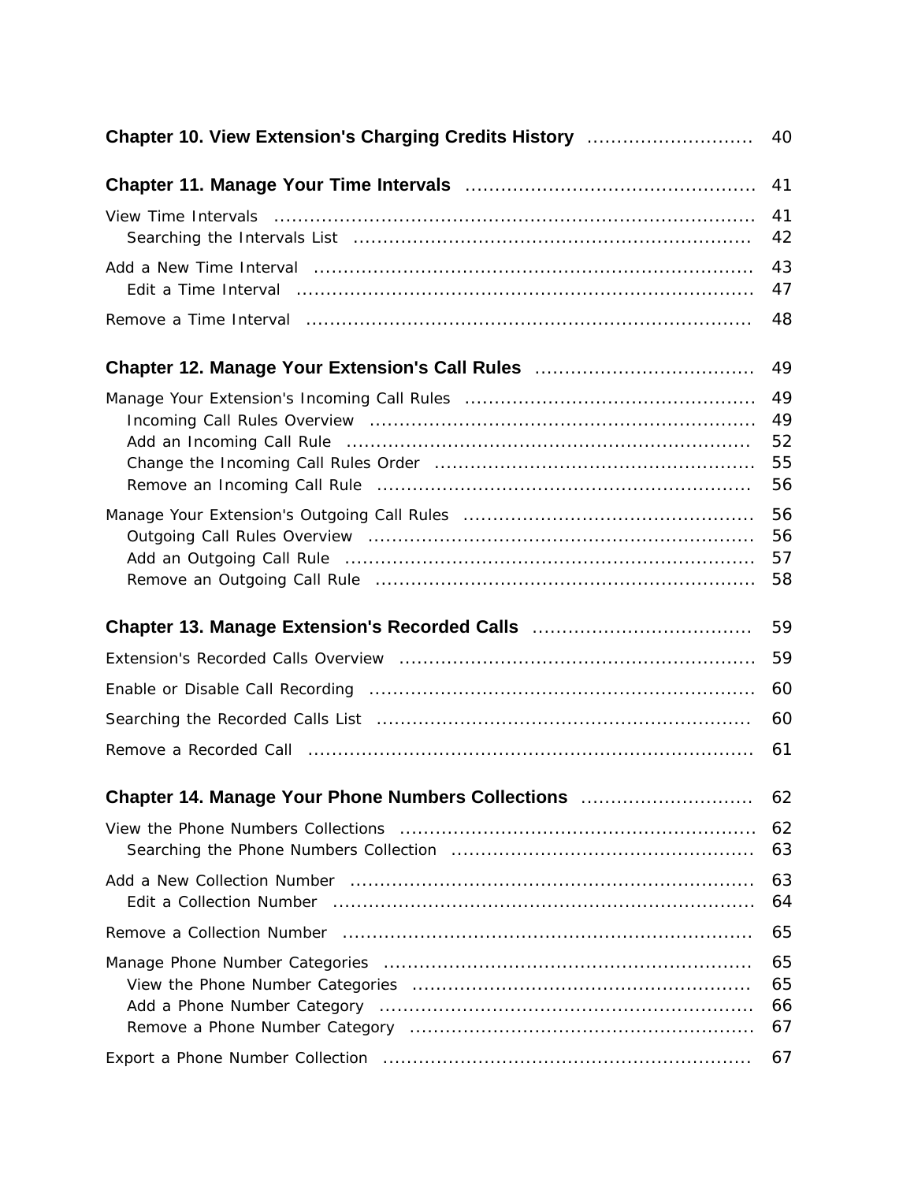**Chapter 10. View Extension's Charging Credits History** ............................ 40

**Chapter 11. Manage Your Time Intervals** ................................................ 41

View Time Intervals ............................................................................... 41
- Searching the Intervals List ................................................................ 42

Add a New Time Interval ........................................................................ 43
- Edit a Time Interval .......................................................................... 47

Remove a Time Interval .......................................................................... 48

**Chapter 12. Manage Your Extension's Call Rules** .................................... 49

Manage Your Extension's Incoming Call Rules ................................................ 49
- Incoming Call Rules Overview ............................................................... 49
- Add an Incoming Call Rule .................................................................. 52
- Change the Incoming Call Rules Order ..................................................... 55
- Remove an Incoming Call Rule .............................................................. 56

Manage Your Extension's Outgoing Call Rules ................................................ 56
- Outgoing Call Rules Overview ............................................................... 56
- Add an Outgoing Call Rule ................................................................... 57
- Remove an Outgoing Call Rule .............................................................. 58

**Chapter 13. Manage Extension's Recorded Calls** .................................... 59

Extension's Recorded Calls Overview ........................................................... 59

Enable or Disable Call Recording ................................................................ 60

Searching the Recorded Calls List .............................................................. 60

Remove a Recorded Call ......................................................................... 61

**Chapter 14. Manage Your Phone Numbers Collections** ............................ 62

View the Phone Numbers Collections ........................................................... 62
- Searching the Phone Numbers Collection .................................................. 63

Add a New Collection Number ................................................................... 63
- Edit a Collection Number ..................................................................... 64

Remove a Collection Number ..................................................................... 65

Manage Phone Number Categories ............................................................. 65
- View the Phone Number Categories ........................................................ 65
- Add a Phone Number Category .............................................................. 66
- Remove a Phone Number Category ......................................................... 67

Export a Phone Number Collection ............................................................. 67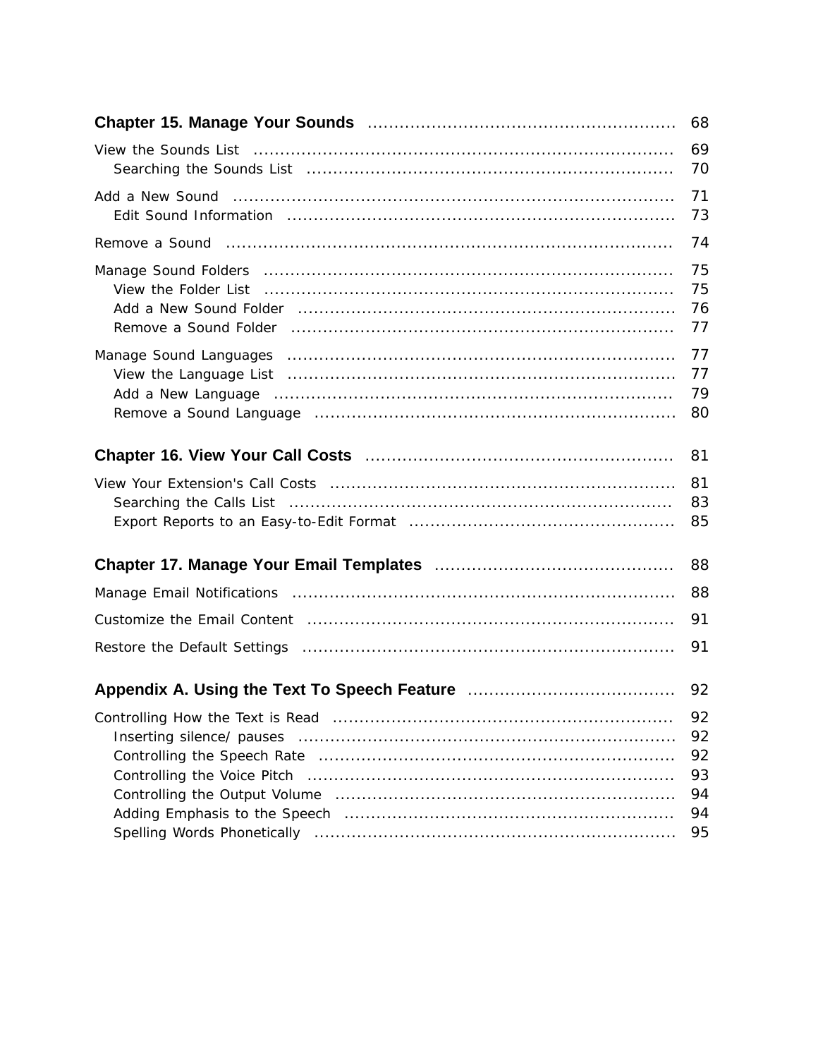**Chapter 15. Manage Your Sounds** ........................................................ 68

View the Sounds List ........................................................................... 69
  Searching the Sounds List ................................................................. 70

Add a New Sound ............................................................................... 71
  Edit Sound Information .................................................................... 73

Remove a Sound ................................................................................. 74

Manage Sound Folders ......................................................................... 75
  View the Folder List .......................................................................... 75
  Add a New Sound Folder .................................................................... 76
  Remove a Sound Folder ..................................................................... 77

Manage Sound Languages ..................................................................... 77
  View the Language List ...................................................................... 77
  Add a New Language ......................................................................... 79
  Remove a Sound Language ................................................................ 80

**Chapter 16. View Your Call Costs** ........................................................ 81

View Your Extension's Call Costs ............................................................. 81
  Searching the Calls List ...................................................................... 83
  Export Reports to an Easy-to-Edit Format ............................................. 85

**Chapter 17. Manage Your Email Templates** ............................................ 88

Manage Email Notifications ..................................................................... 88

Customize the Email Content .................................................................. 91

Restore the Default Settings ................................................................... 91

**Appendix A. Using the Text To Speech Feature** ...................................... 92

Controlling How the Text is Read ............................................................. 92
  Inserting silence/ pauses .................................................................... 92
  Controlling the Speech Rate ................................................................ 92
  Controlling the Voice Pitch .................................................................. 93
  Controlling the Output Volume ............................................................. 94
  Adding Emphasis to the Speech ........................................................... 94
  Spelling Words Phonetically ................................................................. 95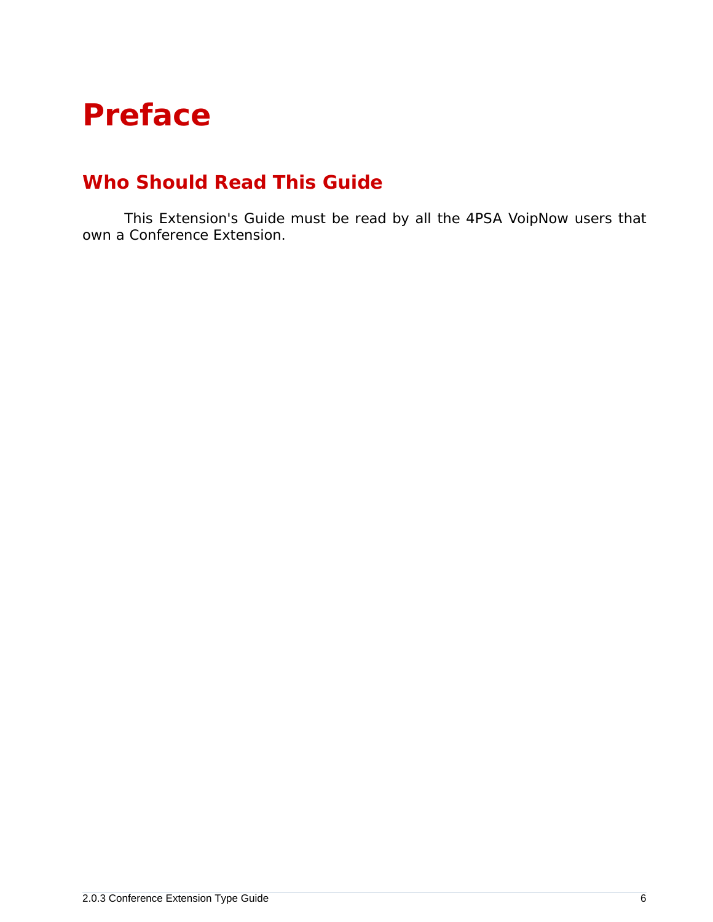# Preface

## Who Should Read This Guide

This Extension's Guide must be read by all the 4PSA VoipNow users that own a Conference Extension.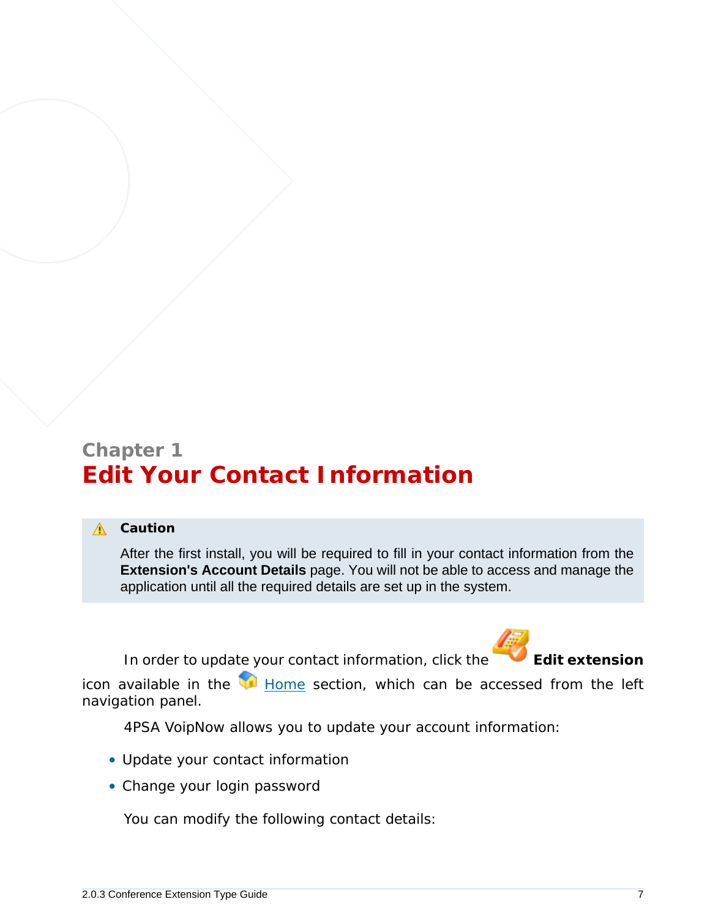# Chapter 1
# Edit Your Contact Information

> **Caution**
>
> After the first install, you will be required to fill in your contact information from the **Extension's Account Details** page. You will not be able to access and manage the application until all the required details are set up in the system.

In order to update your contact information, click the **Edit extension** icon available in the Home section, which can be accessed from the left navigation panel.

4PSA VoipNow allows you to update your account information:

- Update your contact information
- Change your login password

You can modify the following contact details: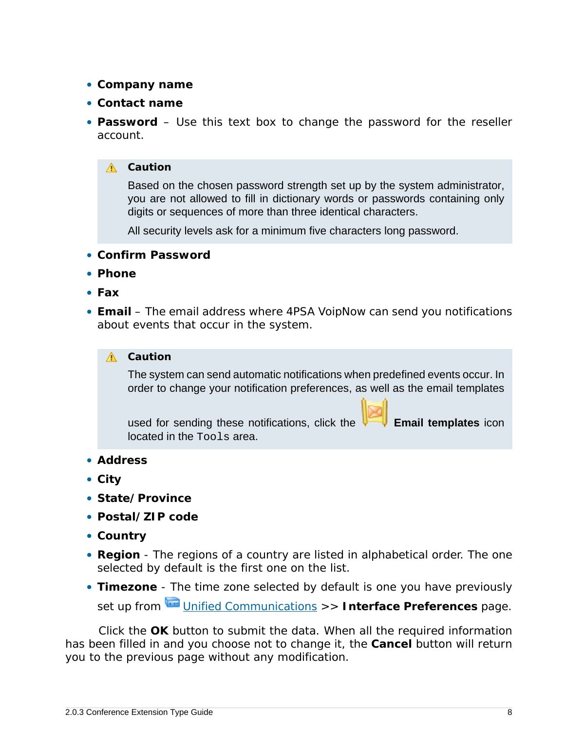- **Company name**
- **Contact name**
- **Password** – Use this text box to change the password for the reseller account.

> **Caution**
>
> Based on the chosen password strength set up by the system administrator, you are not allowed to fill in dictionary words or passwords containing only digits or sequences of more than three identical characters.
>
> All security levels ask for a minimum five characters long password.

- **Confirm Password**
- **Phone**
- **Fax**
- **Email** – The email address where 4PSA VoipNow can send you notifications about events that occur in the system.

> **Caution**
>
> The system can send automatic notifications when predefined events occur. In order to change your notification preferences, as well as the email templates used for sending these notifications, click the **Email templates** icon located in the `Tools` area.

- **Address**
- **City**
- **State/Province**
- **Postal/ZIP code**
- **Country**
- **Region** - The regions of a country are listed in alphabetical order. The one selected by default is the first one on the list.
- **Timezone** - The time zone selected by default is one you have previously set up from Unified Communications >> **Interface Preferences** page.

Click the **OK** button to submit the data. When all the required information has been filled in and you choose not to change it, the **Cancel** button will return you to the previous page without any modification.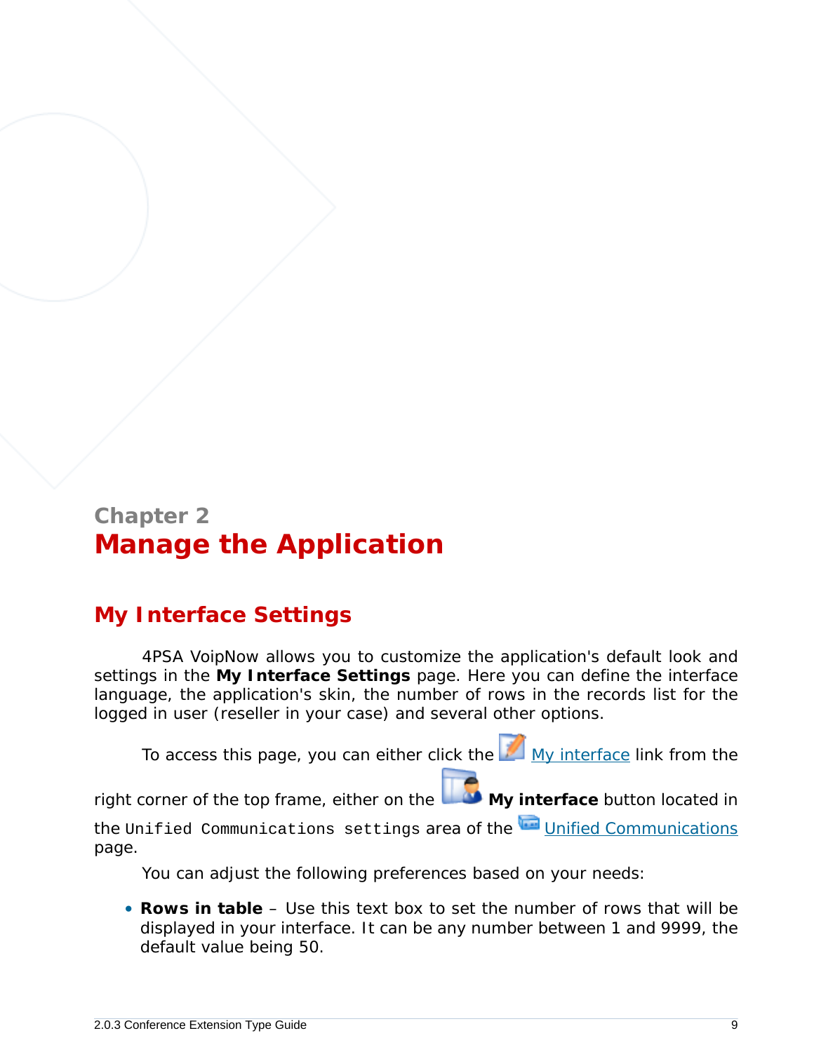# Chapter 2
# Manage the Application

## My Interface Settings

4PSA VoipNow allows you to customize the application's default look and settings in the **My Interface Settings** page. Here you can define the interface language, the application's skin, the number of rows in the records list for the logged in user (reseller in your case) and several other options.

To access this page, you can either click the My interface link from the right corner of the top frame, either on the **My interface** button located in the `Unified Communications settings` area of the Unified Communications page.

You can adjust the following preferences based on your needs:

- **Rows in table** – Use this text box to set the number of rows that will be displayed in your interface. It can be any number between 1 and 9999, the default value being 50.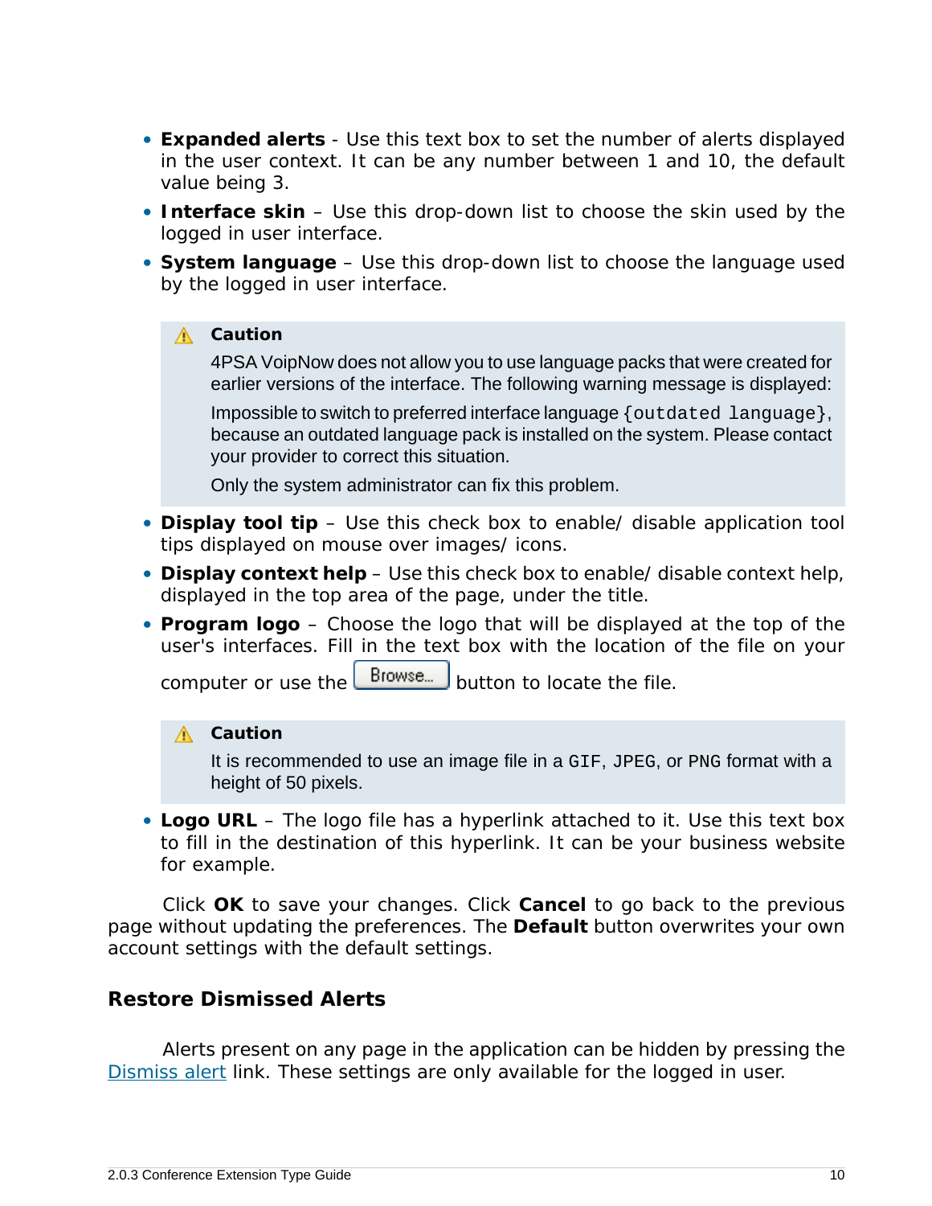- **Expanded alerts** - Use this text box to set the number of alerts displayed in the user context. It can be any number between 1 and 10, the default value being 3.
- **Interface skin** – Use this drop-down list to choose the skin used by the logged in user interface.
- **System language** – Use this drop-down list to choose the language used by the logged in user interface.

> **Caution**
>
> 4PSA VoipNow does not allow you to use language packs that were created for earlier versions of the interface. The following warning message is displayed:
>
> Impossible to switch to preferred interface language `{outdated language}`, because an outdated language pack is installed on the system. Please contact your provider to correct this situation.
>
> Only the system administrator can fix this problem.

- **Display tool tip** – Use this check box to enable/ disable application tool tips displayed on mouse over images/ icons.
- **Display context help** – Use this check box to enable/ disable context help, displayed in the top area of the page, under the title.
- **Program logo** – Choose the logo that will be displayed at the top of the user's interfaces. Fill in the text box with the location of the file on your computer or use the Browse... button to locate the file.

> **Caution**
>
> It is recommended to use an image file in a `GIF`, `JPEG`, or `PNG` format with a height of 50 pixels.

- **Logo URL** – The logo file has a hyperlink attached to it. Use this text box to fill in the destination of this hyperlink. It can be your business website for example.

Click **OK** to save your changes. Click **Cancel** to go back to the previous page without updating the preferences. The **Default** button overwrites your own account settings with the default settings.

## Restore Dismissed Alerts

Alerts present on any page in the application can be hidden by pressing the Dismiss alert link. These settings are only available for the logged in user.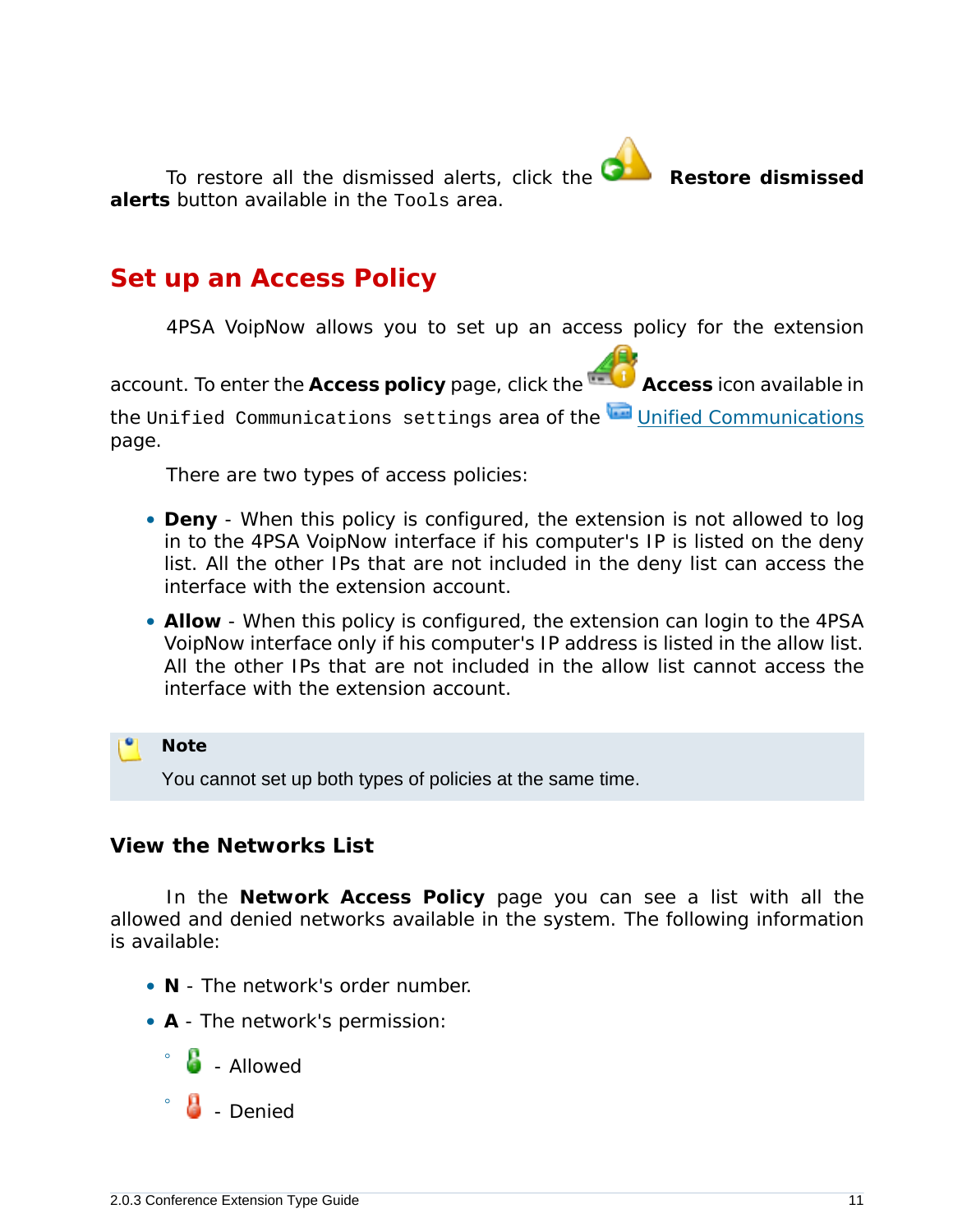To restore all the dismissed alerts, click the **Restore dismissed alerts** button available in the Tools area.

## Set up an Access Policy

4PSA VoipNow allows you to set up an access policy for the extension account. To enter the **Access policy** page, click the **Access** icon available in the Unified Communications settings area of the Unified Communications page.

There are two types of access policies:

- **Deny** - When this policy is configured, the extension is not allowed to log in to the 4PSA VoipNow interface if his computer's IP is listed on the deny list. All the other IPs that are not included in the deny list can access the interface with the extension account.
- **Allow** - When this policy is configured, the extension can login to the 4PSA VoipNow interface only if his computer's IP address is listed in the allow list. All the other IPs that are not included in the allow list cannot access the interface with the extension account.

> **Note**
>
> You cannot set up both types of policies at the same time.

### View the Networks List

In the **Network Access Policy** page you can see a list with all the allowed and denied networks available in the system. The following information is available:

- **N** - The network's order number.
- **A** - The network's permission:
  - Allowed
  - Denied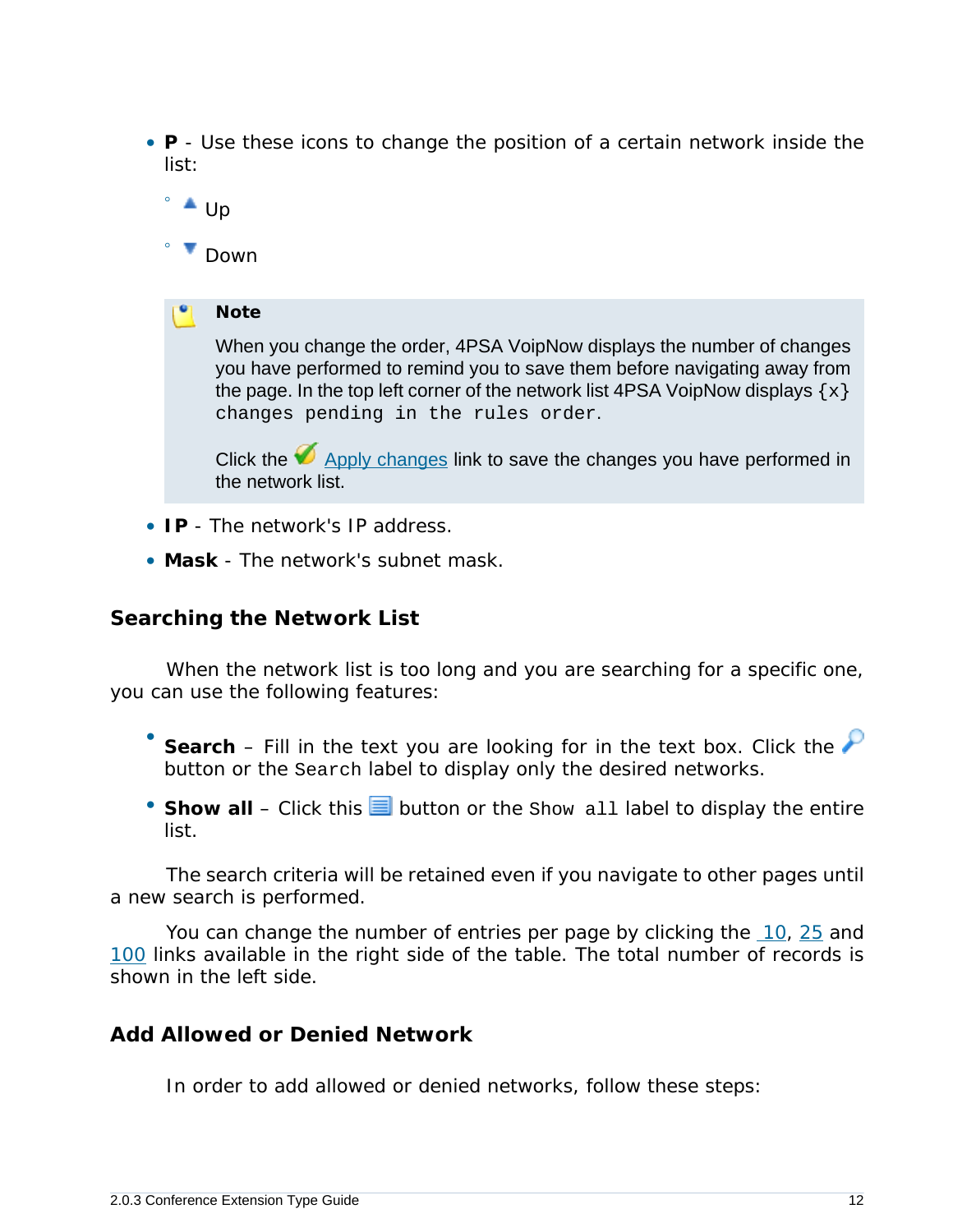- **P** - Use these icons to change the position of a certain network inside the list:
  - Up
  - Down

> **Note**
>
> When you change the order, 4PSA VoipNow displays the number of changes you have performed to remind you to save them before navigating away from the page. In the top left corner of the network list 4PSA VoipNow displays `{x} changes pending in the rules order`.
>
> Click the Apply changes link to save the changes you have performed in the network list.

- **IP** - The network's IP address.
- **Mask** - The network's subnet mask.

### Searching the Network List

When the network list is too long and you are searching for a specific one, you can use the following features:

- **Search** – Fill in the text you are looking for in the text box. Click the button or the `Search` label to display only the desired networks.
- **Show all** – Click this button or the `Show all` label to display the entire list.

The search criteria will be retained even if you navigate to other pages until a new search is performed.

You can change the number of entries per page by clicking the 10, 25 and 100 links available in the right side of the table. The total number of records is shown in the left side.

### Add Allowed or Denied Network

In order to add allowed or denied networks, follow these steps: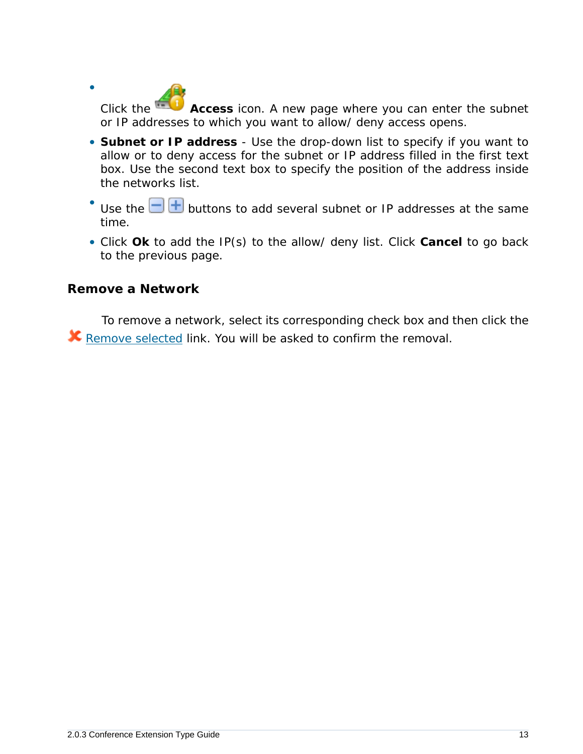- Click the **Access** icon. A new page where you can enter the subnet or IP addresses to which you want to allow/ deny access opens.
- **Subnet or IP address** - Use the drop-down list to specify if you want to allow or to deny access for the subnet or IP address filled in the first text box. Use the second text box to specify the position of the address inside the networks list.
- Use the buttons to add several subnet or IP addresses at the same time.
- Click **Ok** to add the IP(s) to the allow/ deny list. Click **Cancel** to go back to the previous page.

### Remove a Network

To remove a network, select its corresponding check box and then click the Remove selected link. You will be asked to confirm the removal.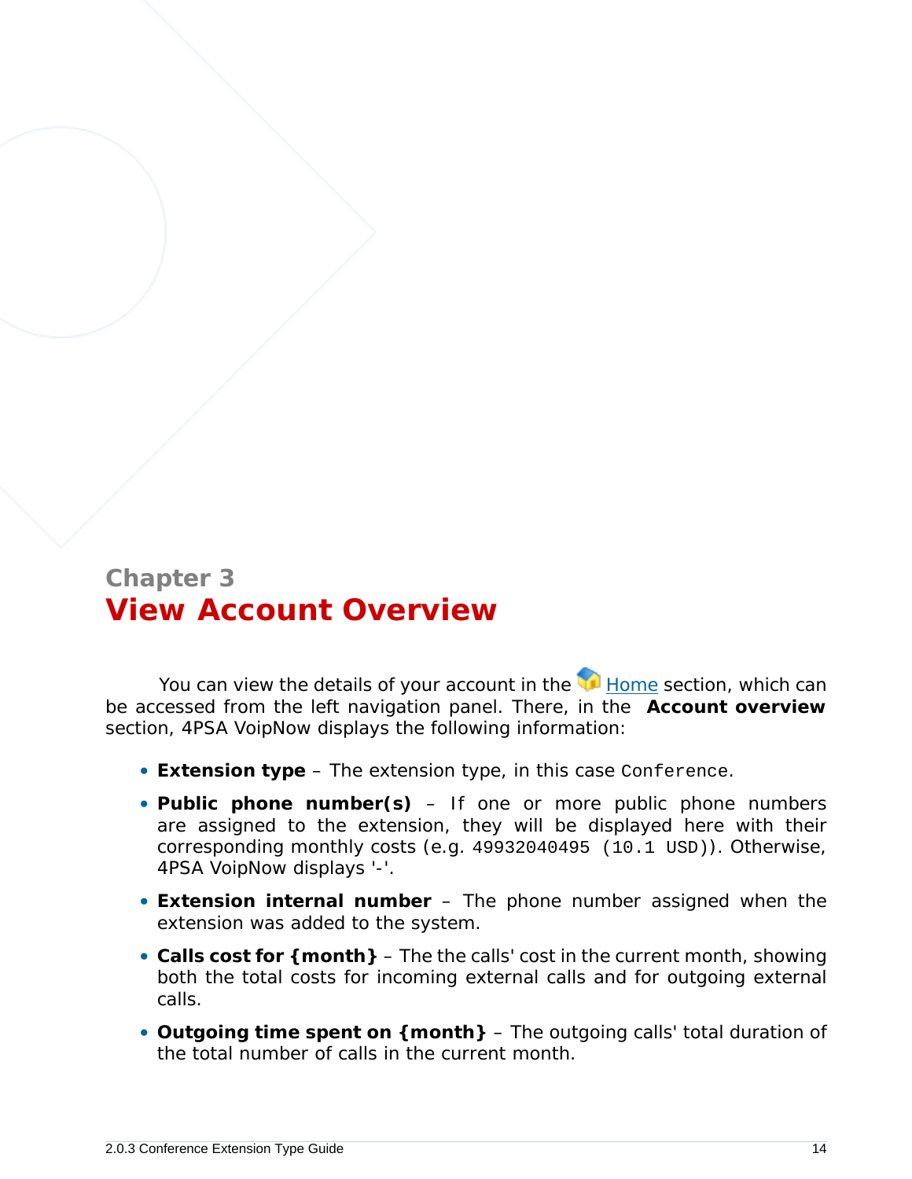Chapter 3

# View Account Overview

You can view the details of your account in the Home section, which can be accessed from the left navigation panel. There, in the **Account overview** section, 4PSA VoipNow displays the following information:

- **Extension type** – The extension type, in this case `Conference`.
- **Public phone number(s)** – If one or more public phone numbers are assigned to the extension, they will be displayed here with their corresponding monthly costs (e.g. `49932040495 (10.1 USD)`). Otherwise, 4PSA VoipNow displays '-'.
- **Extension internal number** – The phone number assigned when the extension was added to the system.
- **Calls cost for {month}** – The the calls' cost in the current month, showing both the total costs for incoming external calls and for outgoing external calls.
- **Outgoing time spent on {month}** – The outgoing calls' total duration of the total number of calls in the current month.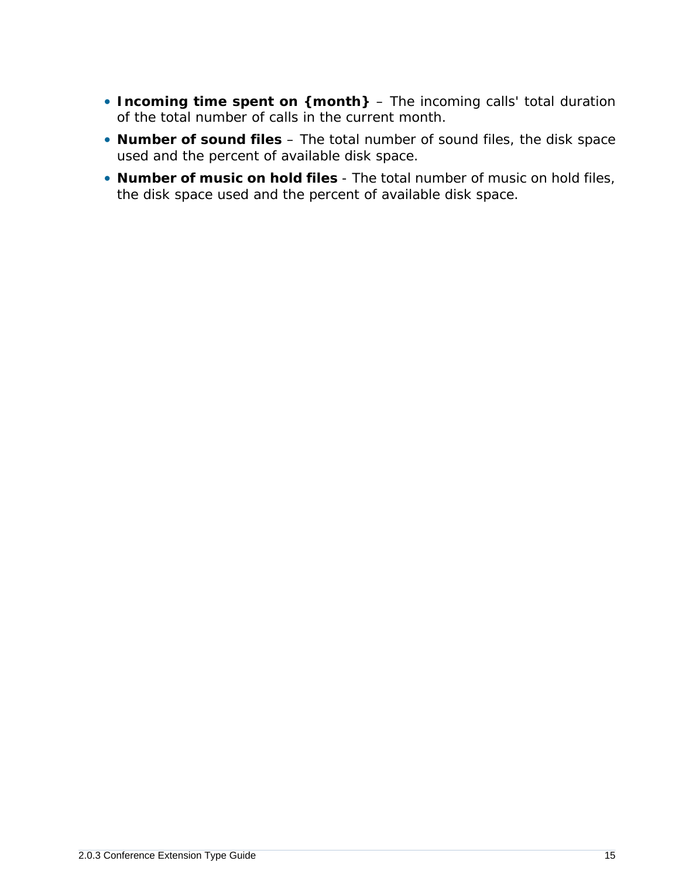- **Incoming time spent on {month}** – The incoming calls' total duration of the total number of calls in the current month.
- **Number of sound files** – The total number of sound files, the disk space used and the percent of available disk space.
- **Number of music on hold files** - The total number of music on hold files, the disk space used and the percent of available disk space.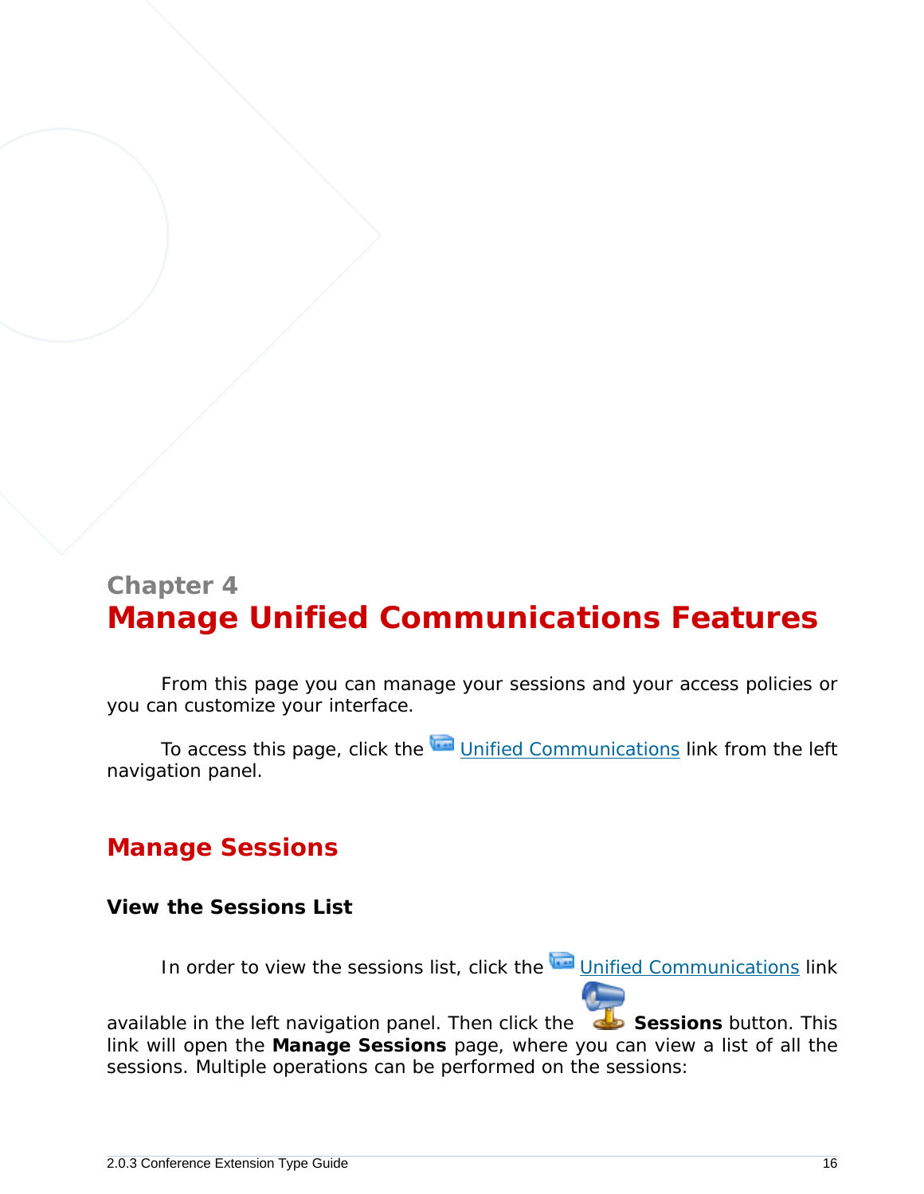Chapter 4

# Manage Unified Communications Features

From this page you can manage your sessions and your access policies or you can customize your interface.

To access this page, click the Unified Communications link from the left navigation panel.

## Manage Sessions

### View the Sessions List

In order to view the sessions list, click the Unified Communications link available in the left navigation panel. Then click the **Sessions** button. This link will open the **Manage Sessions** page, where you can view a list of all the sessions. Multiple operations can be performed on the sessions: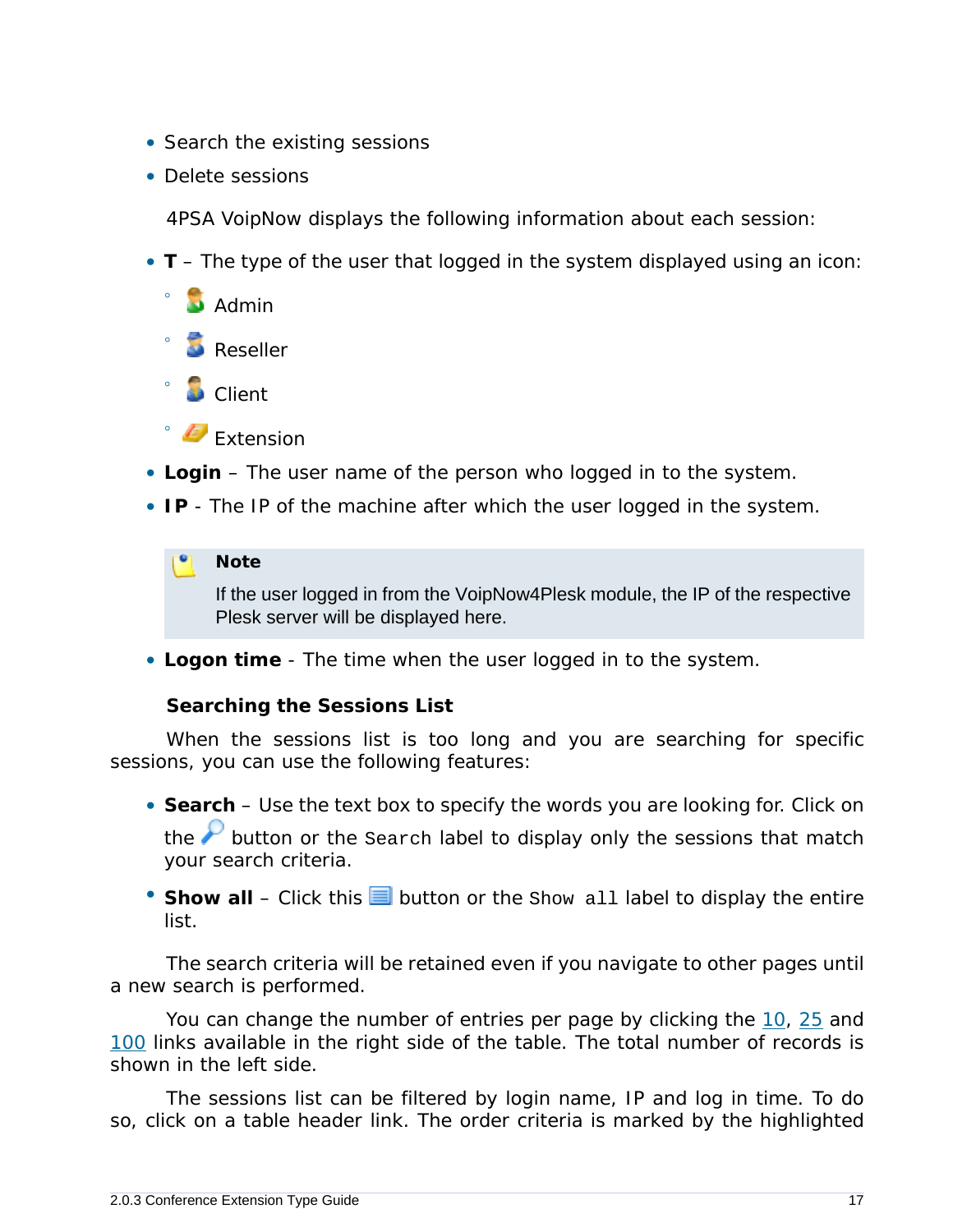- Search the existing sessions
- Delete sessions

4PSA VoipNow displays the following information about each session:

- **T** – The type of the user that logged in the system displayed using an icon:
  - Admin
  - Reseller
  - Client
  - Extension
- **Login** – The user name of the person who logged in to the system.
- **IP** - The IP of the machine after which the user logged in the system.

> **Note**
>
> If the user logged in from the VoipNow4Plesk module, the IP of the respective Plesk server will be displayed here.

- **Logon time** - The time when the user logged in to the system.

### Searching the Sessions List

When the sessions list is too long and you are searching for specific sessions, you can use the following features:

- **Search** – Use the text box to specify the words you are looking for. Click on the button or the `Search` label to display only the sessions that match your search criteria.
- **Show all** – Click this button or the `Show all` label to display the entire list.

The search criteria will be retained even if you navigate to other pages until a new search is performed.

You can change the number of entries per page by clicking the 10, 25 and 100 links available in the right side of the table. The total number of records is shown in the left side.

The sessions list can be filtered by login name, IP and log in time. To do so, click on a table header link. The order criteria is marked by the highlighted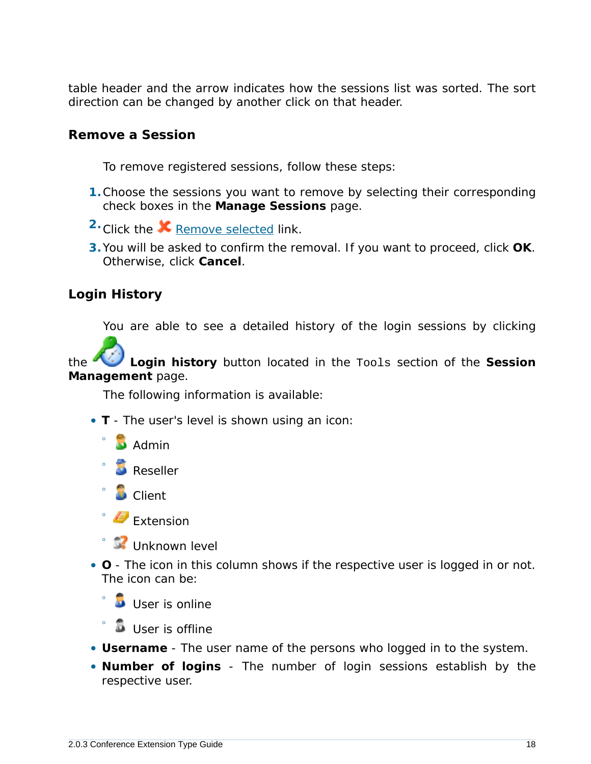table header and the arrow indicates how the sessions list was sorted. The sort direction can be changed by another click on that header.

## Remove a Session

To remove registered sessions, follow these steps:

1. Choose the sessions you want to remove by selecting their corresponding check boxes in the **Manage Sessions** page.
2. Click the Remove selected link.
3. You will be asked to confirm the removal. If you want to proceed, click **OK**. Otherwise, click **Cancel**.

## Login History

You are able to see a detailed history of the login sessions by clicking the **Login history** button located in the `Tools` section of the **Session Management** page.

The following information is available:

- **T** - The user's level is shown using an icon:
  - Admin
  - Reseller
  - Client
  - Extension
  - Unknown level
- **O** - The icon in this column shows if the respective user is logged in or not. The icon can be:
  - User is online
  - User is offline
- **Username** - The user name of the persons who logged in to the system.
- **Number of logins** - The number of login sessions establish by the respective user.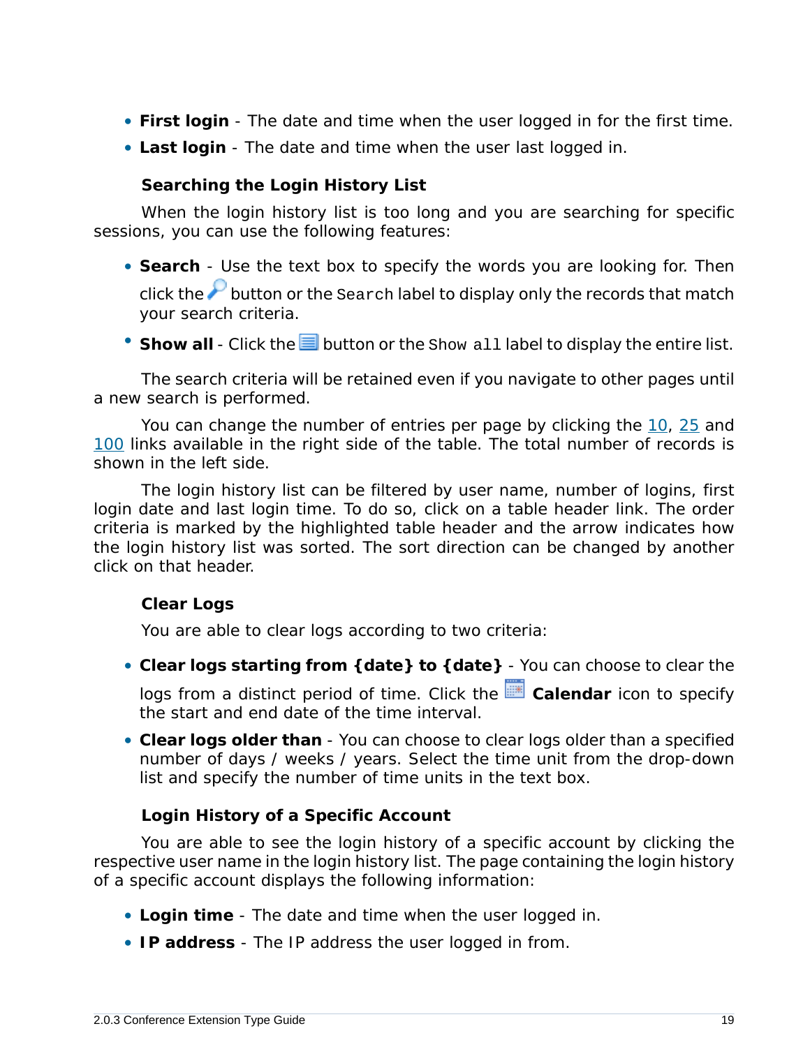- **First login** - The date and time when the user logged in for the first time.
- **Last login** - The date and time when the user last logged in.

### Searching the Login History List

When the login history list is too long and you are searching for specific sessions, you can use the following features:

- **Search** - Use the text box to specify the words you are looking for. Then click the button or the `Search` label to display only the records that match your search criteria.
- **Show all** - Click the button or the `Show all` label to display the entire list.

The search criteria will be retained even if you navigate to other pages until a new search is performed.

You can change the number of entries per page by clicking the 10, 25 and 100 links available in the right side of the table. The total number of records is shown in the left side.

The login history list can be filtered by user name, number of logins, first login date and last login time. To do so, click on a table header link. The order criteria is marked by the highlighted table header and the arrow indicates how the login history list was sorted. The sort direction can be changed by another click on that header.

### Clear Logs

You are able to clear logs according to two criteria:

- **Clear logs starting from {date} to {date}** - You can choose to clear the logs from a distinct period of time. Click the **Calendar** icon to specify the start and end date of the time interval.
- **Clear logs older than** - You can choose to clear logs older than a specified number of days / weeks / years. Select the time unit from the drop-down list and specify the number of time units in the text box.

### Login History of a Specific Account

You are able to see the login history of a specific account by clicking the respective user name in the login history list. The page containing the login history of a specific account displays the following information:

- **Login time** - The date and time when the user logged in.
- **IP address** - The IP address the user logged in from.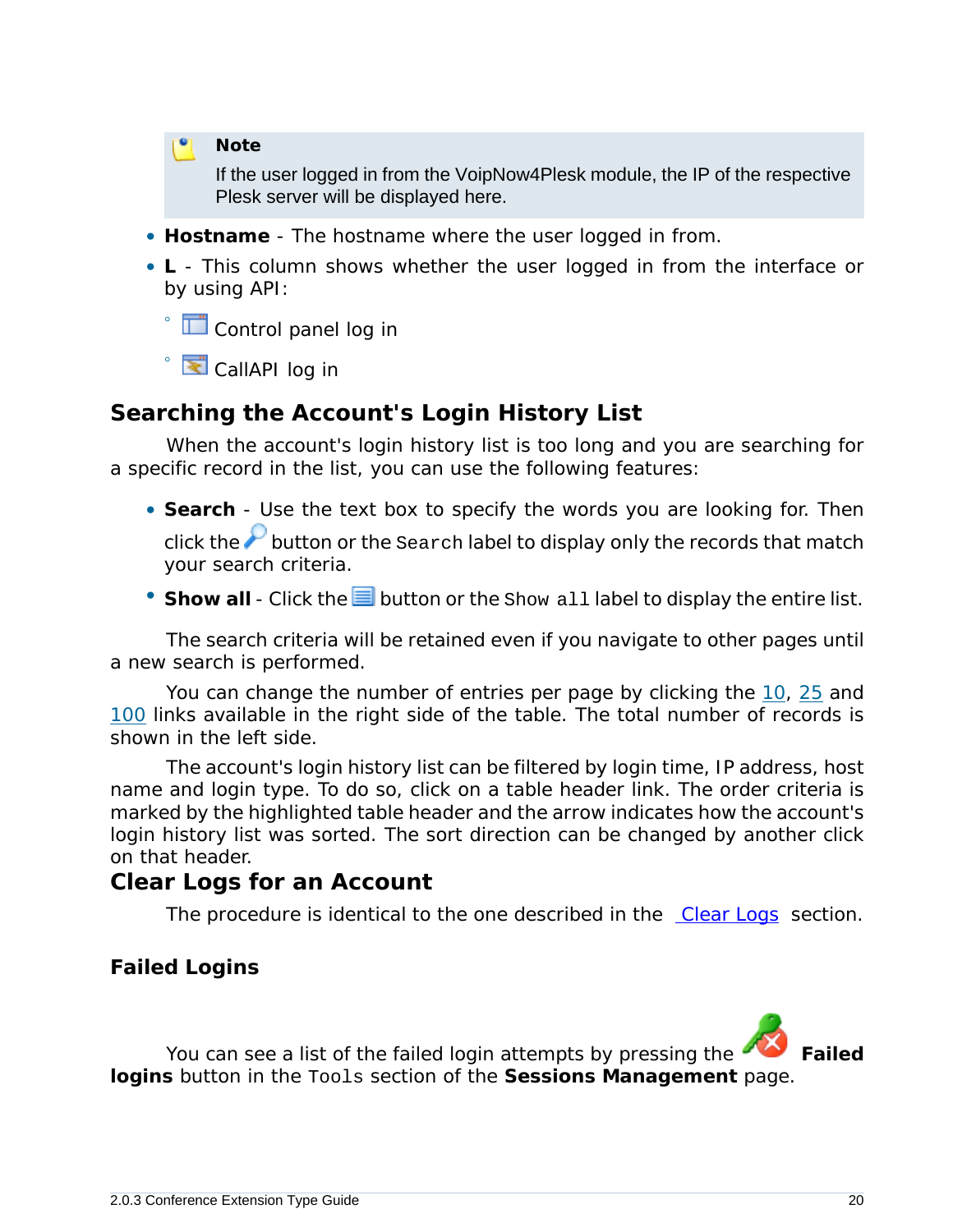> **Note**
>
> If the user logged in from the VoipNow4Plesk module, the IP of the respective Plesk server will be displayed here.

- **Hostname** - The hostname where the user logged in from.
- **L** - This column shows whether the user logged in from the interface or by using API:
  - Control panel log in
  - CallAPI log in

## Searching the Account's Login History List

When the account's login history list is too long and you are searching for a specific record in the list, you can use the following features:

- **Search** - Use the text box to specify the words you are looking for. Then click the button or the `Search` label to display only the records that match your search criteria.
- **Show all** - Click the button or the `Show all` label to display the entire list.

The search criteria will be retained even if you navigate to other pages until a new search is performed.

You can change the number of entries per page by clicking the 10, 25 and 100 links available in the right side of the table. The total number of records is shown in the left side.

The account's login history list can be filtered by login time, IP address, host name and login type. To do so, click on a table header link. The order criteria is marked by the highlighted table header and the arrow indicates how the account's login history list was sorted. The sort direction can be changed by another click on that header.

## Clear Logs for an Account

The procedure is identical to the one described in the Clear Logs section.

### Failed Logins

You can see a list of the failed login attempts by pressing the **Failed logins** button in the `Tools` section of the **Sessions Management** page.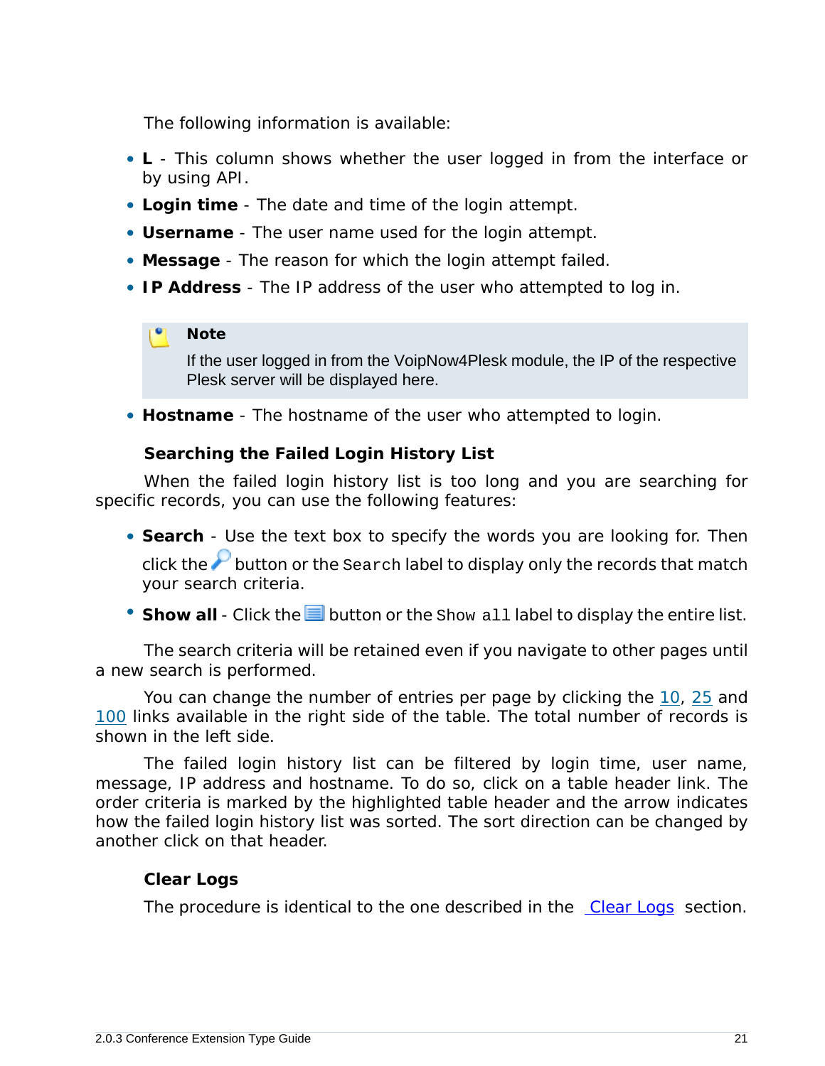The following information is available:

- **L** - This column shows whether the user logged in from the interface or by using API.
- **Login time** - The date and time of the login attempt.
- **Username** - The user name used for the login attempt.
- **Message** - The reason for which the login attempt failed.
- **IP Address** - The IP address of the user who attempted to log in.

> **Note**
>
> If the user logged in from the VoipNow4Plesk module, the IP of the respective Plesk server will be displayed here.

- **Hostname** - The hostname of the user who attempted to login.

### Searching the Failed Login History List

When the failed login history list is too long and you are searching for specific records, you can use the following features:

- **Search** - Use the text box to specify the words you are looking for. Then click the button or the `Search` label to display only the records that match your search criteria.
- **Show all** - Click the button or the `Show all` label to display the entire list.

The search criteria will be retained even if you navigate to other pages until a new search is performed.

You can change the number of entries per page by clicking the 10, 25 and 100 links available in the right side of the table. The total number of records is shown in the left side.

The failed login history list can be filtered by login time, user name, message, IP address and hostname. To do so, click on a table header link. The order criteria is marked by the highlighted table header and the arrow indicates how the failed login history list was sorted. The sort direction can be changed by another click on that header.

### Clear Logs

The procedure is identical to the one described in the Clear Logs section.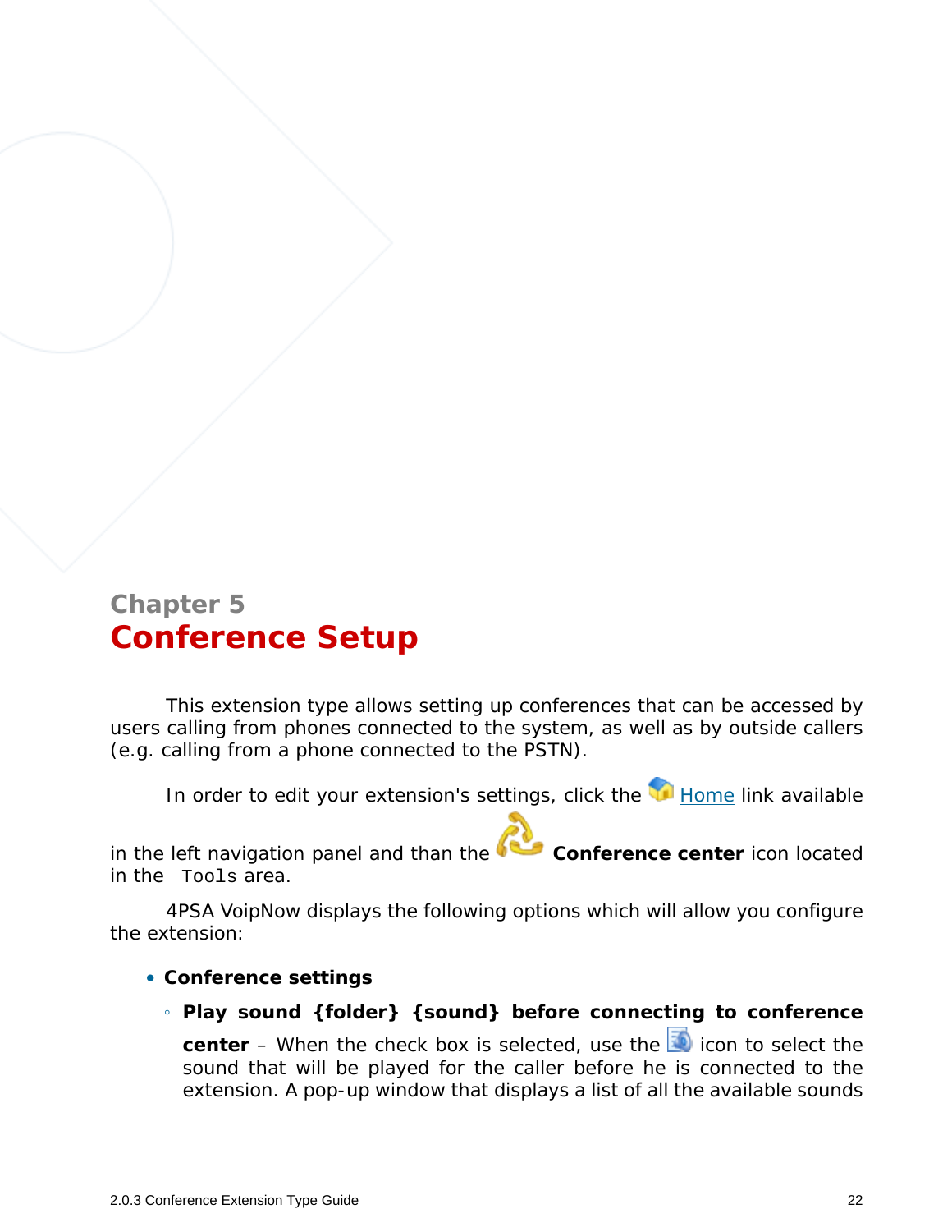Chapter 5

# Conference Setup

This extension type allows setting up conferences that can be accessed by users calling from phones connected to the system, as well as by outside callers (e.g. calling from a phone connected to the PSTN).

In order to edit your extension's settings, click the Home link available in the left navigation panel and than the **Conference center** icon located in the Tools area.

4PSA VoipNow displays the following options which will allow you configure the extension:

- **Conference settings**
  - **Play sound {folder} {sound} before connecting to conference center** – When the check box is selected, use the icon to select the sound that will be played for the caller before he is connected to the extension. A pop-up window that displays a list of all the available sounds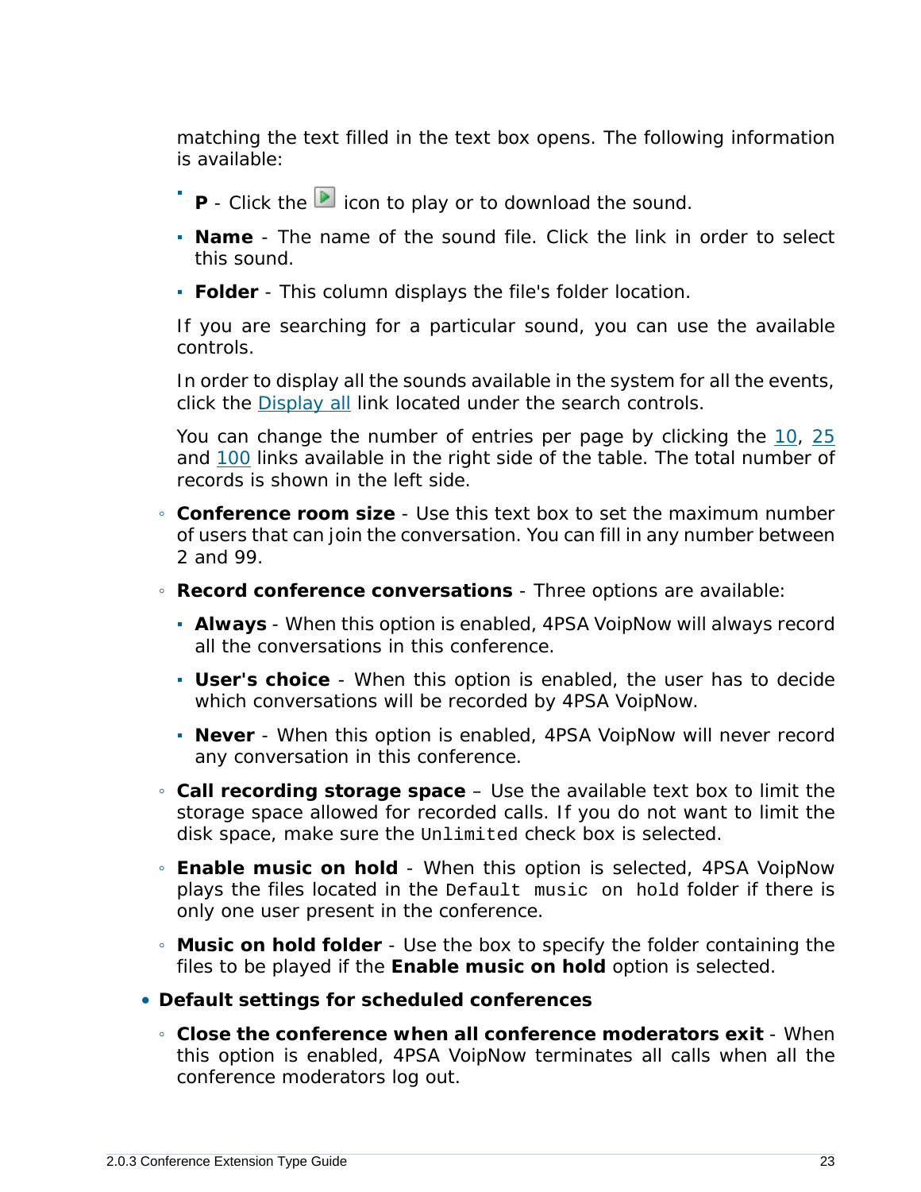matching the text filled in the text box opens. The following information is available:

      - **P** - Click the icon to play or to download the sound.
      - **Name** - The name of the sound file. Click the link in order to select this sound.
      - **Folder** - This column displays the file's folder location.

    If you are searching for a particular sound, you can use the available controls.

    In order to display all the sounds available in the system for all the events, click the Display all link located under the search controls.

    You can change the number of entries per page by clicking the 10, 25 and 100 links available in the right side of the table. The total number of records is shown in the left side.

  - **Conference room size** - Use this text box to set the maximum number of users that can join the conversation. You can fill in any number between 2 and 99.
  - **Record conference conversations** - Three options are available:
      - **Always** - When this option is enabled, 4PSA VoipNow will always record all the conversations in this conference.
      - **User's choice** - When this option is enabled, the user has to decide which conversations will be recorded by 4PSA VoipNow.
      - **Never** - When this option is enabled, 4PSA VoipNow will never record any conversation in this conference.
  - **Call recording storage space** – Use the available text box to limit the storage space allowed for recorded calls. If you do not want to limit the disk space, make sure the `Unlimited` check box is selected.
  - **Enable music on hold** - When this option is selected, 4PSA VoipNow plays the files located in the `Default music on hold` folder if there is only one user present in the conference.
  - **Music on hold folder** - Use the box to specify the folder containing the files to be played if the **Enable music on hold** option is selected.

- **Default settings for scheduled conferences**
  - **Close the conference when all conference moderators exit** - When this option is enabled, 4PSA VoipNow terminates all calls when all the conference moderators log out.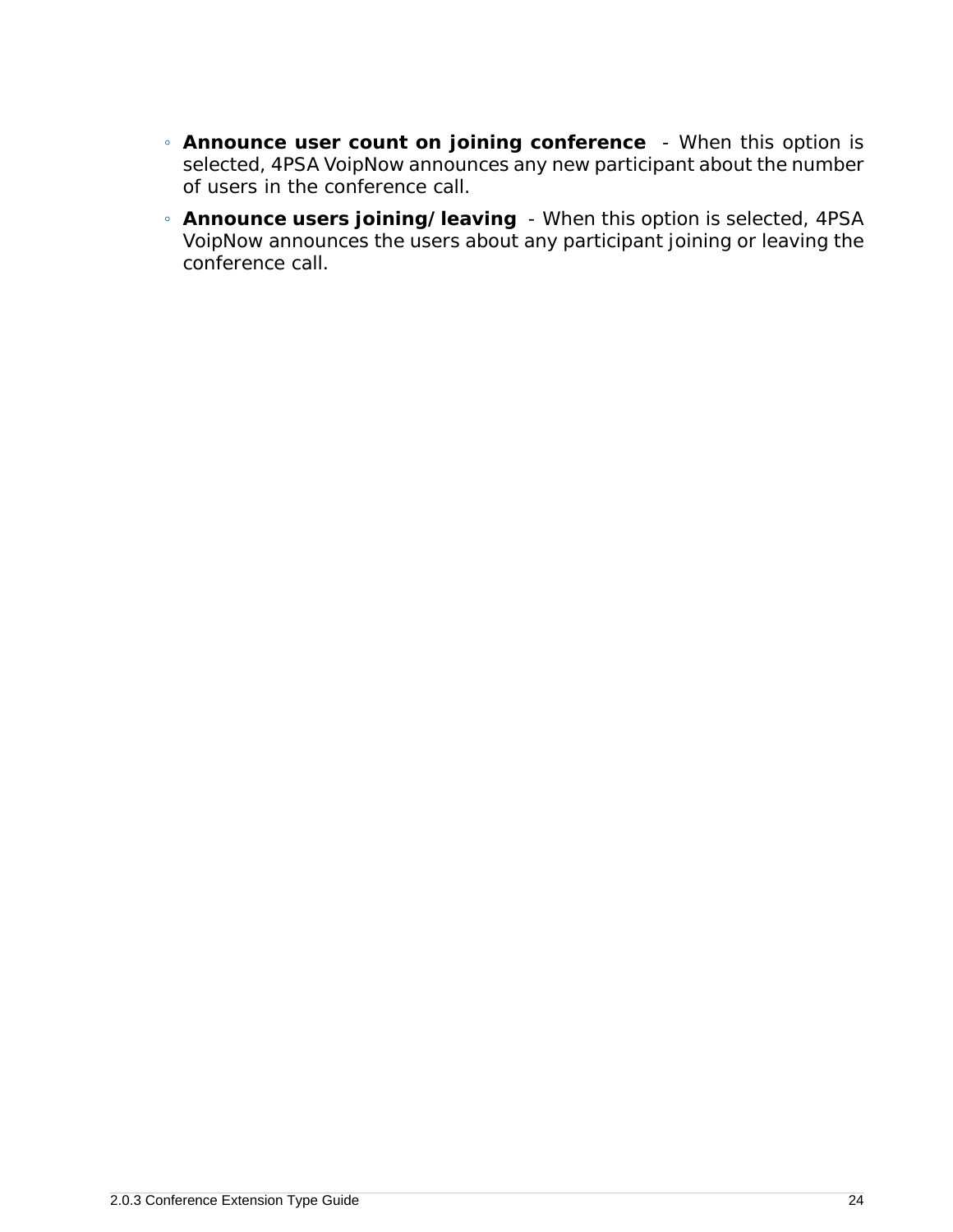- **Announce user count on joining conference** - When this option is selected, 4PSA VoipNow announces any new participant about the number of users in the conference call.
- **Announce users joining/leaving** - When this option is selected, 4PSA VoipNow announces the users about any participant joining or leaving the conference call.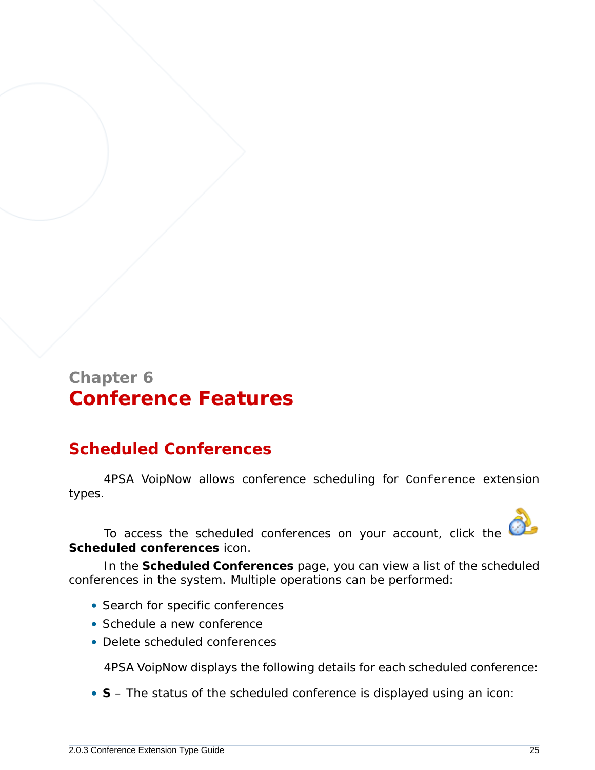Chapter 6

# Conference Features

## Scheduled Conferences

4PSA VoipNow allows conference scheduling for `Conference` extension types.

To access the scheduled conferences on your account, click the **Scheduled conferences** icon.

In the **Scheduled Conferences** page, you can view a list of the scheduled conferences in the system. Multiple operations can be performed:

- Search for specific conferences
- Schedule a new conference
- Delete scheduled conferences

4PSA VoipNow displays the following details for each scheduled conference:

- **S** – The status of the scheduled conference is displayed using an icon: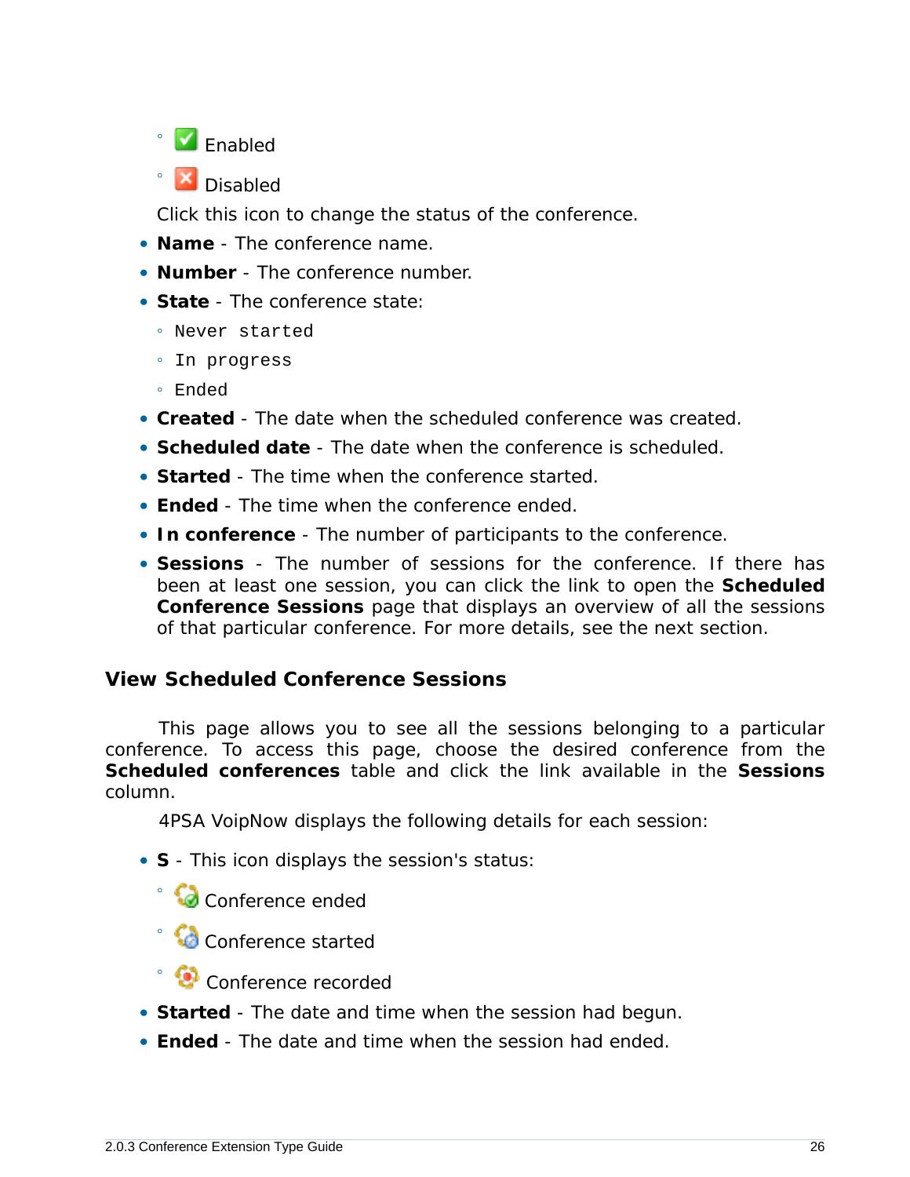- Enabled
  - Disabled

  Click this icon to change the status of the conference.

- **Name** - The conference name.
- **Number** - The conference number.
- **State** - The conference state:
  - `Never started`
  - `In progress`
  - `Ended`
- **Created** - The date when the scheduled conference was created.
- **Scheduled date** - The date when the conference is scheduled.
- **Started** - The time when the conference started.
- **Ended** - The time when the conference ended.
- **In conference** - The number of participants to the conference.
- **Sessions** - The number of sessions for the conference. If there has been at least one session, you can click the link to open the **Scheduled Conference Sessions** page that displays an overview of all the sessions of that particular conference. For more details, see the next section.

## View Scheduled Conference Sessions

This page allows you to see all the sessions belonging to a particular conference. To access this page, choose the desired conference from the **Scheduled conferences** table and click the link available in the **Sessions** column.

4PSA VoipNow displays the following details for each session:

- **S** - This icon displays the session's status:
  - Conference ended
  - Conference started
  - Conference recorded
- **Started** - The date and time when the session had begun.
- **Ended** - The date and time when the session had ended.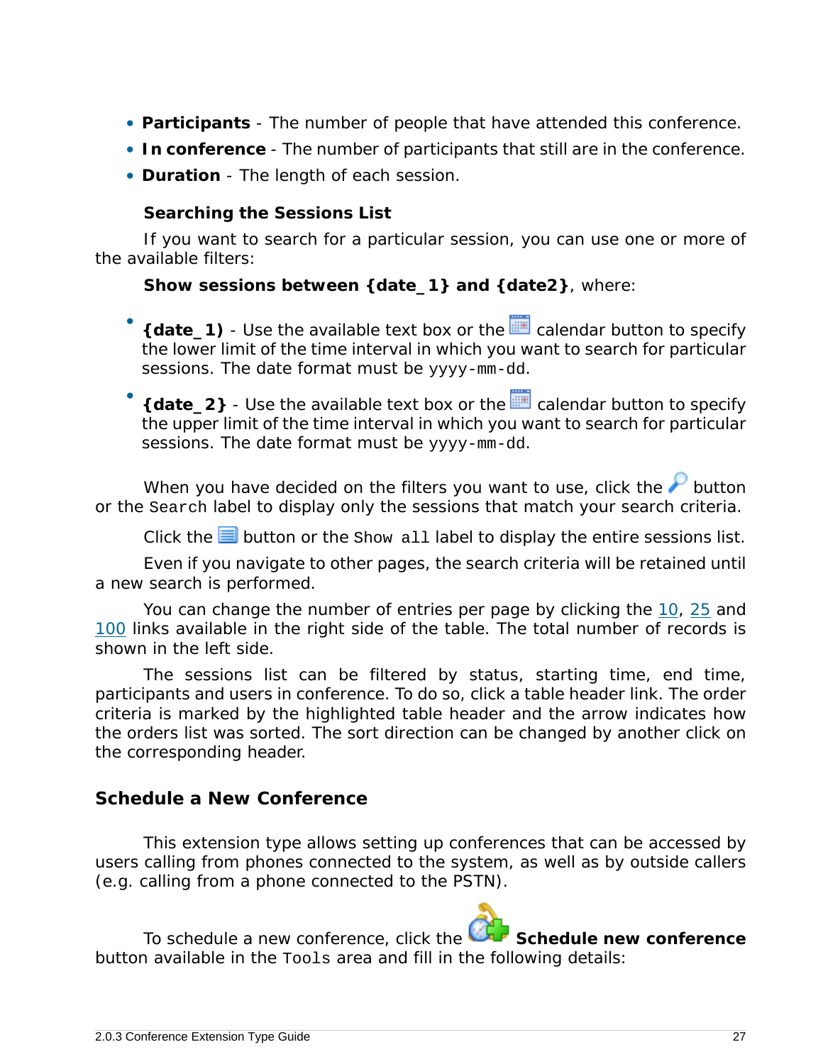- **Participants** - The number of people that have attended this conference.
- **In conference** - The number of participants that still are in the conference.
- **Duration** - The length of each session.

#### Searching the Sessions List

If you want to search for a particular session, you can use one or more of the available filters:

**Show sessions between {date_1} and {date2}**, where:

- **{date_1)** - Use the available text box or the calendar button to specify the lower limit of the time interval in which you want to search for particular sessions. The date format must be `yyyy-mm-dd`.
- **{date_2}** - Use the available text box or the calendar button to specify the upper limit of the time interval in which you want to search for particular sessions. The date format must be `yyyy-mm-dd`.

When you have decided on the filters you want to use, click the button or the `Search` label to display only the sessions that match your search criteria.

Click the button or the `Show all` label to display the entire sessions list.

Even if you navigate to other pages, the search criteria will be retained until a new search is performed.

You can change the number of entries per page by clicking the 10, 25 and 100 links available in the right side of the table. The total number of records is shown in the left side.

The sessions list can be filtered by status, starting time, end time, participants and users in conference. To do so, click a table header link. The order criteria is marked by the highlighted table header and the arrow indicates how the orders list was sorted. The sort direction can be changed by another click on the corresponding header.

### Schedule a New Conference

This extension type allows setting up conferences that can be accessed by users calling from phones connected to the system, as well as by outside callers (e.g. calling from a phone connected to the PSTN).

To schedule a new conference, click the **Schedule new conference** button available in the `Tools` area and fill in the following details: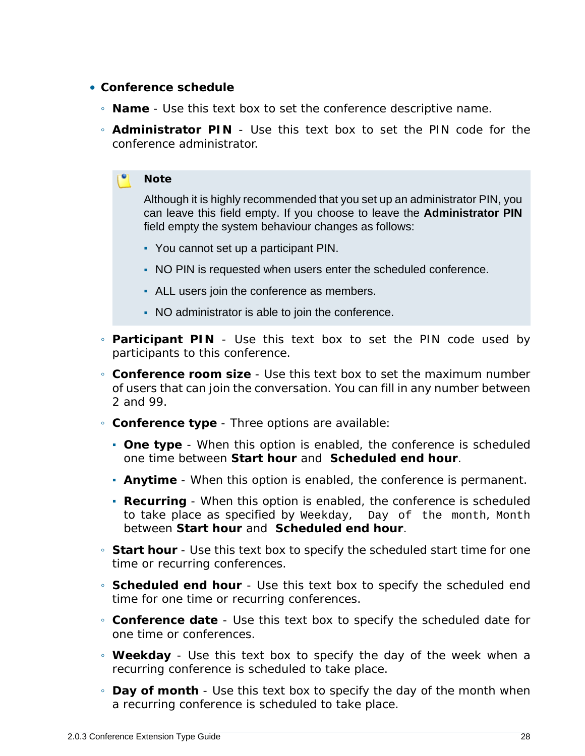- **Conference schedule**
  - **Name** - Use this text box to set the conference descriptive name.
  - **Administrator PIN** - Use this text box to set the PIN code for the conference administrator.

    > **Note**
    >
    > Although it is highly recommended that you set up an administrator PIN, you can leave this field empty. If you choose to leave the **Administrator PIN** field empty the system behaviour changes as follows:
    >
    > - You cannot set up a participant PIN.
    > - NO PIN is requested when users enter the scheduled conference.
    > - ALL users join the conference as members.
    > - NO administrator is able to join the conference.

  - **Participant PIN** - Use this text box to set the PIN code used by participants to this conference.
  - **Conference room size** - Use this text box to set the maximum number of users that can join the conversation. You can fill in any number between 2 and 99.
  - **Conference type** - Three options are available:
    - **One type** - When this option is enabled, the conference is scheduled one time between **Start hour** and **Scheduled end hour**.
    - **Anytime** - When this option is enabled, the conference is permanent.
    - **Recurring** - When this option is enabled, the conference is scheduled to take place as specified by `Weekday`, `Day of the month`, `Month` between **Start hour** and **Scheduled end hour**.
  - **Start hour** - Use this text box to specify the scheduled start time for one time or recurring conferences.
  - **Scheduled end hour** - Use this text box to specify the scheduled end time for one time or recurring conferences.
  - **Conference date** - Use this text box to specify the scheduled date for one time or conferences.
  - **Weekday** - Use this text box to specify the day of the week when a recurring conference is scheduled to take place.
  - **Day of month** - Use this text box to specify the day of the month when a recurring conference is scheduled to take place.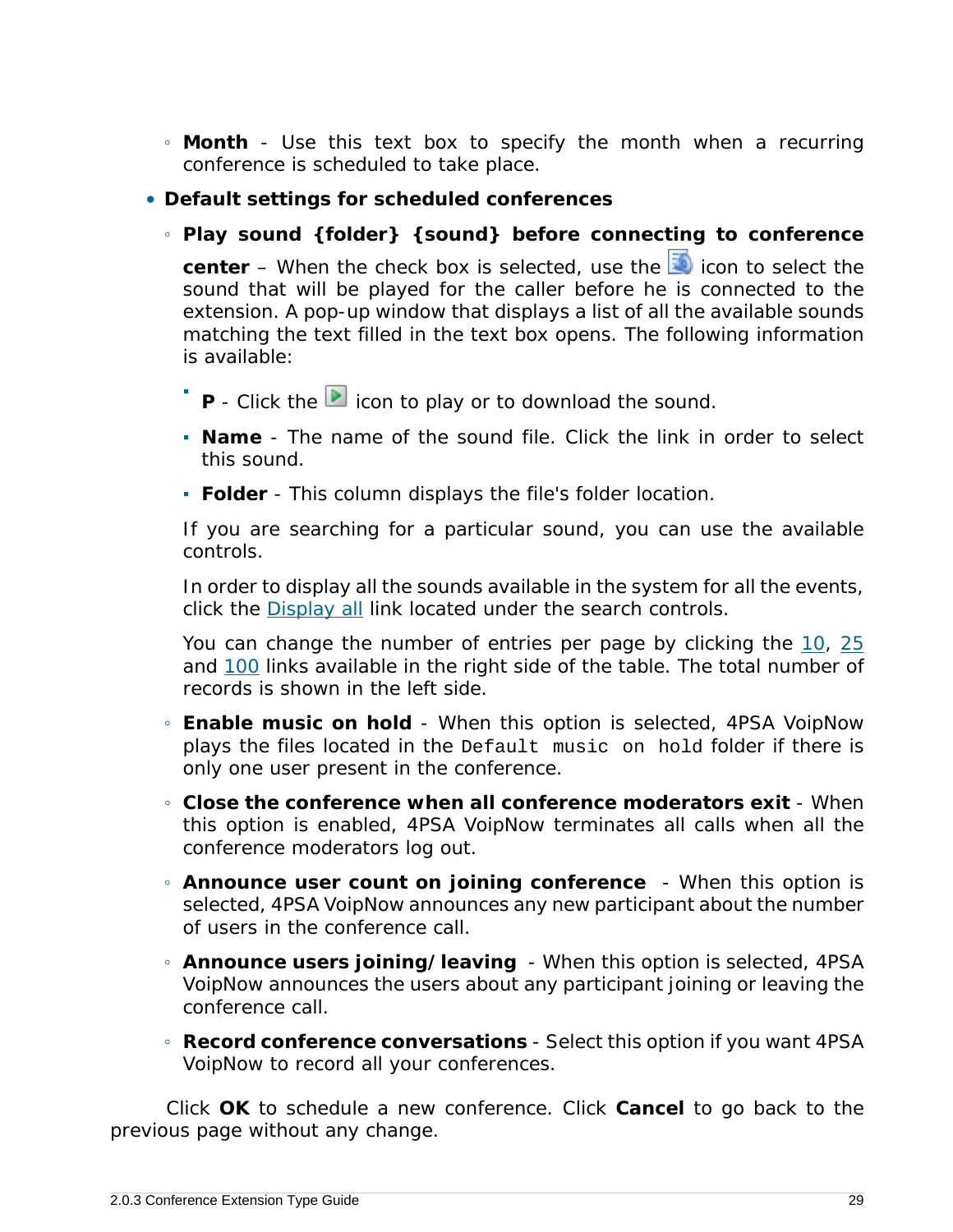- **Month** - Use this text box to specify the month when a recurring conference is scheduled to take place.

- **Default settings for scheduled conferences**
    - **Play sound {folder} {sound} before connecting to conference center** – When the check box is selected, use the icon to select the sound that will be played for the caller before he is connected to the extension. A pop-up window that displays a list of all the available sounds matching the text filled in the text box opens. The following information is available:
        - **P** - Click the icon to play or to download the sound.
        - **Name** - The name of the sound file. Click the link in order to select this sound.
        - **Folder** - This column displays the file's folder location.

      If you are searching for a particular sound, you can use the available controls.

      In order to display all the sounds available in the system for all the events, click the Display all link located under the search controls.

      You can change the number of entries per page by clicking the 10, 25 and 100 links available in the right side of the table. The total number of records is shown in the left side.
    - **Enable music on hold** - When this option is selected, 4PSA VoipNow plays the files located in the `Default music on hold` folder if there is only one user present in the conference.
    - **Close the conference when all conference moderators exit** - When this option is enabled, 4PSA VoipNow terminates all calls when all the conference moderators log out.
    - **Announce user count on joining conference** - When this option is selected, 4PSA VoipNow announces any new participant about the number of users in the conference call.
    - **Announce users joining/leaving** - When this option is selected, 4PSA VoipNow announces the users about any participant joining or leaving the conference call.
    - **Record conference conversations** - Select this option if you want 4PSA VoipNow to record all your conferences.

Click **OK** to schedule a new conference. Click **Cancel** to go back to the previous page without any change.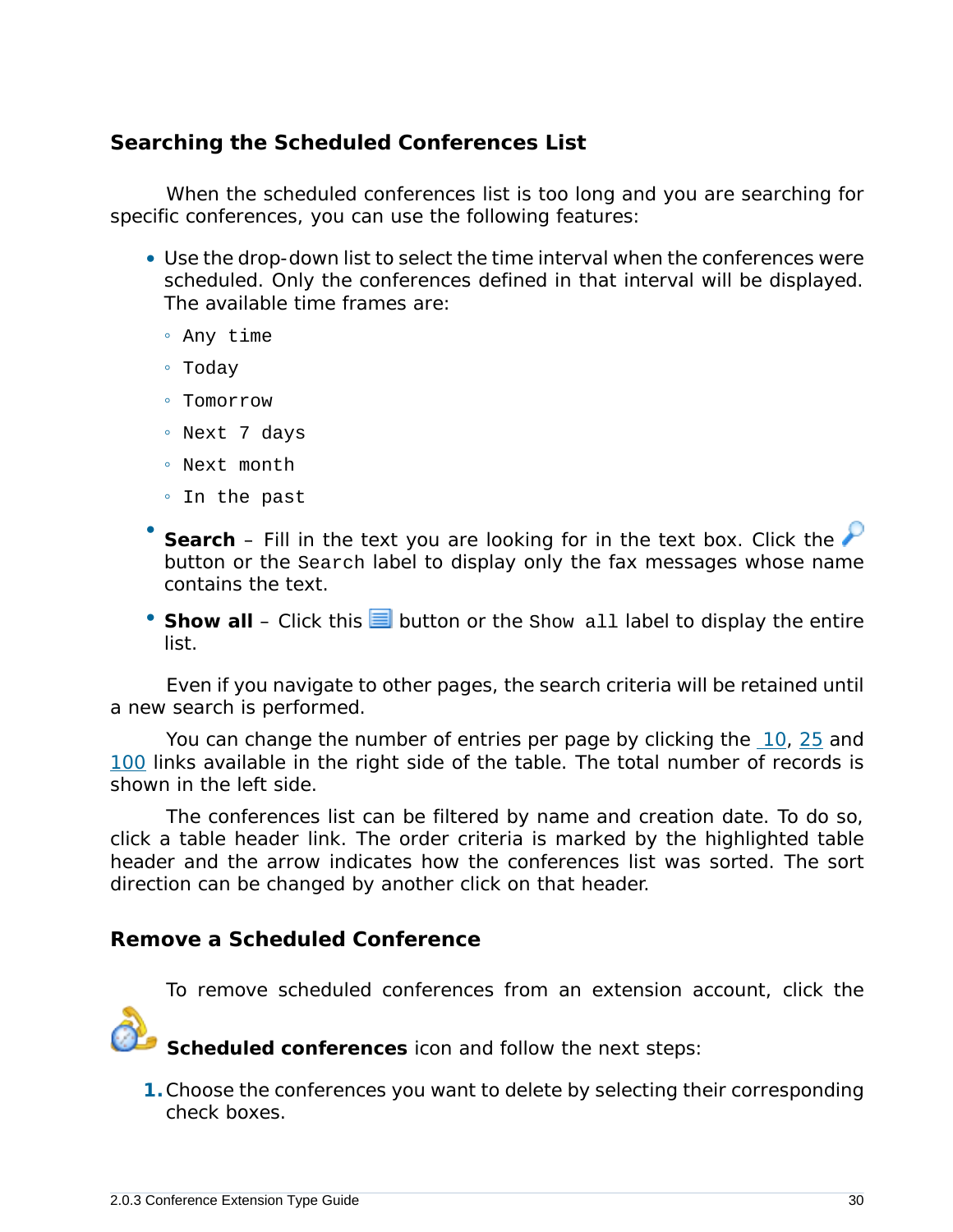### Searching the Scheduled Conferences List

When the scheduled conferences list is too long and you are searching for specific conferences, you can use the following features:

- Use the drop-down list to select the time interval when the conferences were scheduled. Only the conferences defined in that interval will be displayed. The available time frames are:
  - `Any time`
  - `Today`
  - `Tomorrow`
  - `Next 7 days`
  - `Next month`
  - `In the past`
- **Search** – Fill in the text you are looking for in the text box. Click the button or the `Search` label to display only the fax messages whose name contains the text.
- **Show all** – Click this button or the `Show all` label to display the entire list.

Even if you navigate to other pages, the search criteria will be retained until a new search is performed.

You can change the number of entries per page by clicking the 10, 25 and 100 links available in the right side of the table. The total number of records is shown in the left side.

The conferences list can be filtered by name and creation date. To do so, click a table header link. The order criteria is marked by the highlighted table header and the arrow indicates how the conferences list was sorted. The sort direction can be changed by another click on that header.

### Remove a Scheduled Conference

To remove scheduled conferences from an extension account, click the **Scheduled conferences** icon and follow the next steps:

1. Choose the conferences you want to delete by selecting their corresponding check boxes.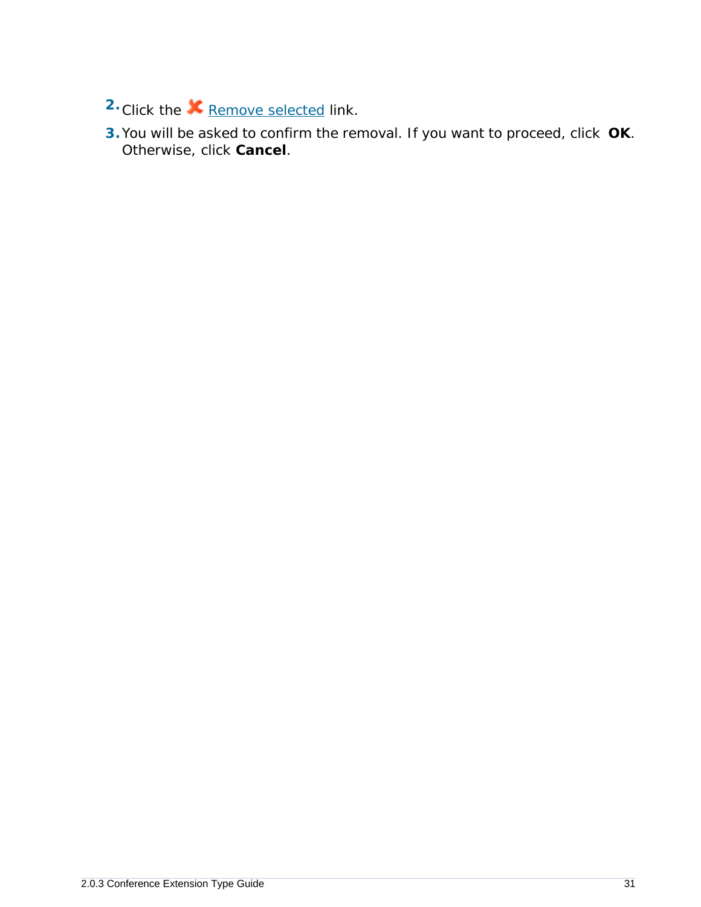2. Click the Remove selected link.
3. You will be asked to confirm the removal. If you want to proceed, click **OK**. Otherwise, click **Cancel**.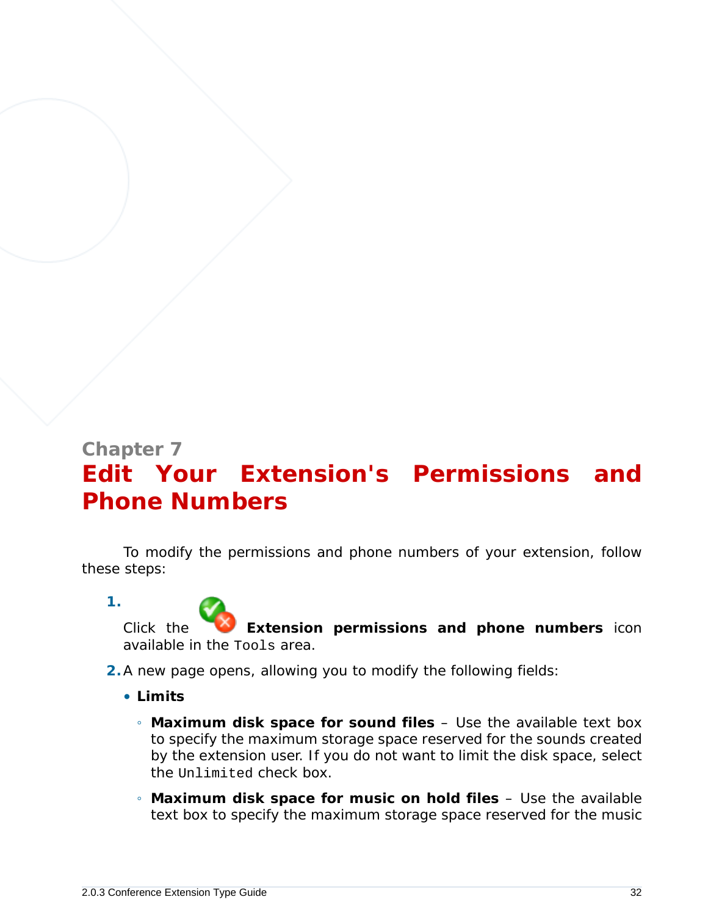Chapter 7

# Edit Your Extension's Permissions and Phone Numbers

To modify the permissions and phone numbers of your extension, follow these steps:

1. Click the **Extension permissions and phone numbers** icon available in the `Tools` area.
2. A new page opens, allowing you to modify the following fields:
   - **Limits**
     - **Maximum disk space for sound files** – Use the available text box to specify the maximum storage space reserved for the sounds created by the extension user. If you do not want to limit the disk space, select the `Unlimited` check box.
     - **Maximum disk space for music on hold files** – Use the available text box to specify the maximum storage space reserved for the music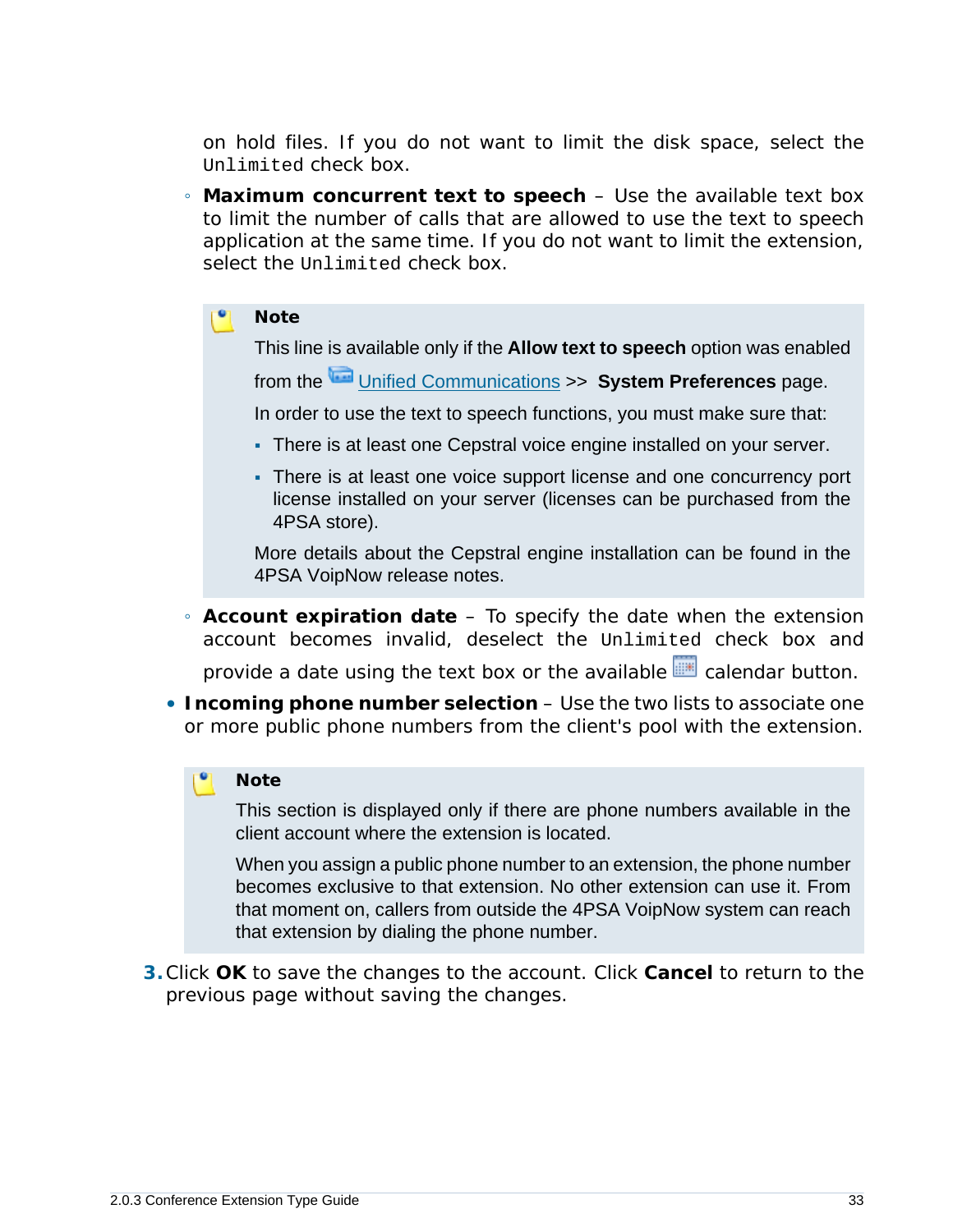on hold files. If you do not want to limit the disk space, select the `Unlimited` check box.

- **Maximum concurrent text to speech** – Use the available text box to limit the number of calls that are allowed to use the text to speech application at the same time. If you do not want to limit the extension, select the `Unlimited` check box.

> **Note**
>
> This line is available only if the **Allow text to speech** option was enabled from the Unified Communications >> **System Preferences** page.
>
> In order to use the text to speech functions, you must make sure that:
>
> - There is at least one Cepstral voice engine installed on your server.
> - There is at least one voice support license and one concurrency port license installed on your server (licenses can be purchased from the 4PSA store).
>
> More details about the Cepstral engine installation can be found in the 4PSA VoipNow release notes.

- **Account expiration date** – To specify the date when the extension account becomes invalid, deselect the `Unlimited` check box and provide a date using the text box or the available calendar button.

- **Incoming phone number selection** – Use the two lists to associate one or more public phone numbers from the client's pool with the extension.

> **Note**
>
> This section is displayed only if there are phone numbers available in the client account where the extension is located.
>
> When you assign a public phone number to an extension, the phone number becomes exclusive to that extension. No other extension can use it. From that moment on, callers from outside the 4PSA VoipNow system can reach that extension by dialing the phone number.

3. Click **OK** to save the changes to the account. Click **Cancel** to return to the previous page without saving the changes.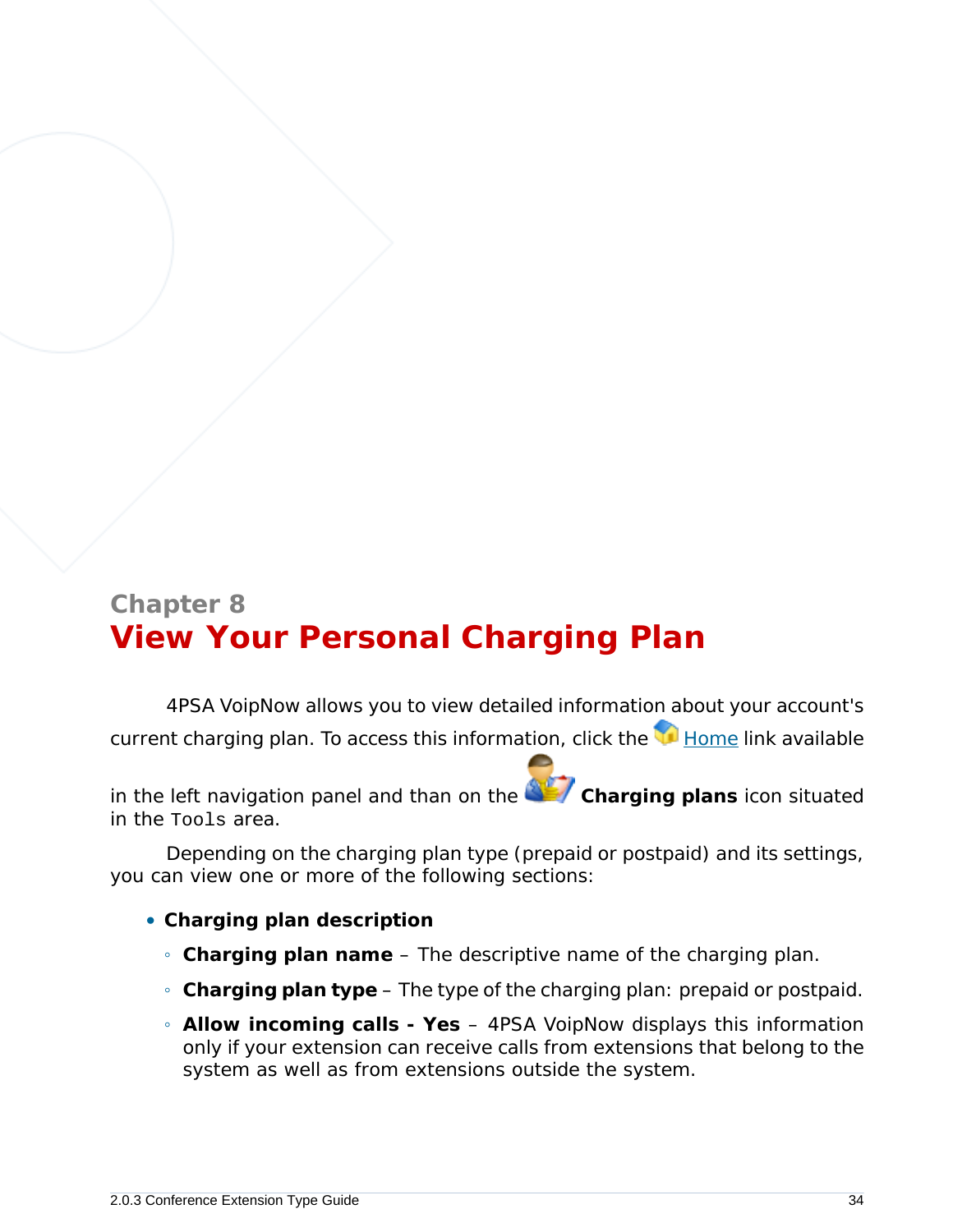# Chapter 8

# View Your Personal Charging Plan

4PSA VoipNow allows you to view detailed information about your account's current charging plan. To access this information, click the Home link available in the left navigation panel and than on the **Charging plans** icon situated in the `Tools` area.

Depending on the charging plan type (prepaid or postpaid) and its settings, you can view one or more of the following sections:

- **Charging plan description**
  - **Charging plan name** – The descriptive name of the charging plan.
  - **Charging plan type** – The type of the charging plan: prepaid or postpaid.
  - **Allow incoming calls - Yes** – 4PSA VoipNow displays this information only if your extension can receive calls from extensions that belong to the system as well as from extensions outside the system.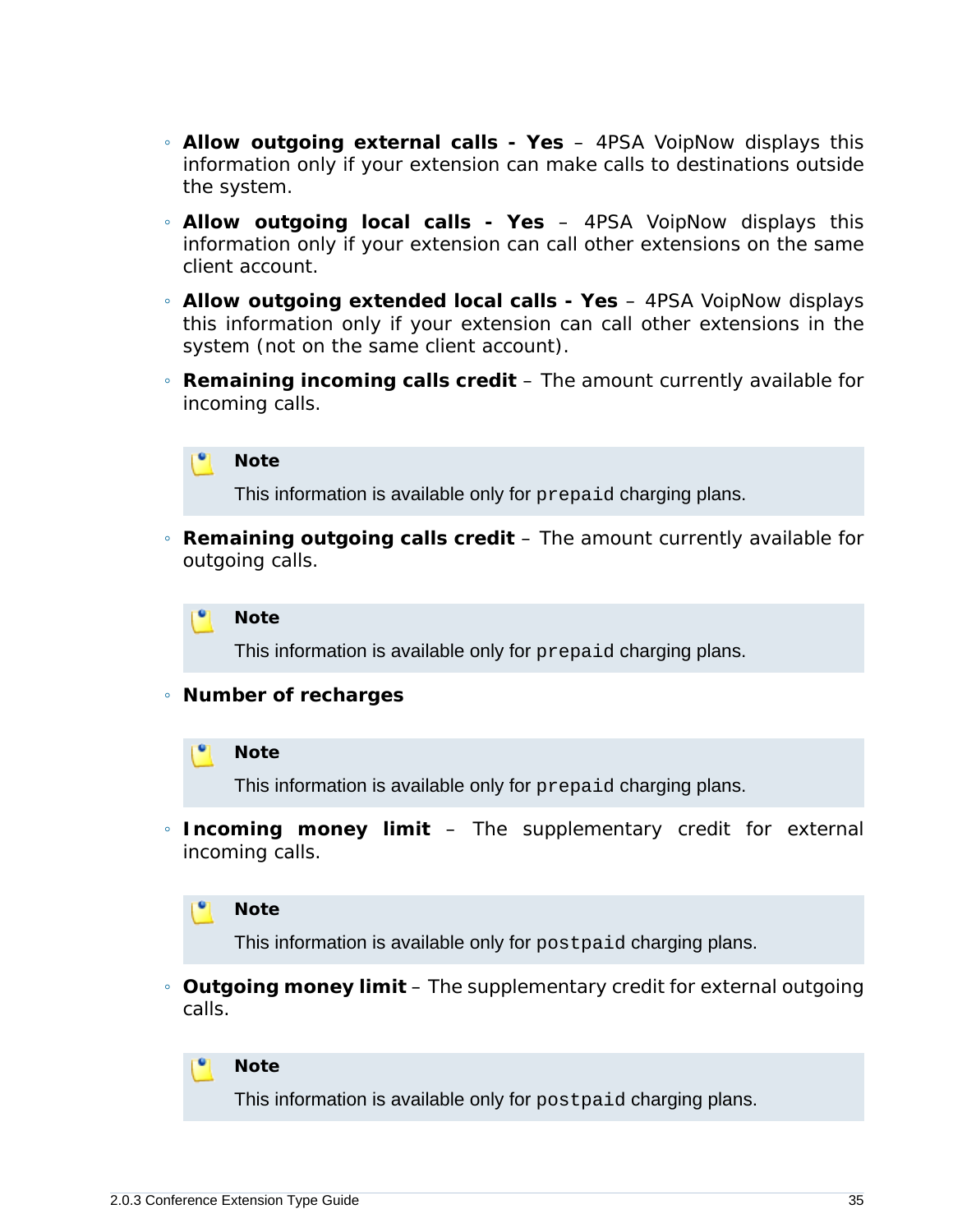- **Allow outgoing external calls - Yes** – 4PSA VoipNow displays this information only if your extension can make calls to destinations outside the system.
- **Allow outgoing local calls - Yes** – 4PSA VoipNow displays this information only if your extension can call other extensions on the same client account.
- **Allow outgoing extended local calls - Yes** – 4PSA VoipNow displays this information only if your extension can call other extensions in the system (not on the same client account).
- **Remaining incoming calls credit** – The amount currently available for incoming calls.

  > **Note**
  >
  > This information is available only for `prepaid` charging plans.

- **Remaining outgoing calls credit** – The amount currently available for outgoing calls.

  > **Note**
  >
  > This information is available only for `prepaid` charging plans.

- **Number of recharges**

  > **Note**
  >
  > This information is available only for `prepaid` charging plans.

- **Incoming money limit** – The supplementary credit for external incoming calls.

  > **Note**
  >
  > This information is available only for `postpaid` charging plans.

- **Outgoing money limit** – The supplementary credit for external outgoing calls.

  > **Note**
  >
  > This information is available only for `postpaid` charging plans.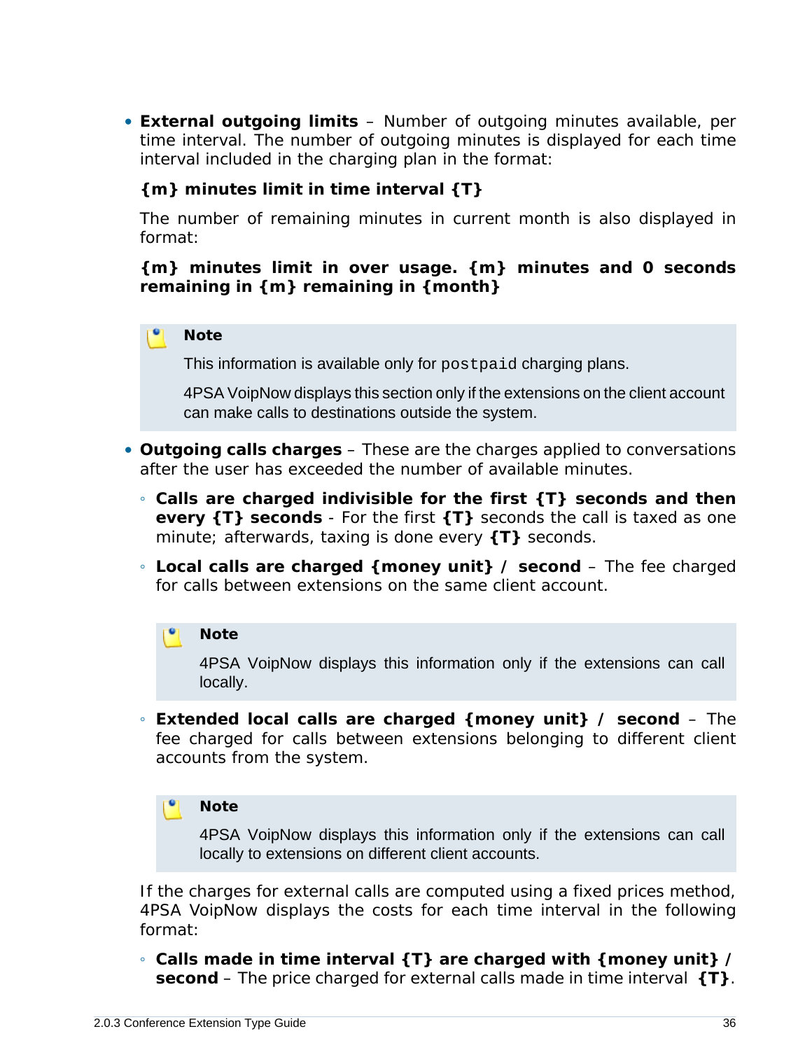- **External outgoing limits** – Number of outgoing minutes available, per time interval. The number of outgoing minutes is displayed for each time interval included in the charging plan in the format:

  **{m} minutes limit in time interval {T}**

  The number of remaining minutes in current month is also displayed in format:

  **{m} minutes limit in over usage. {m} minutes and 0 seconds remaining in {m} remaining in {month}**

  > **Note**
  >
  > This information is available only for `postpaid` charging plans.
  >
  > 4PSA VoipNow displays this section only if the extensions on the client account can make calls to destinations outside the system.

- **Outgoing calls charges** – These are the charges applied to conversations after the user has exceeded the number of available minutes.

  - **Calls are charged indivisible for the first {T} seconds and then every {T} seconds** - For the first **{T}** seconds the call is taxed as one minute; afterwards, taxing is done every **{T}** seconds.
  - **Local calls are charged {money unit} / second** – The fee charged for calls between extensions on the same client account.

    > **Note**
    >
    > 4PSA VoipNow displays this information only if the extensions can call locally.

  - **Extended local calls are charged {money unit} / second** – The fee charged for calls between extensions belonging to different client accounts from the system.

    > **Note**
    >
    > 4PSA VoipNow displays this information only if the extensions can call locally to extensions on different client accounts.

  If the charges for external calls are computed using a fixed prices method, 4PSA VoipNow displays the costs for each time interval in the following format:

  - **Calls made in time interval {T} are charged with {money unit} / second** – The price charged for external calls made in time interval **{T}**.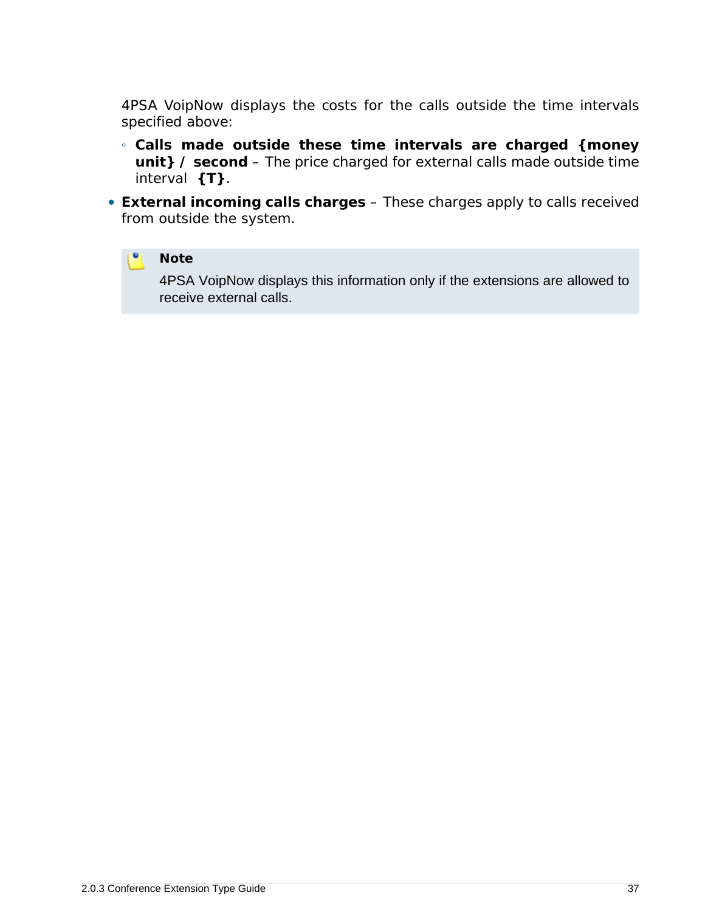4PSA VoipNow displays the costs for the calls outside the time intervals specified above:

    - **Calls made outside these time intervals are charged {money unit} / second** – The price charged for external calls made outside time interval **{T}**.

- **External incoming calls charges** – These charges apply to calls received from outside the system.

> **Note**
>
> 4PSA VoipNow displays this information only if the extensions are allowed to receive external calls.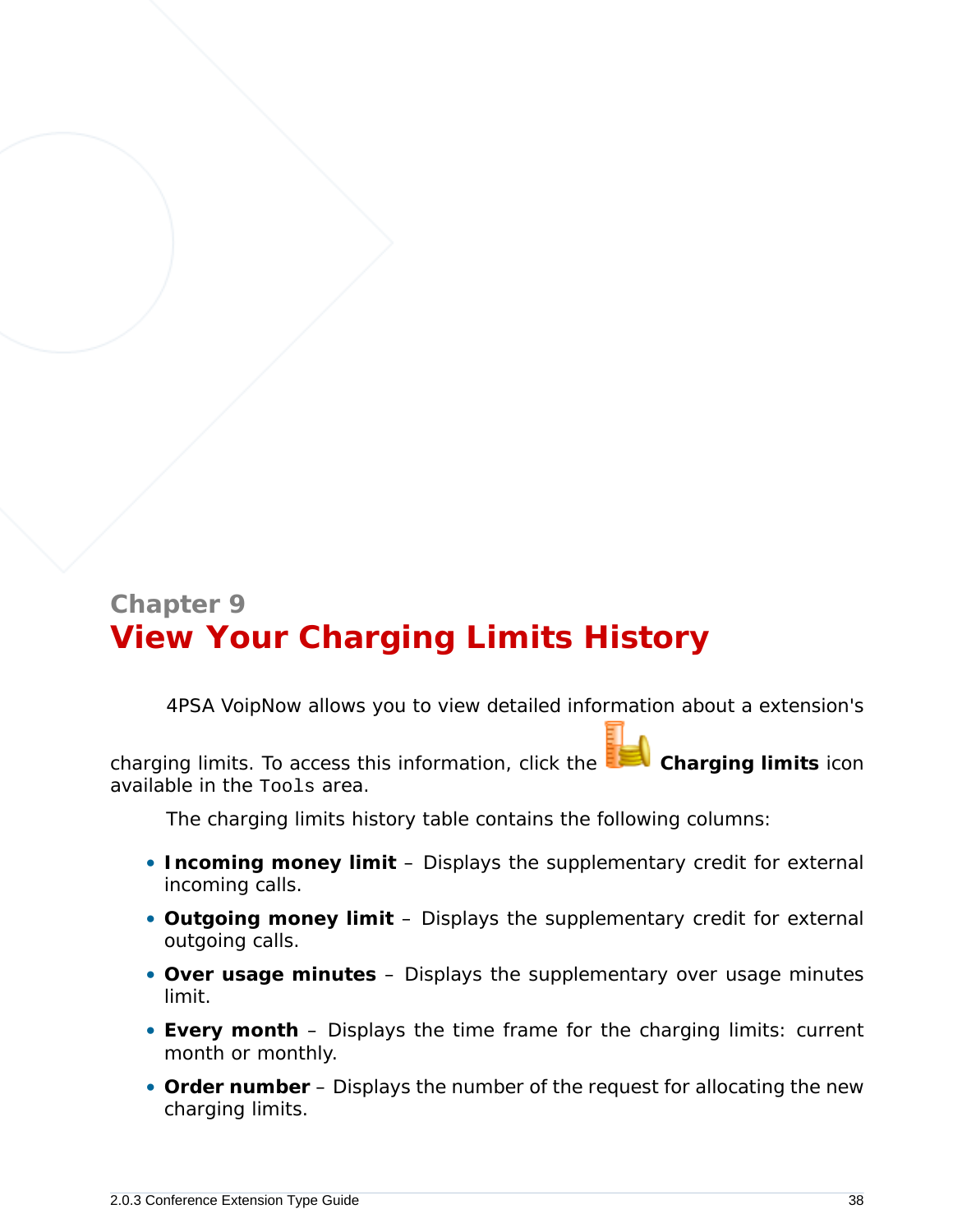Chapter 9

# View Your Charging Limits History

4PSA VoipNow allows you to view detailed information about a extension's charging limits. To access this information, click the **Charging limits** icon available in the `Tools` area.

The charging limits history table contains the following columns:

- **Incoming money limit** – Displays the supplementary credit for external incoming calls.
- **Outgoing money limit** – Displays the supplementary credit for external outgoing calls.
- **Over usage minutes** – Displays the supplementary over usage minutes limit.
- **Every month** – Displays the time frame for the charging limits: current month or monthly.
- **Order number** – Displays the number of the request for allocating the new charging limits.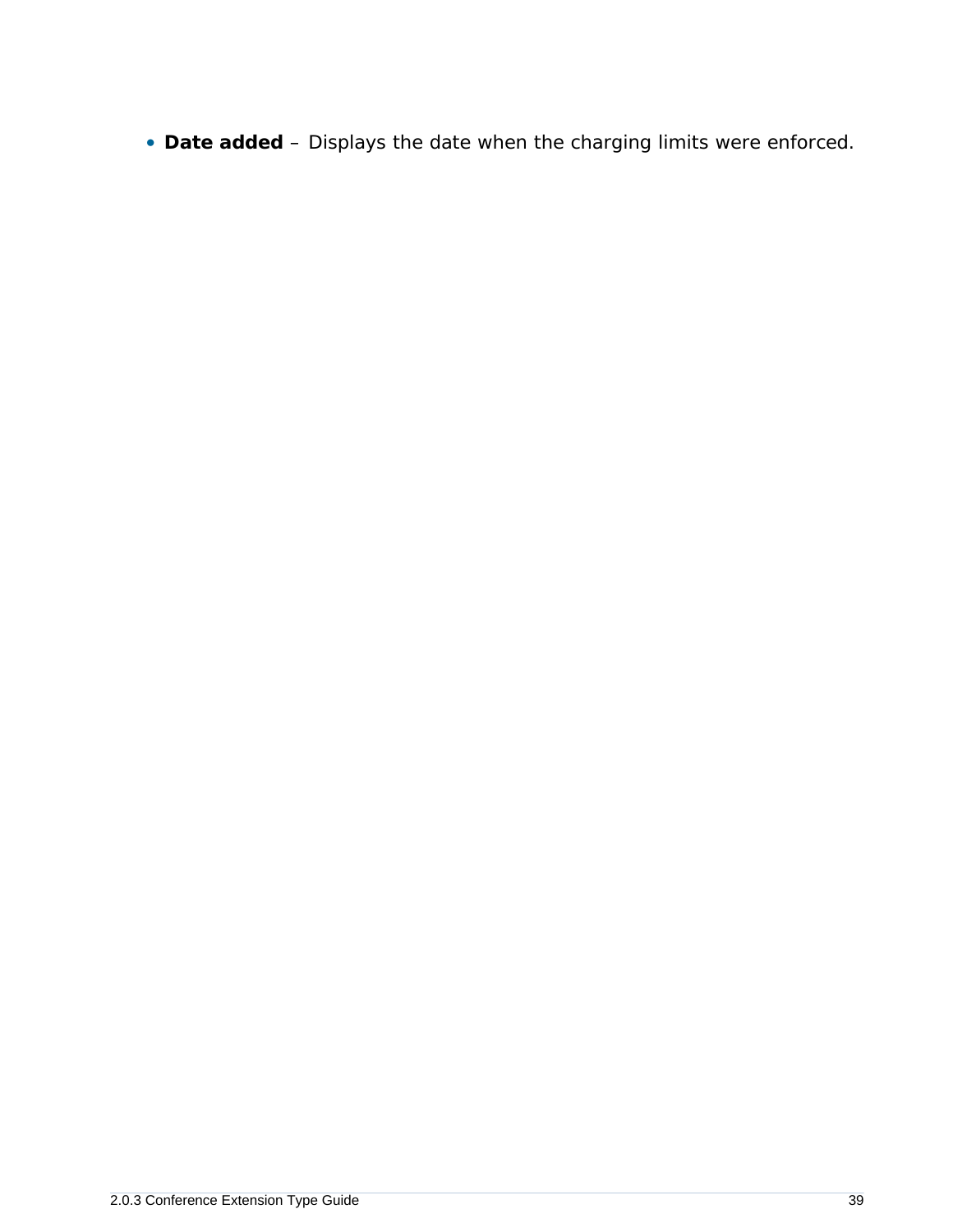- **Date added** – Displays the date when the charging limits were enforced.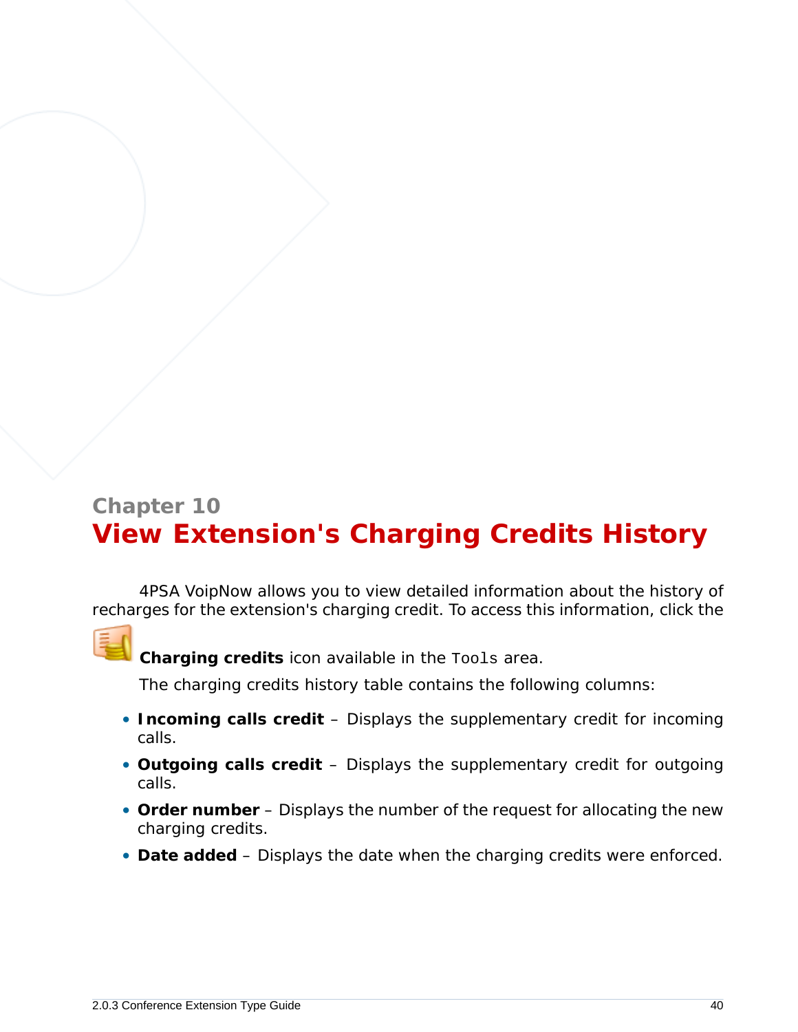# Chapter 10
# View Extension's Charging Credits History

4PSA VoipNow allows you to view detailed information about the history of recharges for the extension's charging credit. To access this information, click the **Charging credits** icon available in the `Tools` area.

The charging credits history table contains the following columns:

- **Incoming calls credit** – Displays the supplementary credit for incoming calls.
- **Outgoing calls credit** – Displays the supplementary credit for outgoing calls.
- **Order number** – Displays the number of the request for allocating the new charging credits.
- **Date added** – Displays the date when the charging credits were enforced.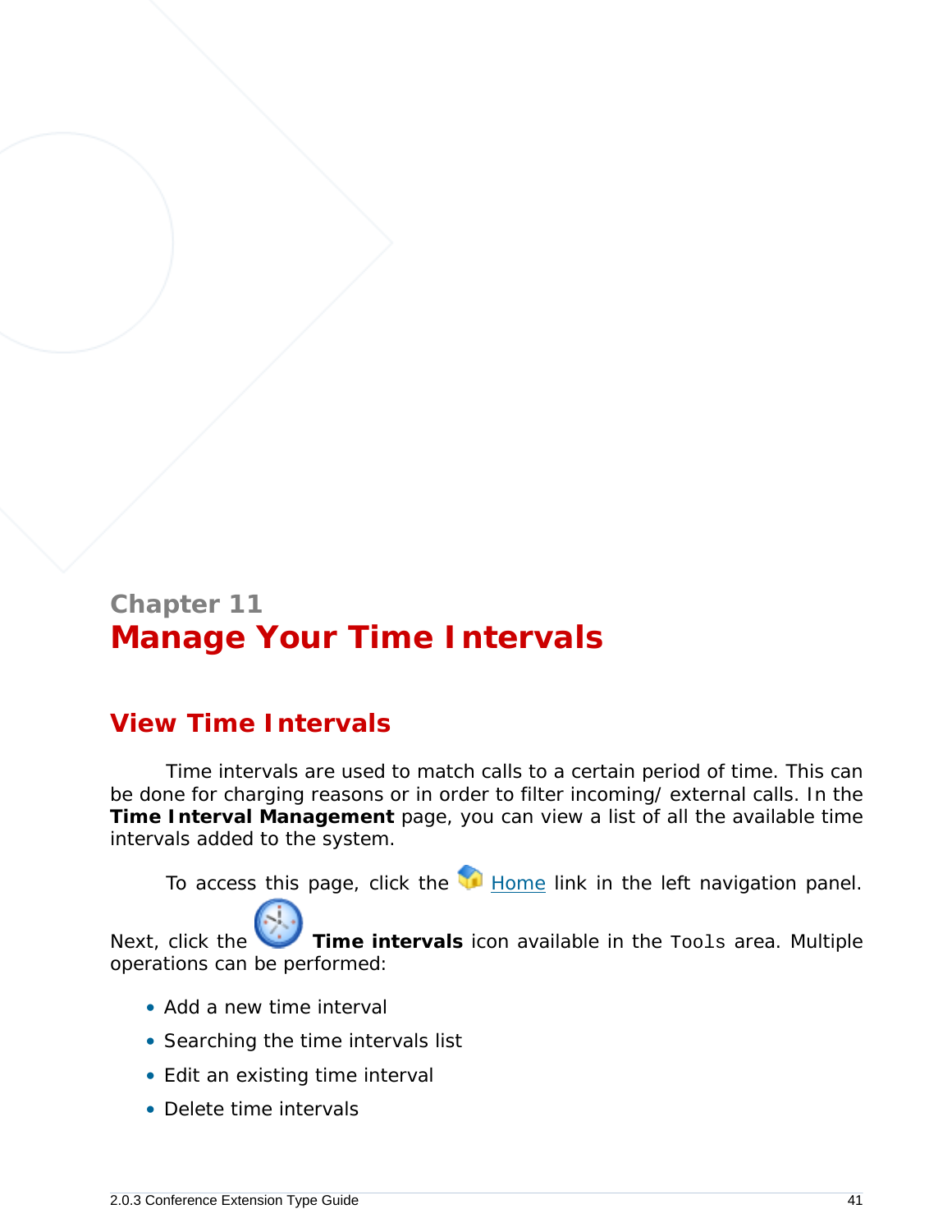Chapter 11

# Manage Your Time Intervals

## View Time Intervals

Time intervals are used to match calls to a certain period of time. This can be done for charging reasons or in order to filter incoming/ external calls. In the **Time Interval Management** page, you can view a list of all the available time intervals added to the system.

To access this page, click the Home link in the left navigation panel. Next, click the **Time intervals** icon available in the `Tools` area. Multiple operations can be performed:

- Add a new time interval
- Searching the time intervals list
- Edit an existing time interval
- Delete time intervals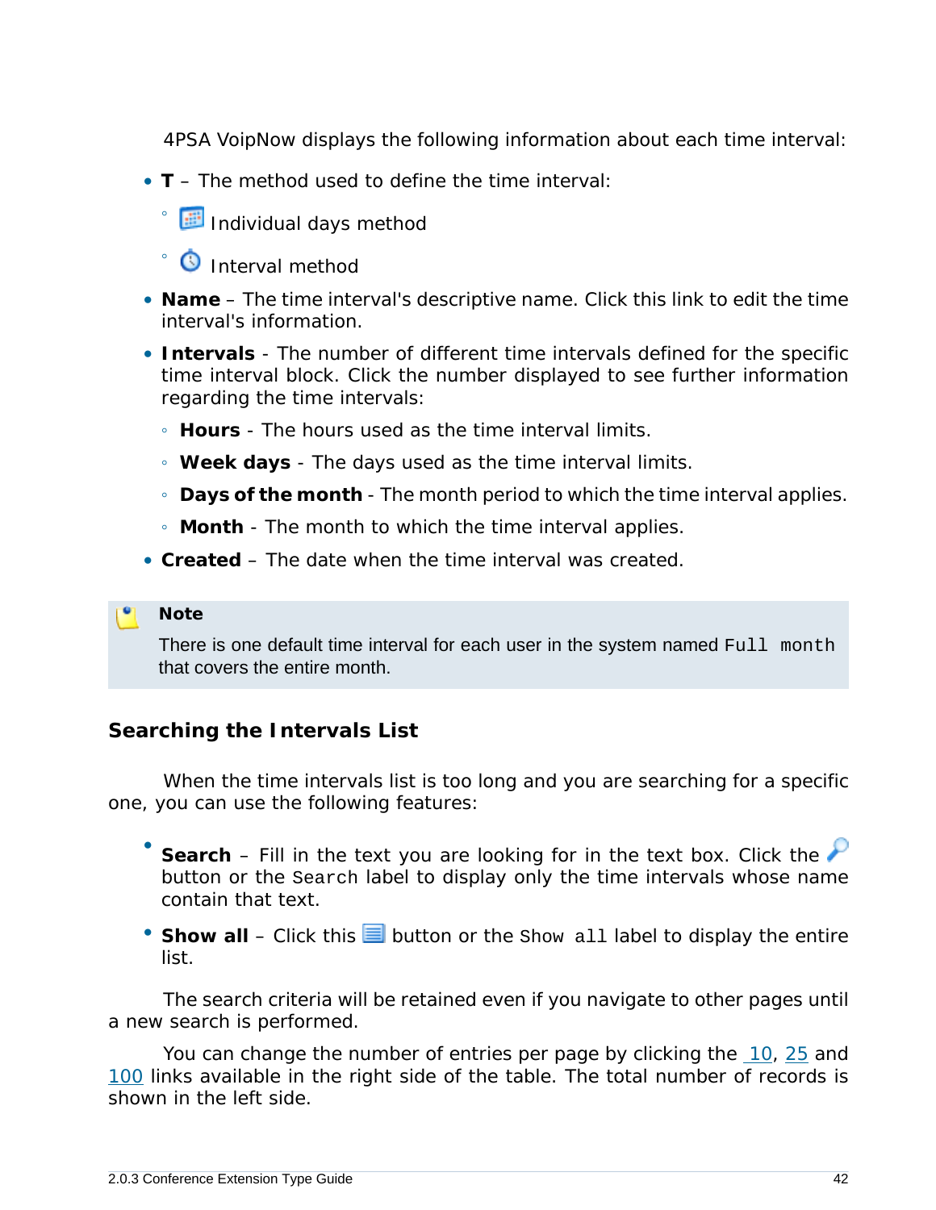4PSA VoipNow displays the following information about each time interval:

- **T** – The method used to define the time interval:
  - Individual days method
  - Interval method
- **Name** – The time interval's descriptive name. Click this link to edit the time interval's information.
- **Intervals** - The number of different time intervals defined for the specific time interval block. Click the number displayed to see further information regarding the time intervals:
  - **Hours** - The hours used as the time interval limits.
  - **Week days** - The days used as the time interval limits.
  - **Days of the month** - The month period to which the time interval applies.
  - **Month** - The month to which the time interval applies.
- **Created** – The date when the time interval was created.

> **Note**
>
> There is one default time interval for each user in the system named `Full month` that covers the entire month.

## Searching the Intervals List

When the time intervals list is too long and you are searching for a specific one, you can use the following features:

- **Search** – Fill in the text you are looking for in the text box. Click the button or the `Search` label to display only the time intervals whose name contain that text.
- **Show all** – Click this button or the `Show all` label to display the entire list.

The search criteria will be retained even if you navigate to other pages until a new search is performed.

You can change the number of entries per page by clicking the 10, 25 and 100 links available in the right side of the table. The total number of records is shown in the left side.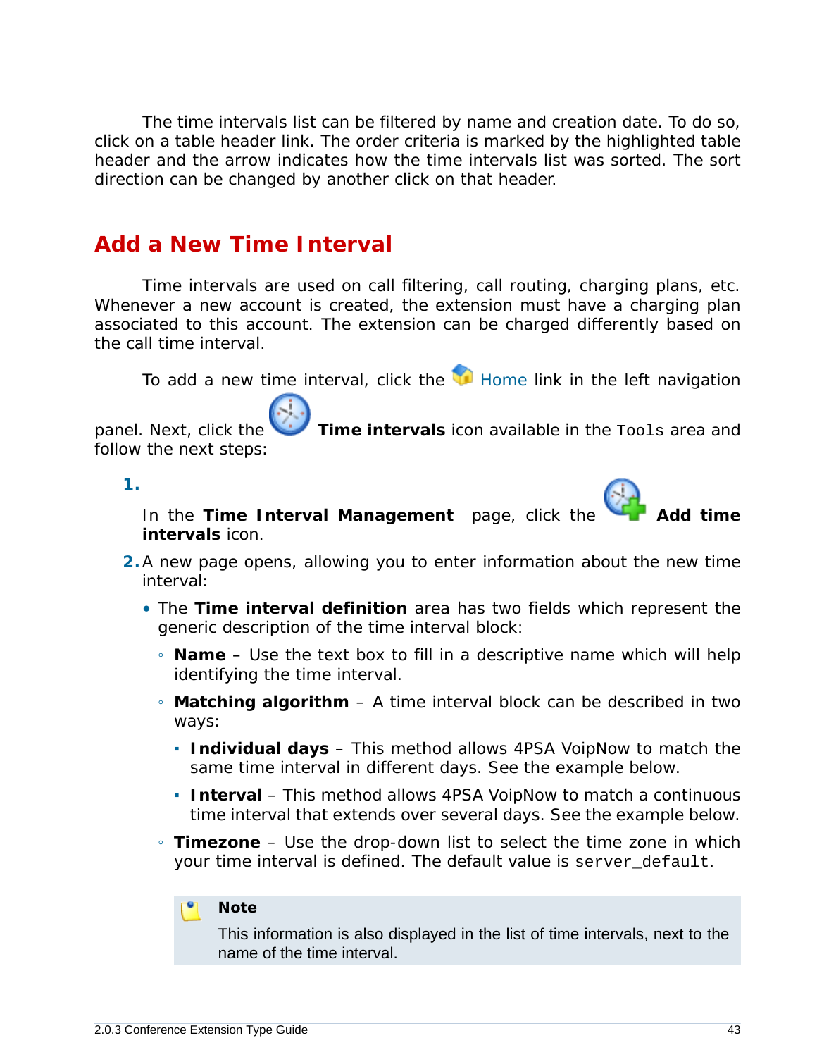The time intervals list can be filtered by name and creation date. To do so, click on a table header link. The order criteria is marked by the highlighted table header and the arrow indicates how the time intervals list was sorted. The sort direction can be changed by another click on that header.

## Add a New Time Interval

Time intervals are used on call filtering, call routing, charging plans, etc. Whenever a new account is created, the extension must have a charging plan associated to this account. The extension can be charged differently based on the call time interval.

To add a new time interval, click the Home link in the left navigation panel. Next, click the **Time intervals** icon available in the `Tools` area and follow the next steps:

1. In the **Time Interval Management** page, click the **Add time intervals** icon.

2. A new page opens, allowing you to enter information about the new time interval:

   - The **Time interval definition** area has two fields which represent the generic description of the time interval block:

     - **Name** – Use the text box to fill in a descriptive name which will help identifying the time interval.

     - **Matching algorithm** – A time interval block can be described in two ways:

       - **Individual days** – This method allows 4PSA VoipNow to match the same time interval in different days. See the example below.

       - **Interval** – This method allows 4PSA VoipNow to match a continuous time interval that extends over several days. See the example below.

     - **Timezone** – Use the drop-down list to select the time zone in which your time interval is defined. The default value is `server_default`.

     > **Note**
     >
     > This information is also displayed in the list of time intervals, next to the name of the time interval.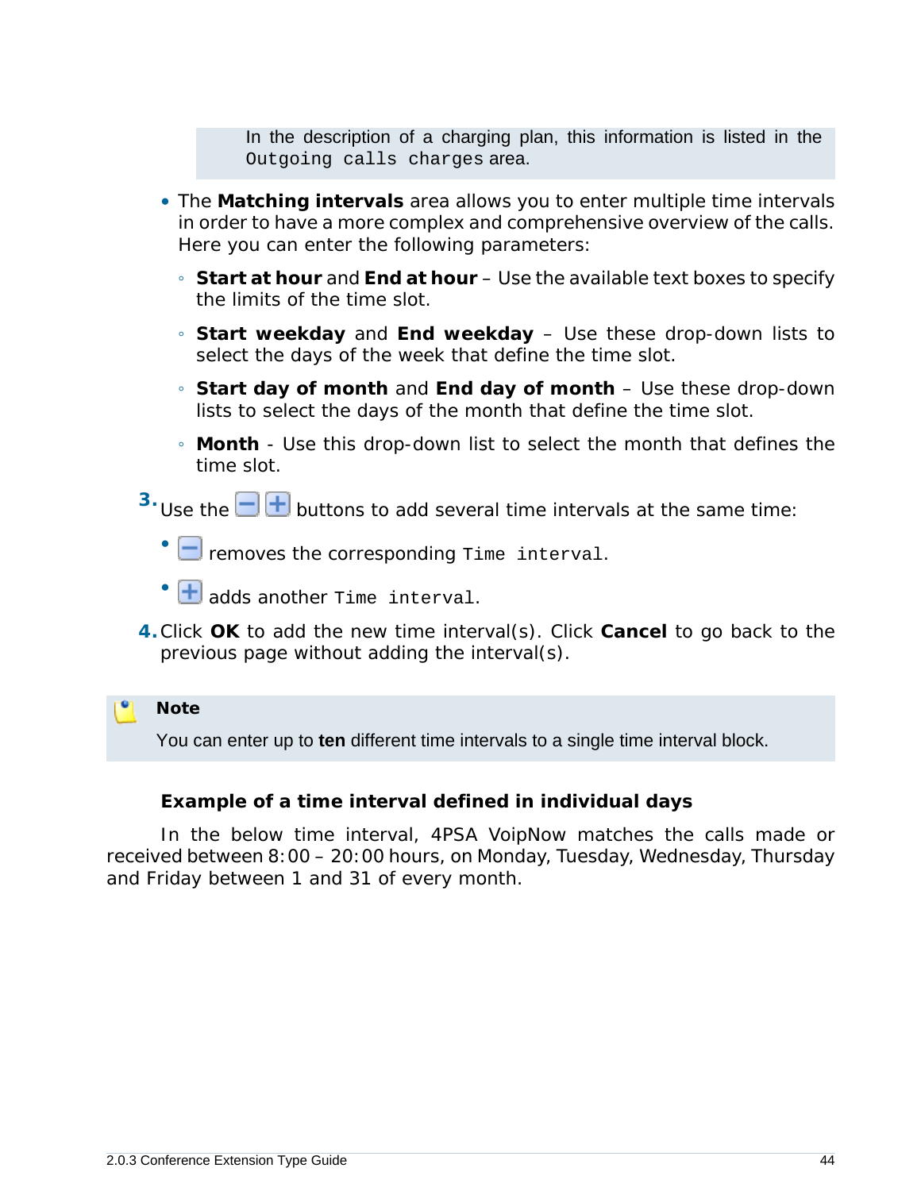> In the description of a charging plan, this information is listed in the `Outgoing calls charges` area.

- The **Matching intervals** area allows you to enter multiple time intervals in order to have a more complex and comprehensive overview of the calls. Here you can enter the following parameters:
  - **Start at hour** and **End at hour** – Use the available text boxes to specify the limits of the time slot.
  - **Start weekday** and **End weekday** – Use these drop-down lists to select the days of the week that define the time slot.
  - **Start day of month** and **End day of month** – Use these drop-down lists to select the days of the month that define the time slot.
  - **Month** - Use this drop-down list to select the month that defines the time slot.

3. Use the [−] [+] buttons to add several time intervals at the same time:
   - [−] removes the corresponding `Time interval`.
   - [+] adds another `Time interval`.
4. Click **OK** to add the new time interval(s). Click **Cancel** to go back to the previous page without adding the interval(s).

> **Note**
>
> You can enter up to **ten** different time intervals to a single time interval block.

**Example of a time interval defined in individual days**

In the below time interval, 4PSA VoipNow matches the calls made or received between 8:00 – 20:00 hours, on Monday, Tuesday, Wednesday, Thursday and Friday between 1 and 31 of every month.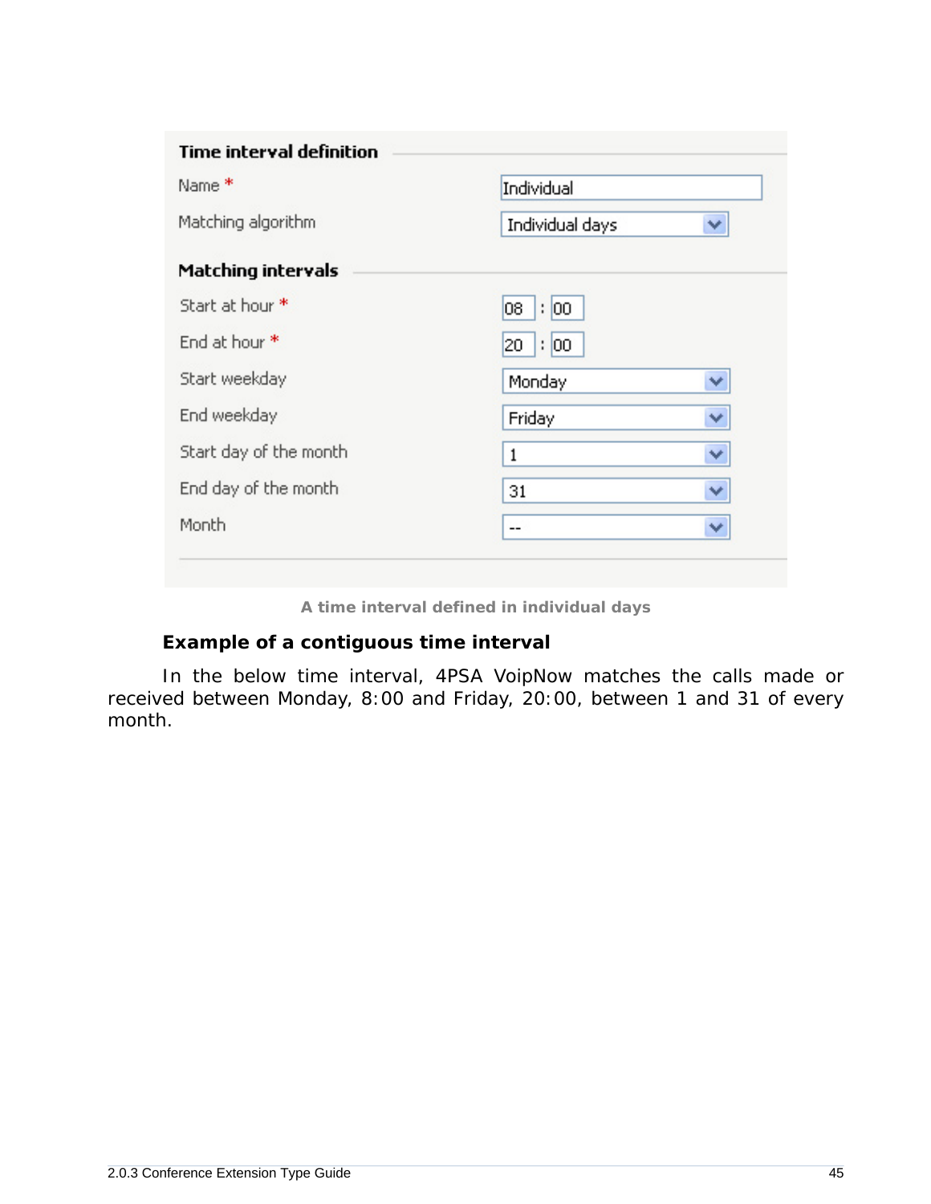**Time interval definition**

| | |
|---|---|
| Name * | Individual |
| Matching algorithm | Individual days |

**Matching intervals**

| | |
|---|---|
| Start at hour * | 08 : 00 |
| End at hour * | 20 : 00 |
| Start weekday | Monday |
| End weekday | Friday |
| Start day of the month | 1 |
| End day of the month | 31 |
| Month | -- |

**A time interval defined in individual days**

### Example of a contiguous time interval

In the below time interval, 4PSA VoipNow matches the calls made or received between Monday, 8:00 and Friday, 20:00, between 1 and 31 of every month.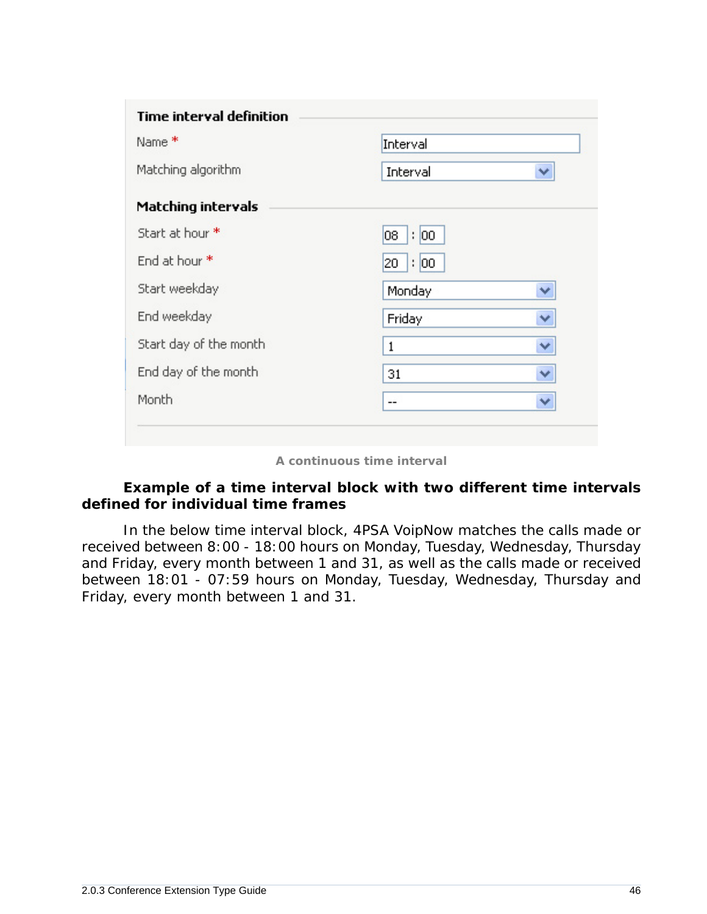**Time interval definition**

| | |
|---|---|
| Name * | Interval |
| Matching algorithm | Interval |

**Matching intervals**

| | |
|---|---|
| Start at hour * | 08 : 00 |
| End at hour * | 20 : 00 |
| Start weekday | Monday |
| End weekday | Friday |
| Start day of the month | 1 |
| End day of the month | 31 |
| Month | -- |

A continuous time interval

**Example of a time interval block with two different time intervals defined for individual time frames**

In the below time interval block, 4PSA VoipNow matches the calls made or received between 8:00 - 18:00 hours on Monday, Tuesday, Wednesday, Thursday and Friday, every month between 1 and 31, as well as the calls made or received between 18:01 - 07:59 hours on Monday, Tuesday, Wednesday, Thursday and Friday, every month between 1 and 31.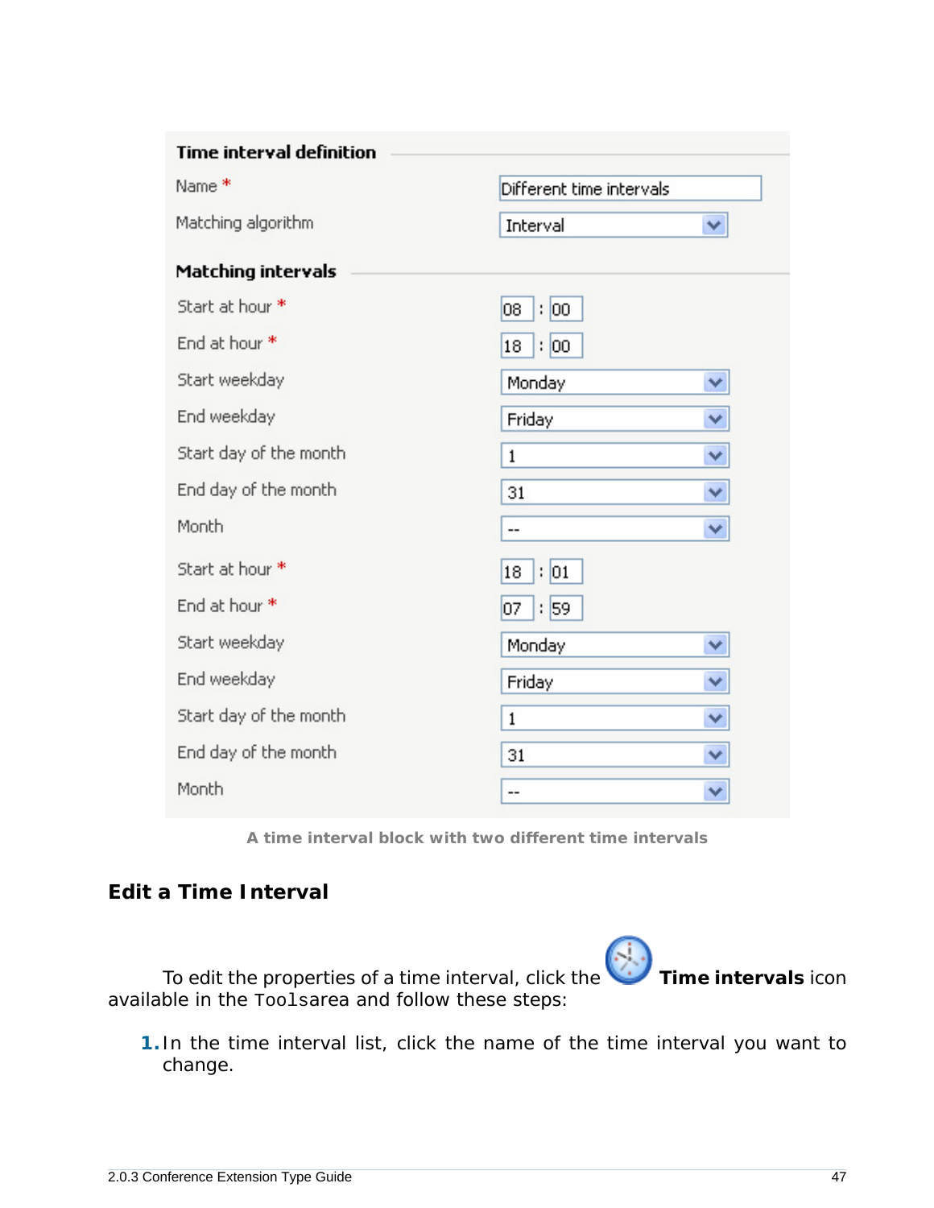**Time interval definition**

| | |
|---|---|
| Name * | Different time intervals |
| Matching algorithm | Interval |

**Matching intervals**

| | |
|---|---|
| Start at hour * | 08 : 00 |
| End at hour * | 18 : 00 |
| Start weekday | Monday |
| End weekday | Friday |
| Start day of the month | 1 |
| End day of the month | 31 |
| Month | -- |
| Start at hour * | 18 : 01 |
| End at hour * | 07 : 59 |
| Start weekday | Monday |
| End weekday | Friday |
| Start day of the month | 1 |
| End day of the month | 31 |
| Month | -- |

A time interval block with two different time intervals

## Edit a Time Interval

To edit the properties of a time interval, click the **Time intervals** icon available in the `Tools`area and follow these steps:

1. In the time interval list, click the name of the time interval you want to change.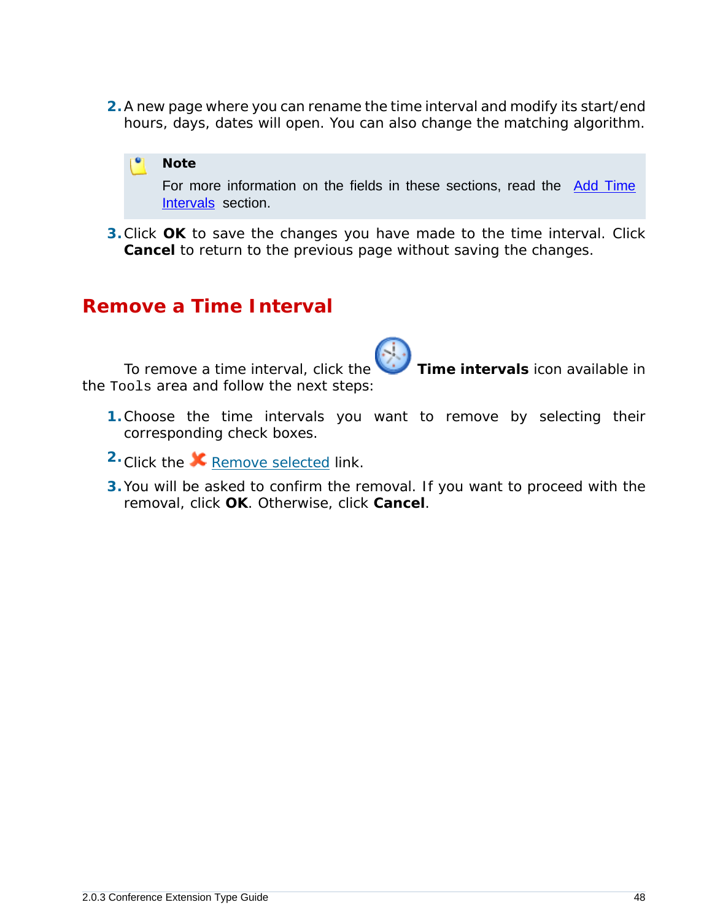2. A new page where you can rename the time interval and modify its start/end hours, days, dates will open. You can also change the matching algorithm.

> **Note**
>
> For more information on the fields in these sections, read the Add Time Intervals section.

3. Click **OK** to save the changes you have made to the time interval. Click **Cancel** to return to the previous page without saving the changes.

## Remove a Time Interval

To remove a time interval, click the **Time intervals** icon available in the `Tools` area and follow the next steps:

1. Choose the time intervals you want to remove by selecting their corresponding check boxes.
2. Click the Remove selected link.
3. You will be asked to confirm the removal. If you want to proceed with the removal, click **OK**. Otherwise, click **Cancel**.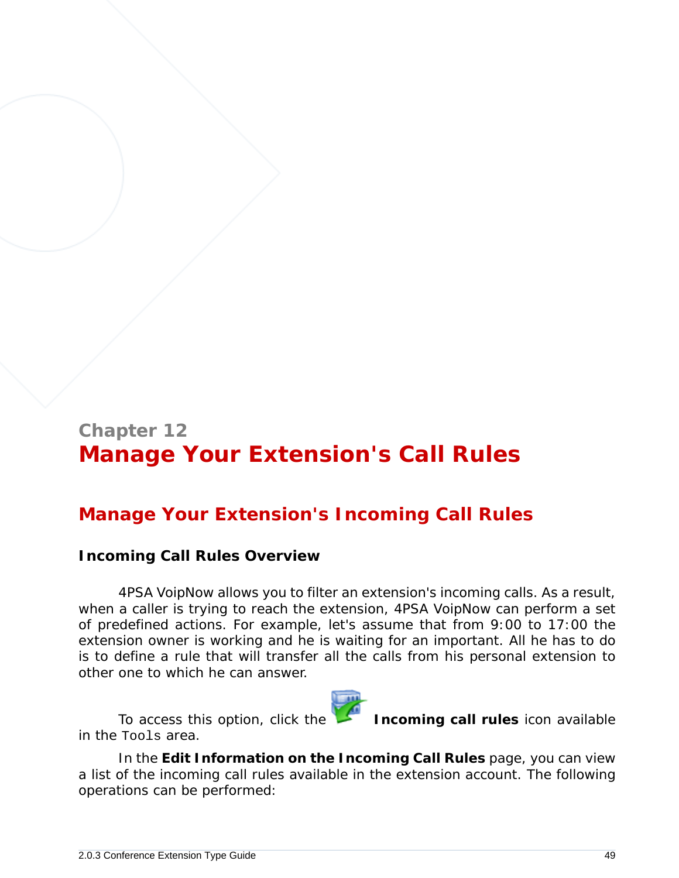Chapter 12

# Manage Your Extension's Call Rules

## Manage Your Extension's Incoming Call Rules

### Incoming Call Rules Overview

4PSA VoipNow allows you to filter an extension's incoming calls. As a result, when a caller is trying to reach the extension, 4PSA VoipNow can perform a set of predefined actions. For example, let's assume that from 9:00 to 17:00 the extension owner is working and he is waiting for an important. All he has to do is to define a rule that will transfer all the calls from his personal extension to other one to which he can answer.

To access this option, click the **Incoming call rules** icon available in the `Tools` area.

In the **Edit Information on the Incoming Call Rules** page, you can view a list of the incoming call rules available in the extension account. The following operations can be performed: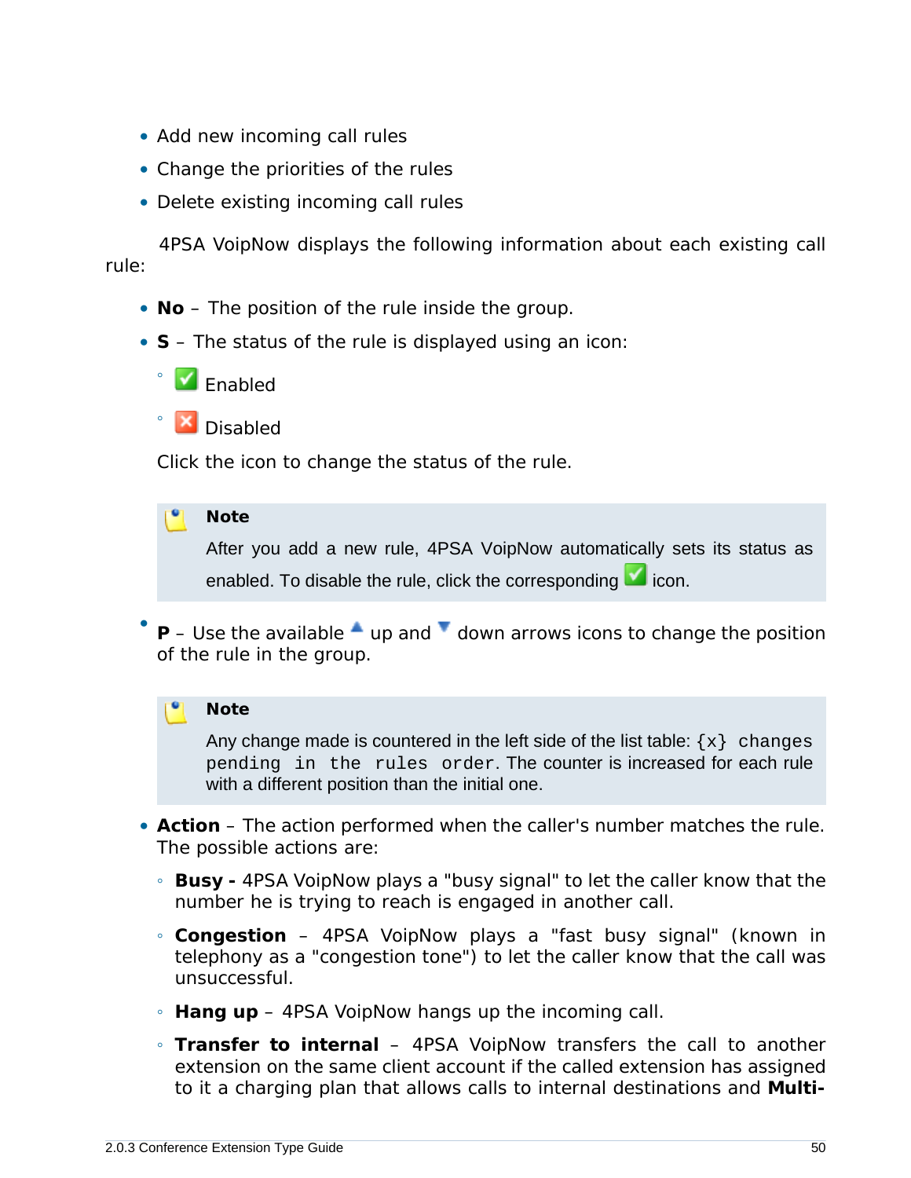- Add new incoming call rules
- Change the priorities of the rules
- Delete existing incoming call rules

4PSA VoipNow displays the following information about each existing call rule:

- **No** – The position of the rule inside the group.
- **S** – The status of the rule is displayed using an icon:
  - Enabled
  - Disabled

  Click the icon to change the status of the rule.

  > **Note**
  >
  > After you add a new rule, 4PSA VoipNow automatically sets its status as enabled. To disable the rule, click the corresponding icon.

- **P** – Use the available up and down arrows icons to change the position of the rule in the group.

  > **Note**
  >
  > Any change made is countered in the left side of the list table: `{x} changes pending in the rules order`. The counter is increased for each rule with a different position than the initial one.

- **Action** – The action performed when the caller's number matches the rule. The possible actions are:
  - **Busy -** 4PSA VoipNow plays a "busy signal" to let the caller know that the number he is trying to reach is engaged in another call.
  - **Congestion** – 4PSA VoipNow plays a "fast busy signal" (known in telephony as a "congestion tone") to let the caller know that the call was unsuccessful.
  - **Hang up** – 4PSA VoipNow hangs up the incoming call.
  - **Transfer to internal** – 4PSA VoipNow transfers the call to another extension on the same client account if the called extension has assigned to it a charging plan that allows calls to internal destinations and **Multi-**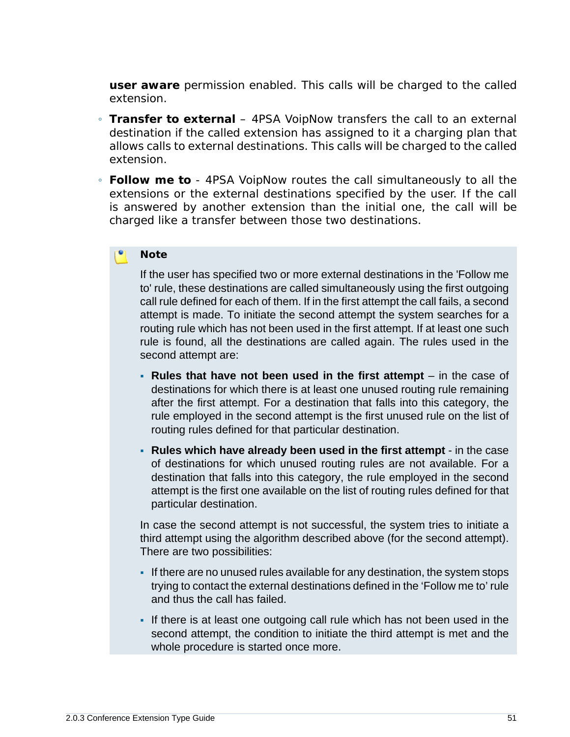**user aware** permission enabled. This calls will be charged to the called extension.

- **Transfer to external** – 4PSA VoipNow transfers the call to an external destination if the called extension has assigned to it a charging plan that allows calls to external destinations. This calls will be charged to the called extension.
- **Follow me to** - 4PSA VoipNow routes the call simultaneously to all the extensions or the external destinations specified by the user. If the call is answered by another extension than the initial one, the call will be charged like a transfer between those two destinations.

> **Note**
>
> If the user has specified two or more external destinations in the 'Follow me to' rule, these destinations are called simultaneously using the first outgoing call rule defined for each of them. If in the first attempt the call fails, a second attempt is made. To initiate the second attempt the system searches for a routing rule which has not been used in the first attempt. If at least one such rule is found, all the destinations are called again. The rules used in the second attempt are:
>
> - **Rules that have not been used in the first attempt** – in the case of destinations for which there is at least one unused routing rule remaining after the first attempt. For a destination that falls into this category, the rule employed in the second attempt is the first unused rule on the list of routing rules defined for that particular destination.
> - **Rules which have already been used in the first attempt** - in the case of destinations for which unused routing rules are not available. For a destination that falls into this category, the rule employed in the second attempt is the first one available on the list of routing rules defined for that particular destination.
>
> In case the second attempt is not successful, the system tries to initiate a third attempt using the algorithm described above (for the second attempt). There are two possibilities:
>
> - If there are no unused rules available for any destination, the system stops trying to contact the external destinations defined in the 'Follow me to' rule and thus the call has failed.
> - If there is at least one outgoing call rule which has not been used in the second attempt, the condition to initiate the third attempt is met and the whole procedure is started once more.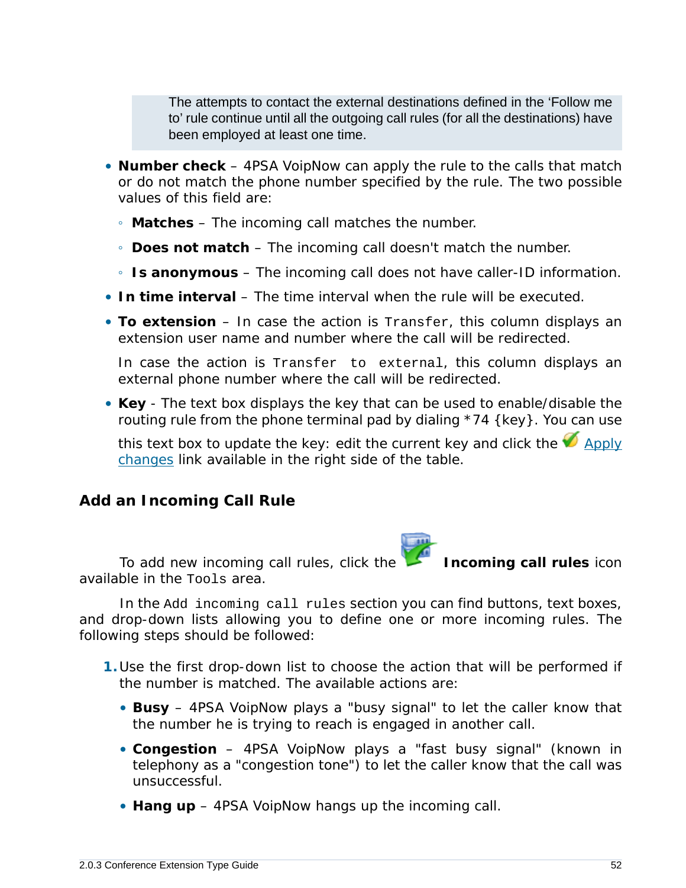> The attempts to contact the external destinations defined in the 'Follow me to' rule continue until all the outgoing call rules (for all the destinations) have been employed at least one time.

- **Number check** – 4PSA VoipNow can apply the rule to the calls that match or do not match the phone number specified by the rule. The two possible values of this field are:
  - **Matches** – The incoming call matches the number.
  - **Does not match** – The incoming call doesn't match the number.
  - **Is anonymous** – The incoming call does not have caller-ID information.
- **In time interval** – The time interval when the rule will be executed.
- **To extension** – In case the action is `Transfer`, this column displays an extension user name and number where the call will be redirected.

  In case the action is `Transfer to external`, this column displays an external phone number where the call will be redirected.
- **Key** - The text box displays the key that can be used to enable/disable the routing rule from the phone terminal pad by dialing *74 {key}. You can use this text box to update the key: edit the current key and click the Apply changes link available in the right side of the table.

## Add an Incoming Call Rule

To add new incoming call rules, click the **Incoming call rules** icon available in the `Tools` area.

In the `Add incoming call rules` section you can find buttons, text boxes, and drop-down lists allowing you to define one or more incoming rules. The following steps should be followed:

1. Use the first drop-down list to choose the action that will be performed if the number is matched. The available actions are:
   - **Busy** – 4PSA VoipNow plays a "busy signal" to let the caller know that the number he is trying to reach is engaged in another call.
   - **Congestion** – 4PSA VoipNow plays a "fast busy signal" (known in telephony as a "congestion tone") to let the caller know that the call was unsuccessful.
   - **Hang up** – 4PSA VoipNow hangs up the incoming call.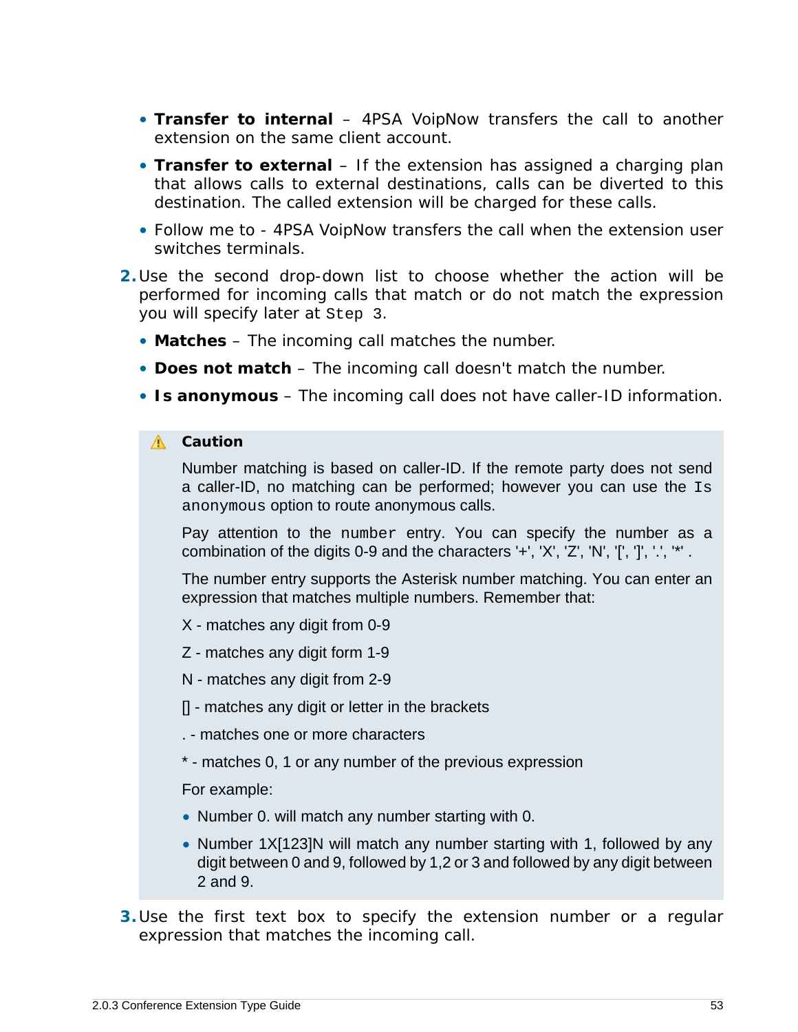- **Transfer to internal** – 4PSA VoipNow transfers the call to another extension on the same client account.
- **Transfer to external** – If the extension has assigned a charging plan that allows calls to external destinations, calls can be diverted to this destination. The called extension will be charged for these calls.
- Follow me to - 4PSA VoipNow transfers the call when the extension user switches terminals.

2. Use the second drop-down list to choose whether the action will be performed for incoming calls that match or do not match the expression you will specify later at `Step 3`.
   - **Matches** – The incoming call matches the number.
   - **Does not match** – The incoming call doesn't match the number.
   - **Is anonymous** – The incoming call does not have caller-ID information.

> **Caution**
>
> Number matching is based on caller-ID. If the remote party does not send a caller-ID, no matching can be performed; however you can use the `Is anonymous` option to route anonymous calls.
>
> Pay attention to the `number` entry. You can specify the number as a combination of the digits 0-9 and the characters '+', 'X', 'Z', 'N', '[', ']', '.', '*' .
>
> The number entry supports the Asterisk number matching. You can enter an expression that matches multiple numbers. Remember that:
>
> X - matches any digit from 0-9
>
> Z - matches any digit form 1-9
>
> N - matches any digit from 2-9
>
> [] - matches any digit or letter in the brackets
>
> . - matches one or more characters
>
> * - matches 0, 1 or any number of the previous expression
>
> For example:
>
> - Number 0. will match any number starting with 0.
> - Number 1X[123]N will match any number starting with 1, followed by any digit between 0 and 9, followed by 1,2 or 3 and followed by any digit between 2 and 9.

3. Use the first text box to specify the extension number or a regular expression that matches the incoming call.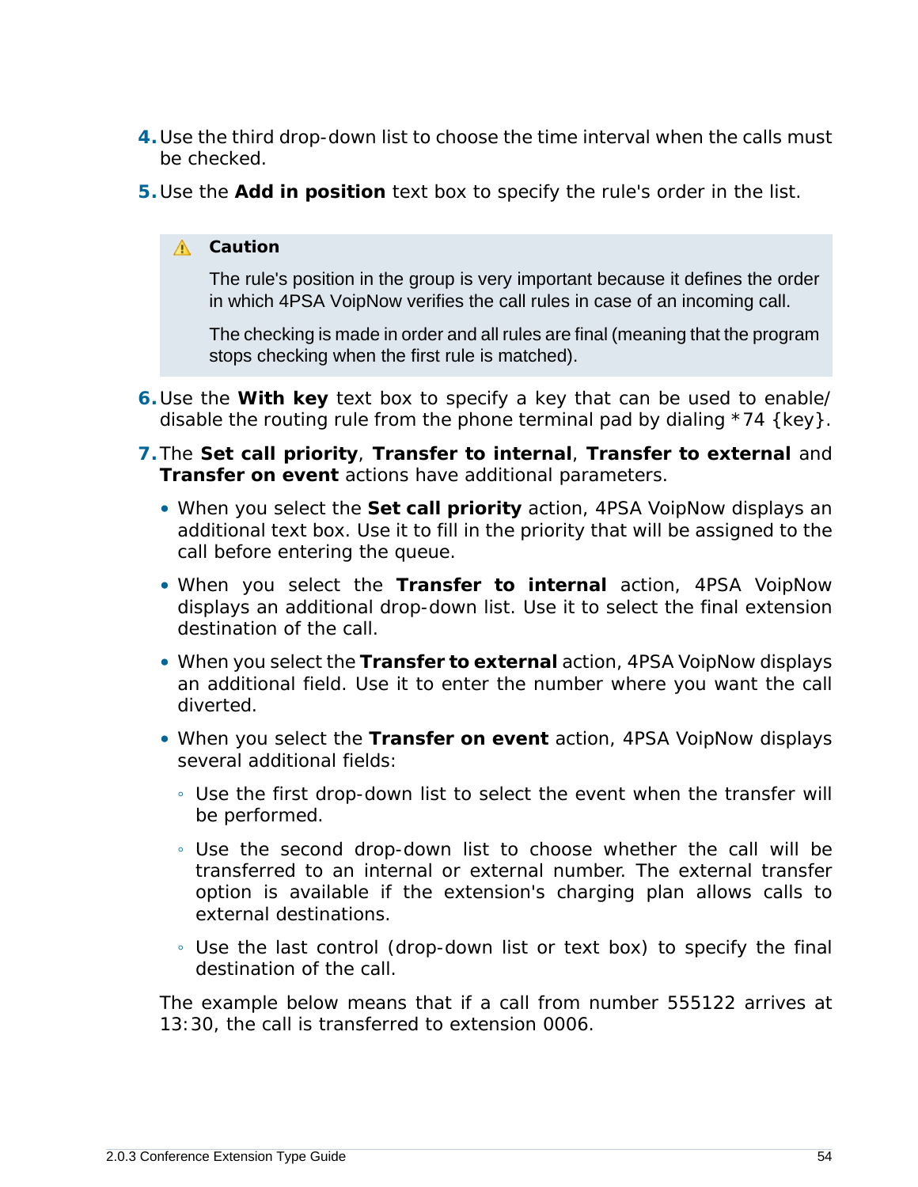4. Use the third drop-down list to choose the time interval when the calls must be checked.

5. Use the **Add in position** text box to specify the rule's order in the list.

> ⚠ **Caution**
>
> The rule's position in the group is very important because it defines the order in which 4PSA VoipNow verifies the call rules in case of an incoming call.
>
> The checking is made in order and all rules are final (meaning that the program stops checking when the first rule is matched).

6. Use the **With key** text box to specify a key that can be used to enable/disable the routing rule from the phone terminal pad by dialing *74 {key}.

7. The **Set call priority**, **Transfer to internal**, **Transfer to external** and **Transfer on event** actions have additional parameters.

   - When you select the **Set call priority** action, 4PSA VoipNow displays an additional text box. Use it to fill in the priority that will be assigned to the call before entering the queue.
   - When you select the **Transfer to internal** action, 4PSA VoipNow displays an additional drop-down list. Use it to select the final extension destination of the call.
   - When you select the **Transfer to external** action, 4PSA VoipNow displays an additional field. Use it to enter the number where you want the call diverted.
   - When you select the **Transfer on event** action, 4PSA VoipNow displays several additional fields:
     - Use the first drop-down list to select the event when the transfer will be performed.
     - Use the second drop-down list to choose whether the call will be transferred to an internal or external number. The external transfer option is available if the extension's charging plan allows calls to external destinations.
     - Use the last control (drop-down list or text box) to specify the final destination of the call.

   The example below means that if a call from number 555122 arrives at 13:30, the call is transferred to extension 0006.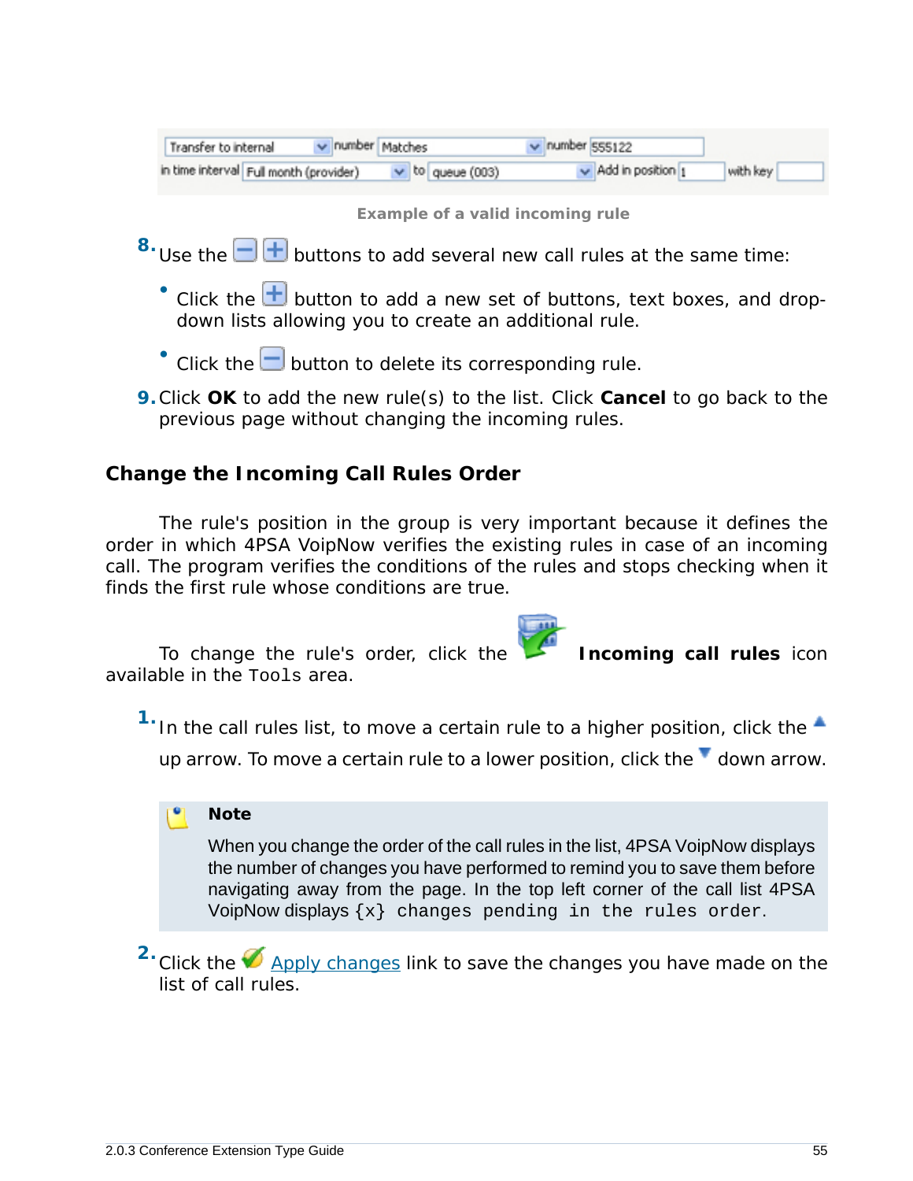Example of a valid incoming rule

8. Use the buttons to add several new call rules at the same time:

   - Click the button to add a new set of buttons, text boxes, and drop-down lists allowing you to create an additional rule.
   - Click the button to delete its corresponding rule.

9. Click **OK** to add the new rule(s) to the list. Click **Cancel** to go back to the previous page without changing the incoming rules.

### Change the Incoming Call Rules Order

The rule's position in the group is very important because it defines the order in which 4PSA VoipNow verifies the existing rules in case of an incoming call. The program verifies the conditions of the rules and stops checking when it finds the first rule whose conditions are true.

To change the rule's order, click the **Incoming call rules** icon available in the `Tools` area.

1. In the call rules list, to move a certain rule to a higher position, click the up arrow. To move a certain rule to a lower position, click the down arrow.

> **Note**
>
> When you change the order of the call rules in the list, 4PSA VoipNow displays the number of changes you have performed to remind you to save them before navigating away from the page. In the top left corner of the call list 4PSA VoipNow displays `{x} changes pending in the rules order`.

2. Click the Apply changes link to save the changes you have made on the list of call rules.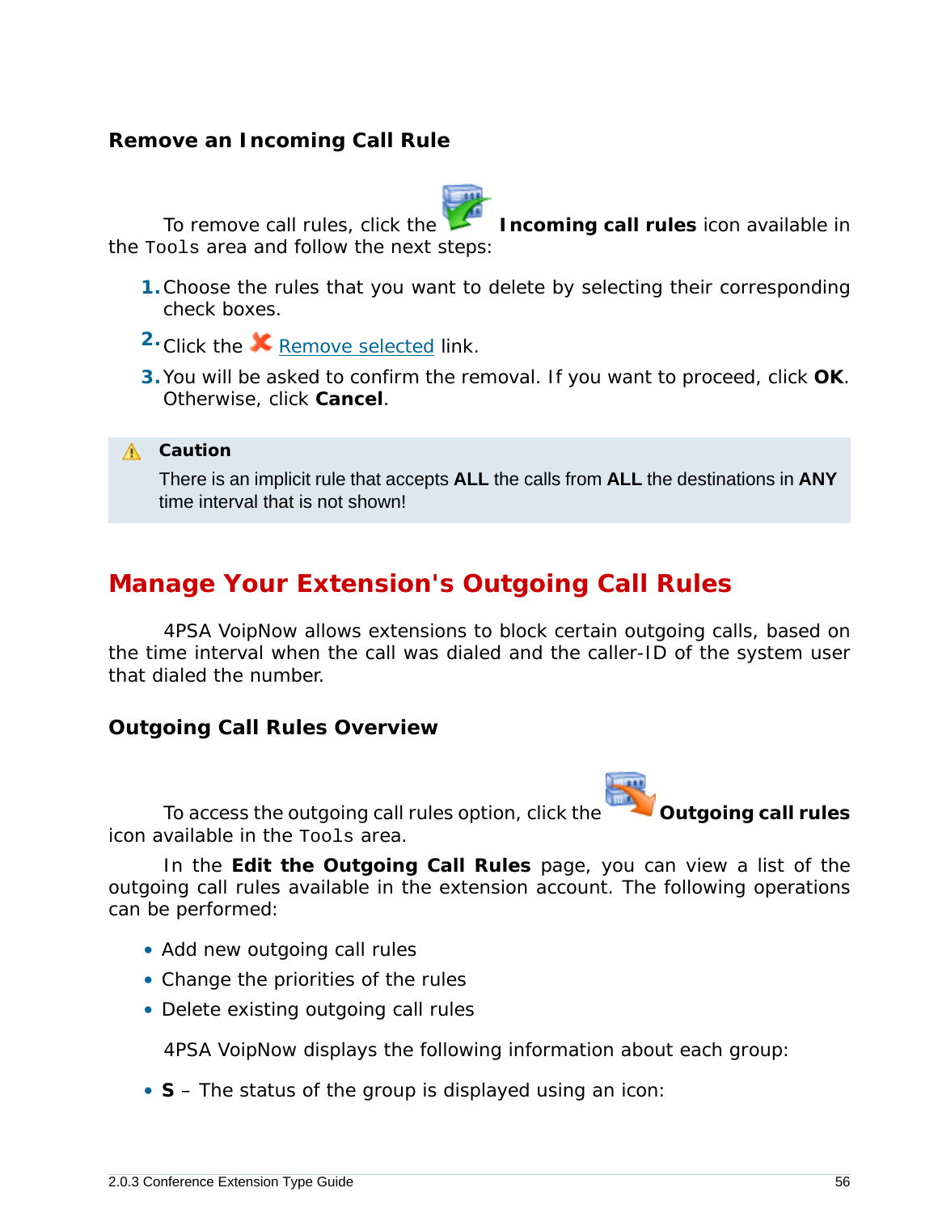### Remove an Incoming Call Rule

To remove call rules, click the **Incoming call rules** icon available in the `Tools` area and follow the next steps:

1. Choose the rules that you want to delete by selecting their corresponding check boxes.
2. Click the Remove selected link.
3. You will be asked to confirm the removal. If you want to proceed, click **OK**. Otherwise, click **Cancel**.

> **Caution**
>
> There is an implicit rule that accepts **ALL** the calls from **ALL** the destinations in **ANY** time interval that is not shown!

## Manage Your Extension's Outgoing Call Rules

4PSA VoipNow allows extensions to block certain outgoing calls, based on the time interval when the call was dialed and the caller-ID of the system user that dialed the number.

### Outgoing Call Rules Overview

To access the outgoing call rules option, click the **Outgoing call rules** icon available in the `Tools` area.

In the **Edit the Outgoing Call Rules** page, you can view a list of the outgoing call rules available in the extension account. The following operations can be performed:

- Add new outgoing call rules
- Change the priorities of the rules
- Delete existing outgoing call rules

4PSA VoipNow displays the following information about each group:

- **S** – The status of the group is displayed using an icon: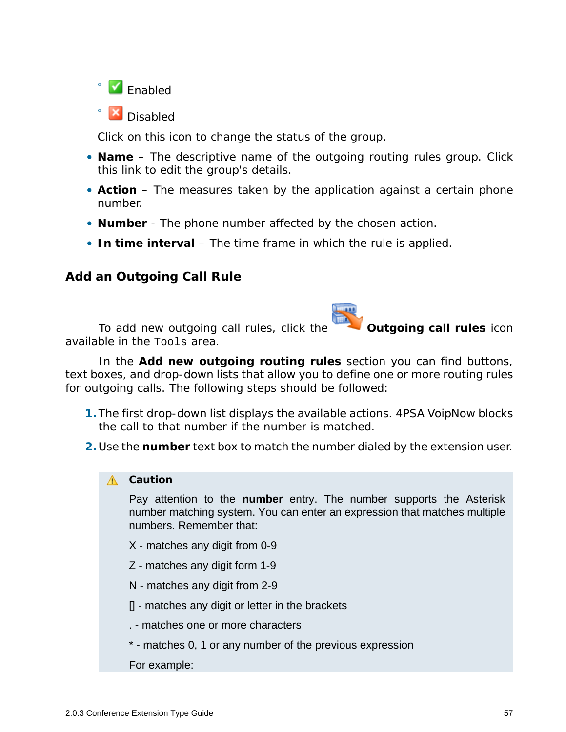- Enabled
- Disabled

Click on this icon to change the status of the group.

- **Name** – The descriptive name of the outgoing routing rules group. Click this link to edit the group's details.
- **Action** – The measures taken by the application against a certain phone number.
- **Number** - The phone number affected by the chosen action.
- **In time interval** – The time frame in which the rule is applied.

## Add an Outgoing Call Rule

To add new outgoing call rules, click the **Outgoing call rules** icon available in the `Tools` area.

In the **Add new outgoing routing rules** section you can find buttons, text boxes, and drop-down lists that allow you to define one or more routing rules for outgoing calls. The following steps should be followed:

1. The first drop-down list displays the available actions. 4PSA VoipNow blocks the call to that number if the number is matched.
2. Use the **number** text box to match the number dialed by the extension user.

> **Caution**
>
> Pay attention to the **number** entry. The number supports the Asterisk number matching system. You can enter an expression that matches multiple numbers. Remember that:
>
> X - matches any digit from 0-9
>
> Z - matches any digit form 1-9
>
> N - matches any digit from 2-9
>
> [] - matches any digit or letter in the brackets
>
> . - matches one or more characters
>
> * - matches 0, 1 or any number of the previous expression
>
> For example: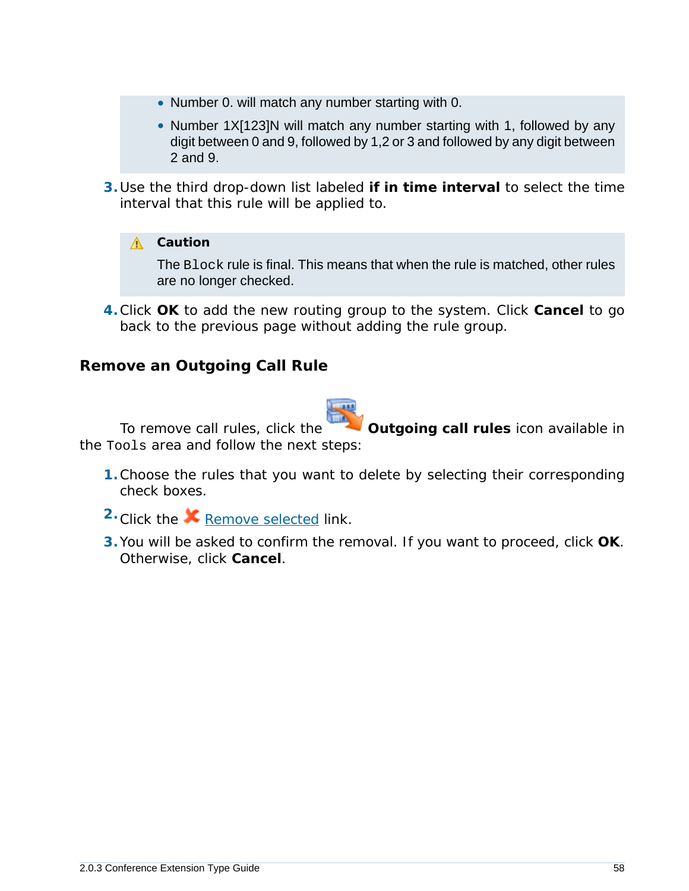- Number 0. will match any number starting with 0.
- Number 1X[123]N will match any number starting with 1, followed by any digit between 0 and 9, followed by 1,2 or 3 and followed by any digit between 2 and 9.

3. Use the third drop-down list labeled **if in time interval** to select the time interval that this rule will be applied to.

> **Caution**
>
> The `Block` rule is final. This means that when the rule is matched, other rules are no longer checked.

4. Click **OK** to add the new routing group to the system. Click **Cancel** to go back to the previous page without adding the rule group.

### Remove an Outgoing Call Rule

To remove call rules, click the **Outgoing call rules** icon available in the `Tools` area and follow the next steps:

1. Choose the rules that you want to delete by selecting their corresponding check boxes.
2. Click the Remove selected link.
3. You will be asked to confirm the removal. If you want to proceed, click **OK**. Otherwise, click **Cancel**.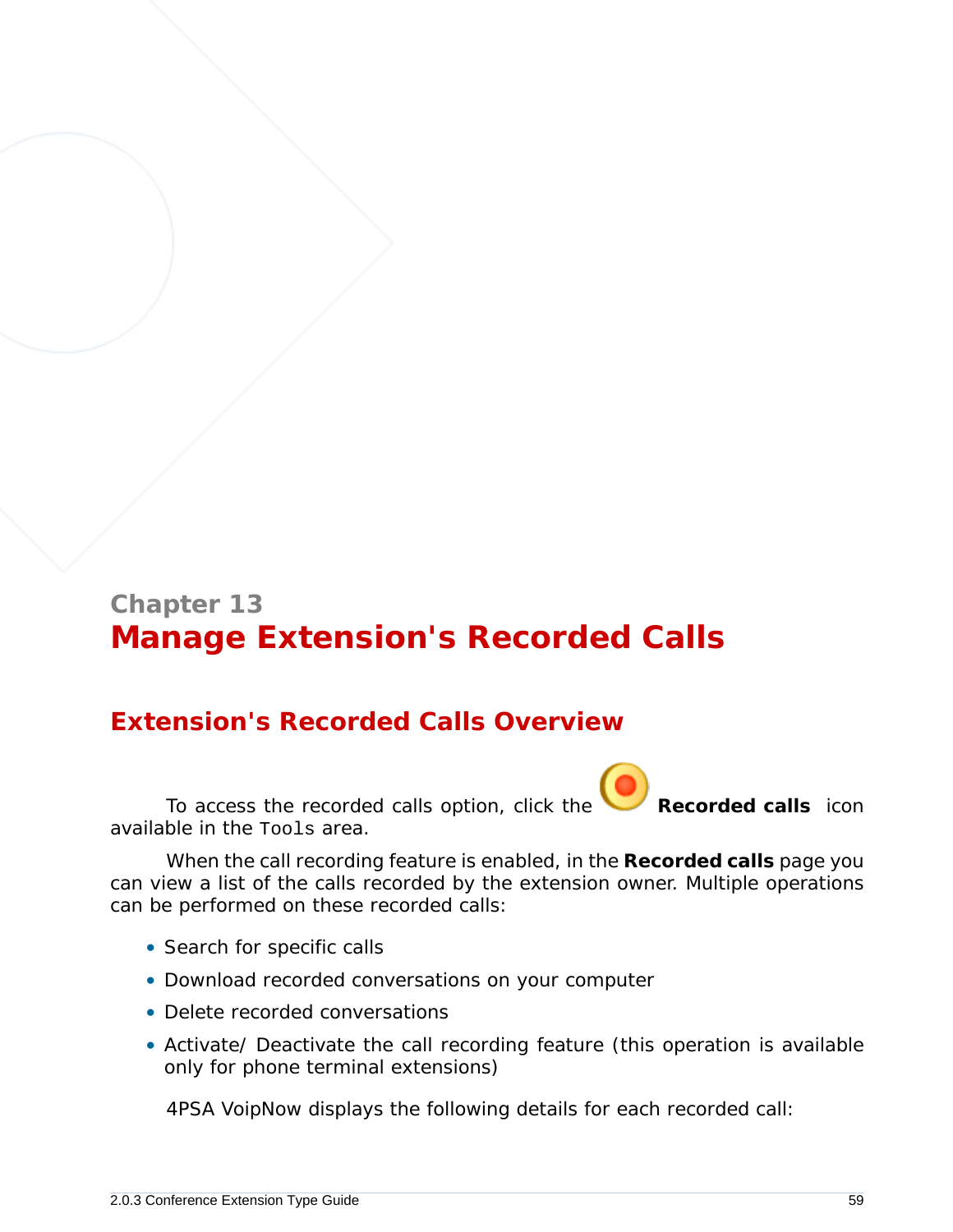Chapter 13

# Manage Extension's Recorded Calls

## Extension's Recorded Calls Overview

To access the recorded calls option, click the **Recorded calls** icon available in the `Tools` area.

When the call recording feature is enabled, in the **Recorded calls** page you can view a list of the calls recorded by the extension owner. Multiple operations can be performed on these recorded calls:

- Search for specific calls
- Download recorded conversations on your computer
- Delete recorded conversations
- Activate/ Deactivate the call recording feature (this operation is available only for phone terminal extensions)

4PSA VoipNow displays the following details for each recorded call: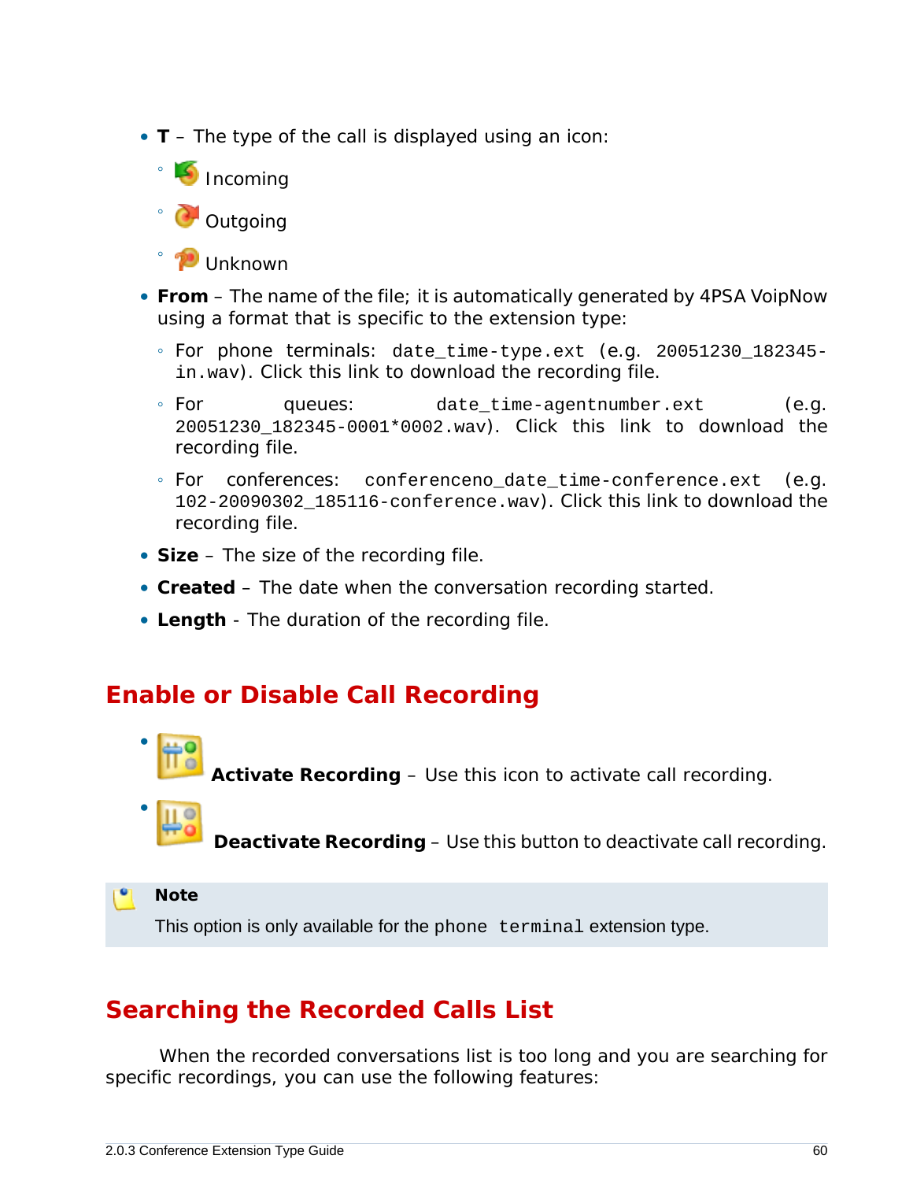- **T** – The type of the call is displayed using an icon:
  - Incoming
  - Outgoing
  - Unknown
- **From** – The name of the file; it is automatically generated by 4PSA VoipNow using a format that is specific to the extension type:
  - For phone terminals: `date_time-type.ext` (e.g. `20051230_182345-in.wav`). Click this link to download the recording file.
  - For queues: `date_time-agentnumber.ext` (e.g. `20051230_182345-0001*0002.wav`). Click this link to download the recording file.
  - For conferences: `conferenceno_date_time-conference.ext` (e.g. `102-20090302_185116-conference.wav`). Click this link to download the recording file.
- **Size** – The size of the recording file.
- **Created** – The date when the conversation recording started.
- **Length** - The duration of the recording file.

## Enable or Disable Call Recording

- **Activate Recording** – Use this icon to activate call recording.
- **Deactivate Recording** – Use this button to deactivate call recording.

> **Note**
>
> This option is only available for the `phone terminal` extension type.

## Searching the Recorded Calls List

When the recorded conversations list is too long and you are searching for specific recordings, you can use the following features: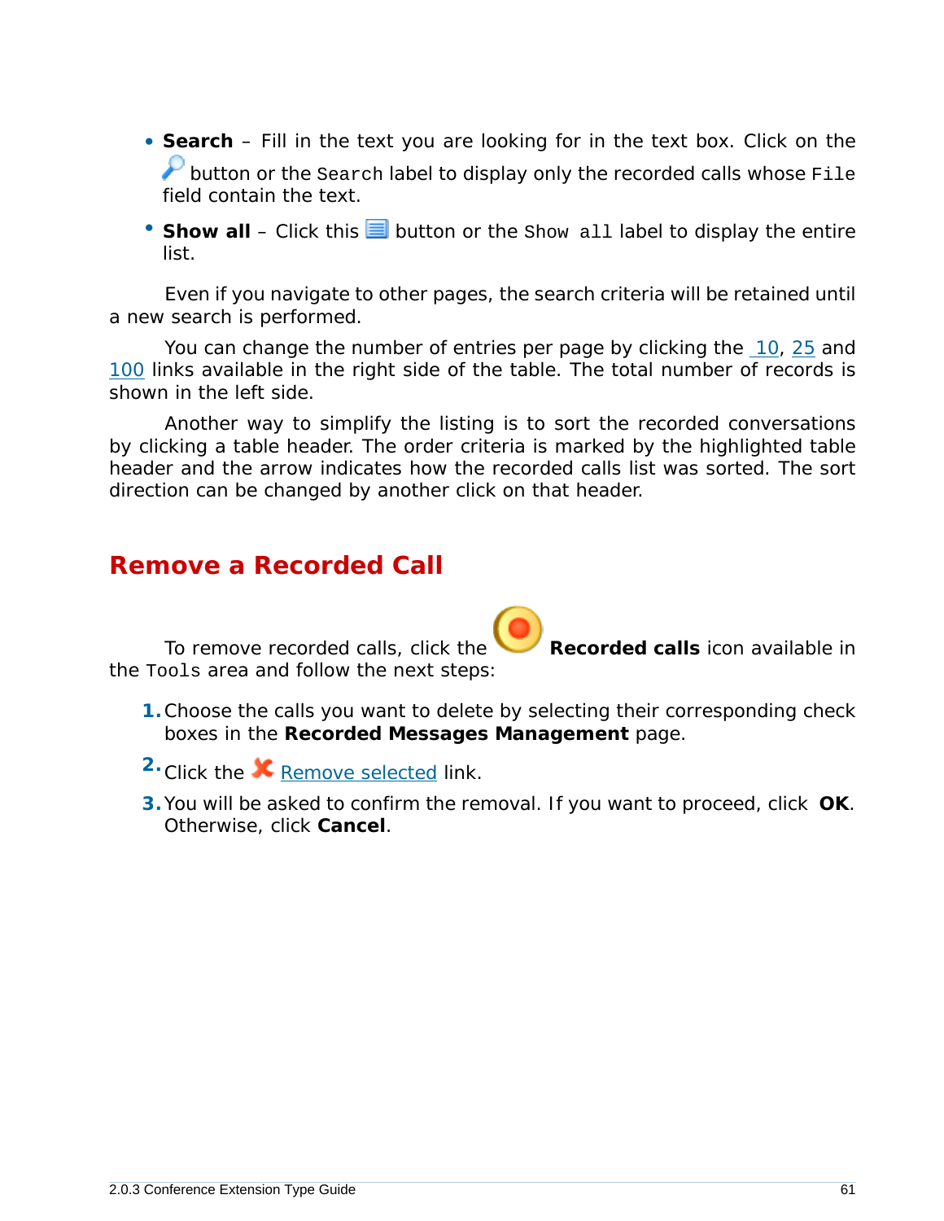- **Search** – Fill in the text you are looking for in the text box. Click on the button or the Search label to display only the recorded calls whose File field contain the text.
- **Show all** – Click this button or the Show all label to display the entire list.

Even if you navigate to other pages, the search criteria will be retained until a new search is performed.

You can change the number of entries per page by clicking the 10, 25 and 100 links available in the right side of the table. The total number of records is shown in the left side.

Another way to simplify the listing is to sort the recorded conversations by clicking a table header. The order criteria is marked by the highlighted table header and the arrow indicates how the recorded calls list was sorted. The sort direction can be changed by another click on that header.

## Remove a Recorded Call

To remove recorded calls, click the **Recorded calls** icon available in the Tools area and follow the next steps:

1. Choose the calls you want to delete by selecting their corresponding check boxes in the **Recorded Messages Management** page.
2. Click the Remove selected link.
3. You will be asked to confirm the removal. If you want to proceed, click **OK**. Otherwise, click **Cancel**.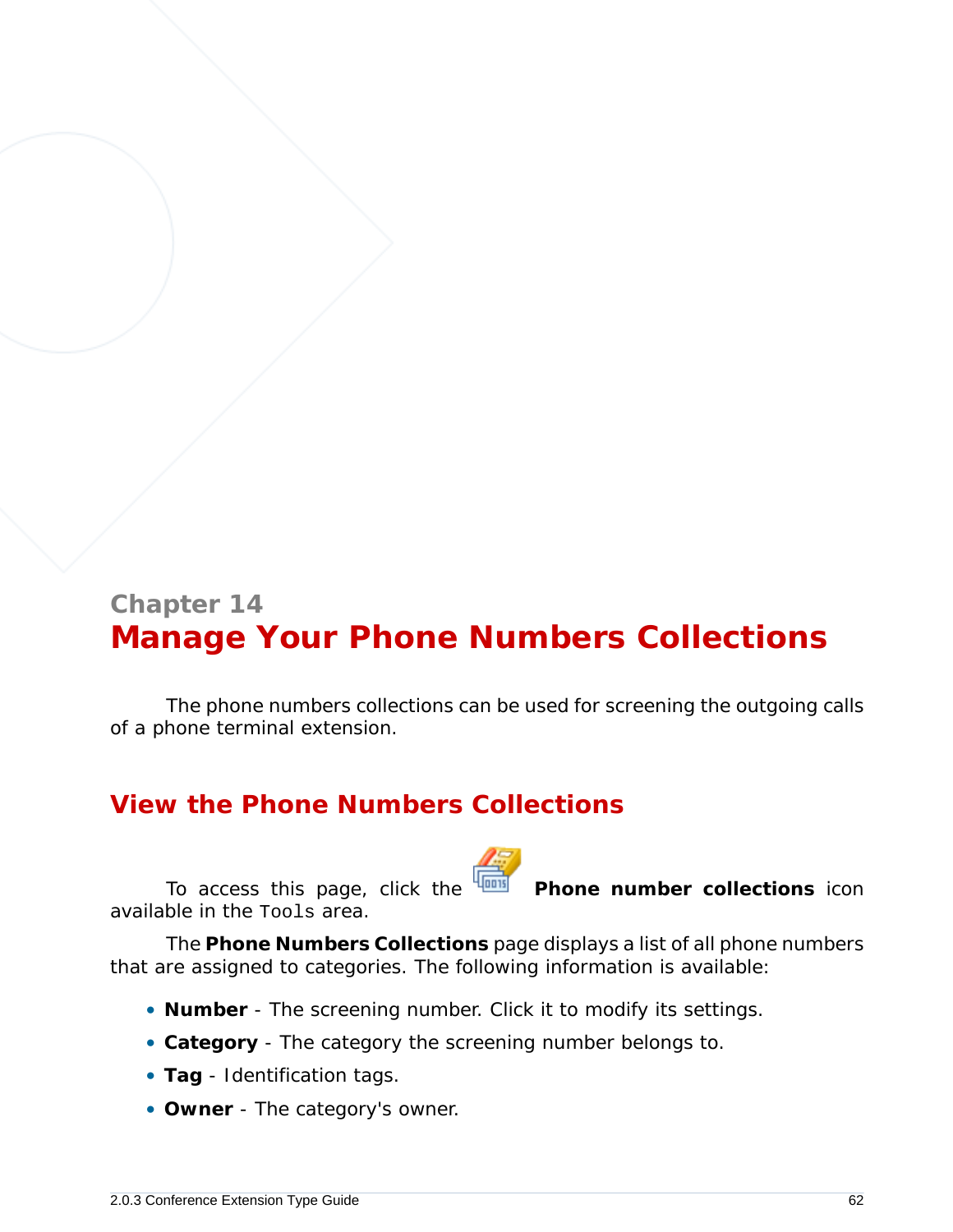Chapter 14

# Manage Your Phone Numbers Collections

The phone numbers collections can be used for screening the outgoing calls of a phone terminal extension.

## View the Phone Numbers Collections

To access this page, click the **Phone number collections** icon available in the `Tools` area.

The **Phone Numbers Collections** page displays a list of all phone numbers that are assigned to categories. The following information is available:

- **Number** - The screening number. Click it to modify its settings.
- **Category** - The category the screening number belongs to.
- **Tag** - Identification tags.
- **Owner** - The category's owner.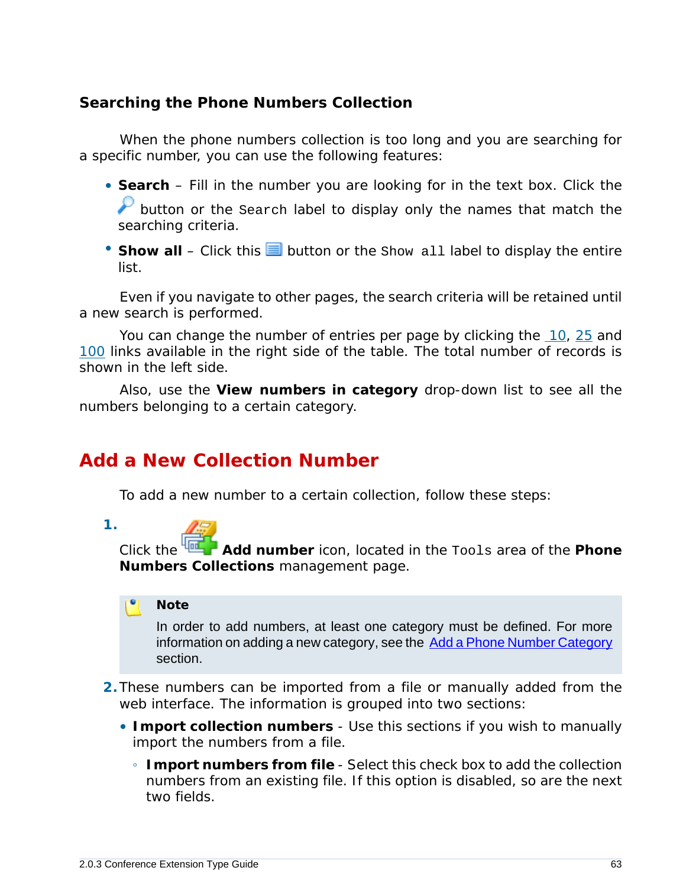### Searching the Phone Numbers Collection

When the phone numbers collection is too long and you are searching for a specific number, you can use the following features:

- **Search** – Fill in the number you are looking for in the text box. Click the button or the `Search` label to display only the names that match the searching criteria.
- **Show all** – Click this button or the `Show all` label to display the entire list.

Even if you navigate to other pages, the search criteria will be retained until a new search is performed.

You can change the number of entries per page by clicking the 10, 25 and 100 links available in the right side of the table. The total number of records is shown in the left side.

Also, use the **View numbers in category** drop-down list to see all the numbers belonging to a certain category.

## Add a New Collection Number

To add a new number to a certain collection, follow these steps:

1. Click the **Add number** icon, located in the `Tools` area of the **Phone Numbers Collections** management page.

   > **Note**
   >
   > In order to add numbers, at least one category must be defined. For more information on adding a new category, see the Add a Phone Number Category section.

2. These numbers can be imported from a file or manually added from the web interface. The information is grouped into two sections:
   - **Import collection numbers** - Use this sections if you wish to manually import the numbers from a file.
     - **Import numbers from file** - Select this check box to add the collection numbers from an existing file. If this option is disabled, so are the next two fields.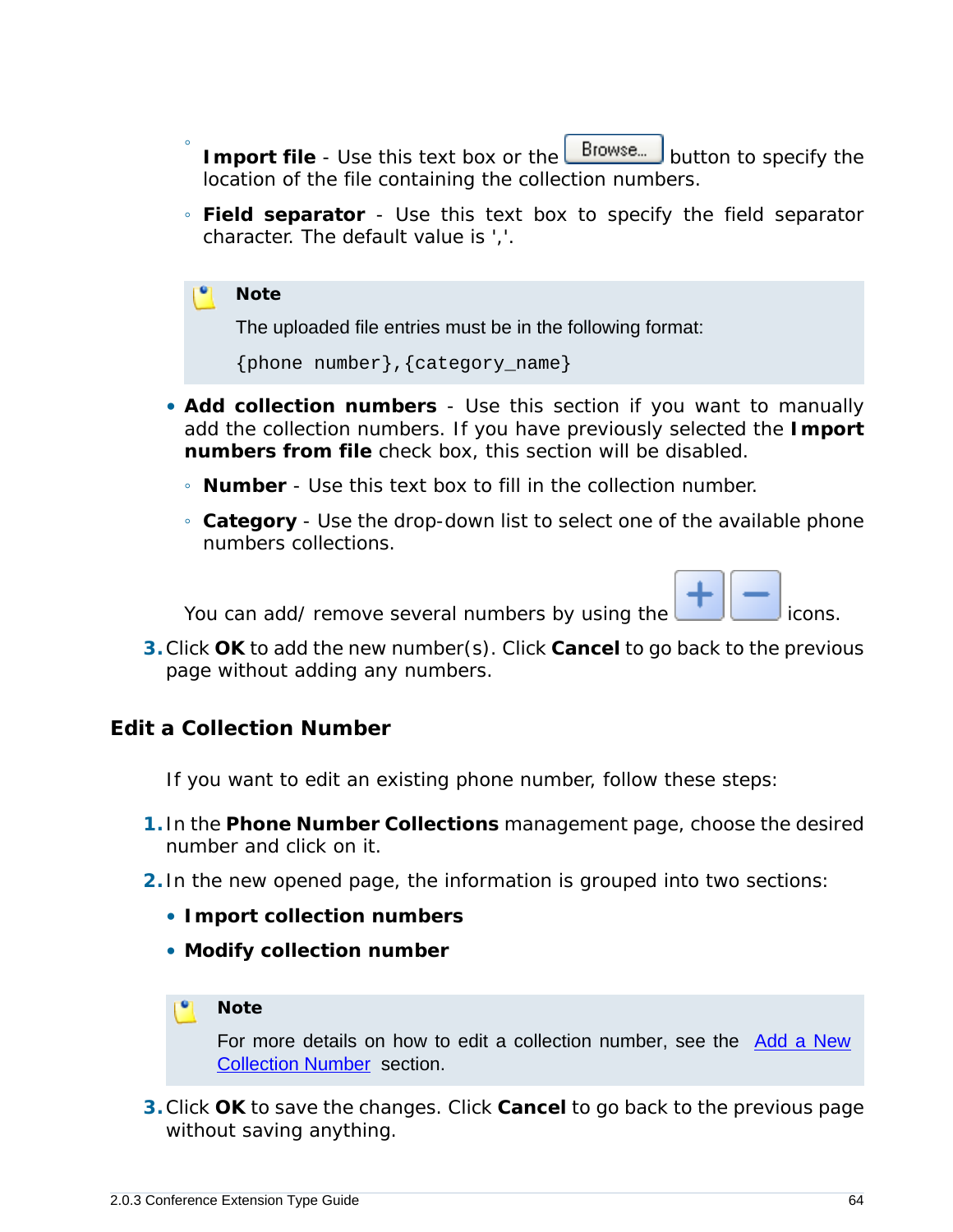- **Import file** - Use this text box or the Browse... button to specify the location of the file containing the collection numbers.
  - **Field separator** - Use this text box to specify the field separator character. The default value is ','.

  > **Note**
  >
  > The uploaded file entries must be in the following format:
  >
  > `{phone number},{category_name}`

- **Add collection numbers** - Use this section if you want to manually add the collection numbers. If you have previously selected the **Import numbers from file** check box, this section will be disabled.
  - **Number** - Use this text box to fill in the collection number.
  - **Category** - Use the drop-down list to select one of the available phone numbers collections.

  You can add/ remove several numbers by using the + − icons.

3. Click **OK** to add the new number(s). Click **Cancel** to go back to the previous page without adding any numbers.

## Edit a Collection Number

If you want to edit an existing phone number, follow these steps:

1. In the **Phone Number Collections** management page, choose the desired number and click on it.
2. In the new opened page, the information is grouped into two sections:
   - **Import collection numbers**
   - **Modify collection number**

   > **Note**
   >
   > For more details on how to edit a collection number, see the Add a New Collection Number section.

3. Click **OK** to save the changes. Click **Cancel** to go back to the previous page without saving anything.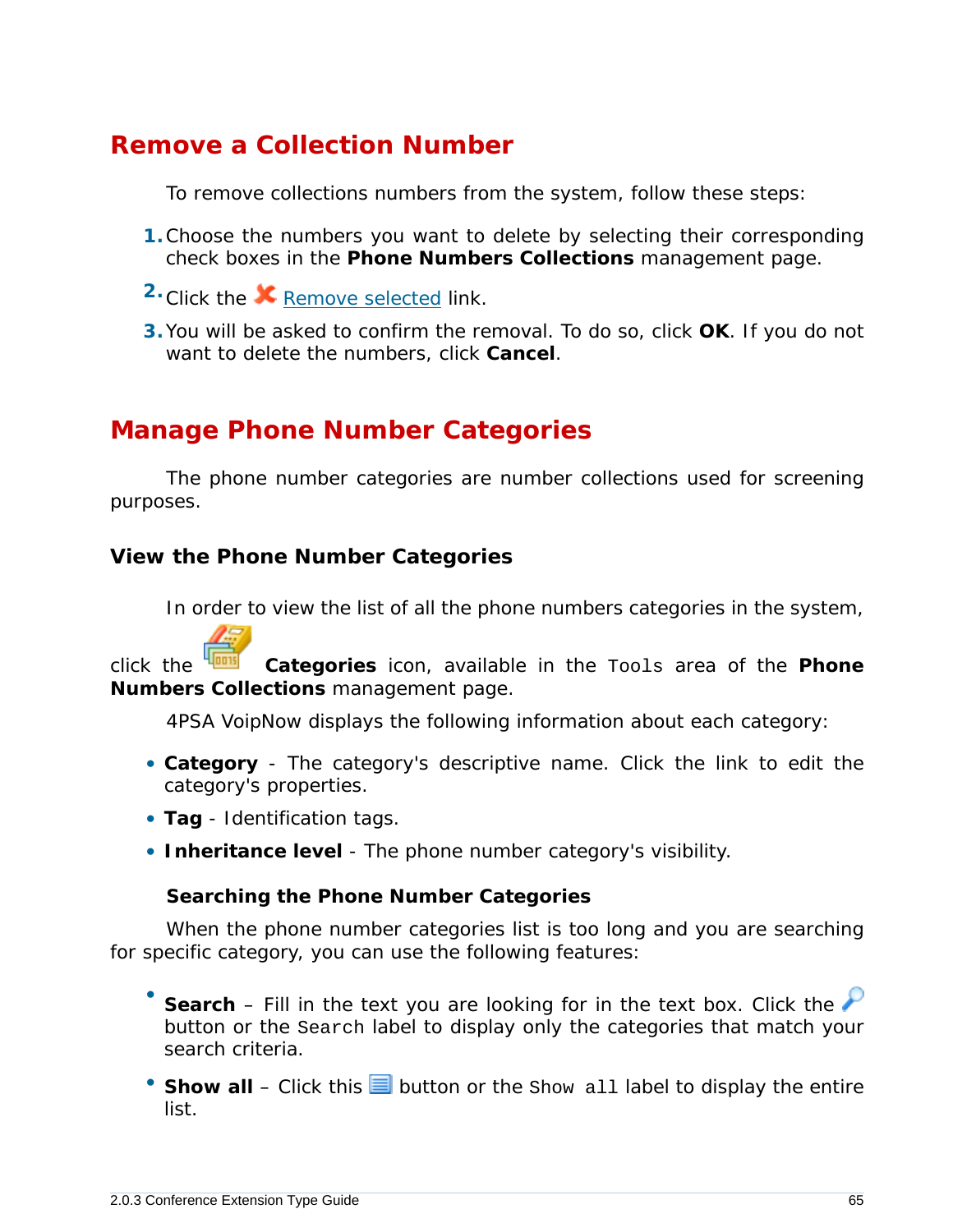## Remove a Collection Number

To remove collections numbers from the system, follow these steps:

1. Choose the numbers you want to delete by selecting their corresponding check boxes in the **Phone Numbers Collections** management page.
2. Click the Remove selected link.
3. You will be asked to confirm the removal. To do so, click **OK**. If you do not want to delete the numbers, click **Cancel**.

## Manage Phone Number Categories

The phone number categories are number collections used for screening purposes.

### View the Phone Number Categories

In order to view the list of all the phone numbers categories in the system, click the **Categories** icon, available in the `Tools` area of the **Phone Numbers Collections** management page.

4PSA VoipNow displays the following information about each category:

- **Category** - The category's descriptive name. Click the link to edit the category's properties.
- **Tag** - Identification tags.
- **Inheritance level** - The phone number category's visibility.

#### Searching the Phone Number Categories

When the phone number categories list is too long and you are searching for specific category, you can use the following features:

- **Search** – Fill in the text you are looking for in the text box. Click the button or the `Search` label to display only the categories that match your search criteria.
- **Show all** – Click this button or the `Show all` label to display the entire list.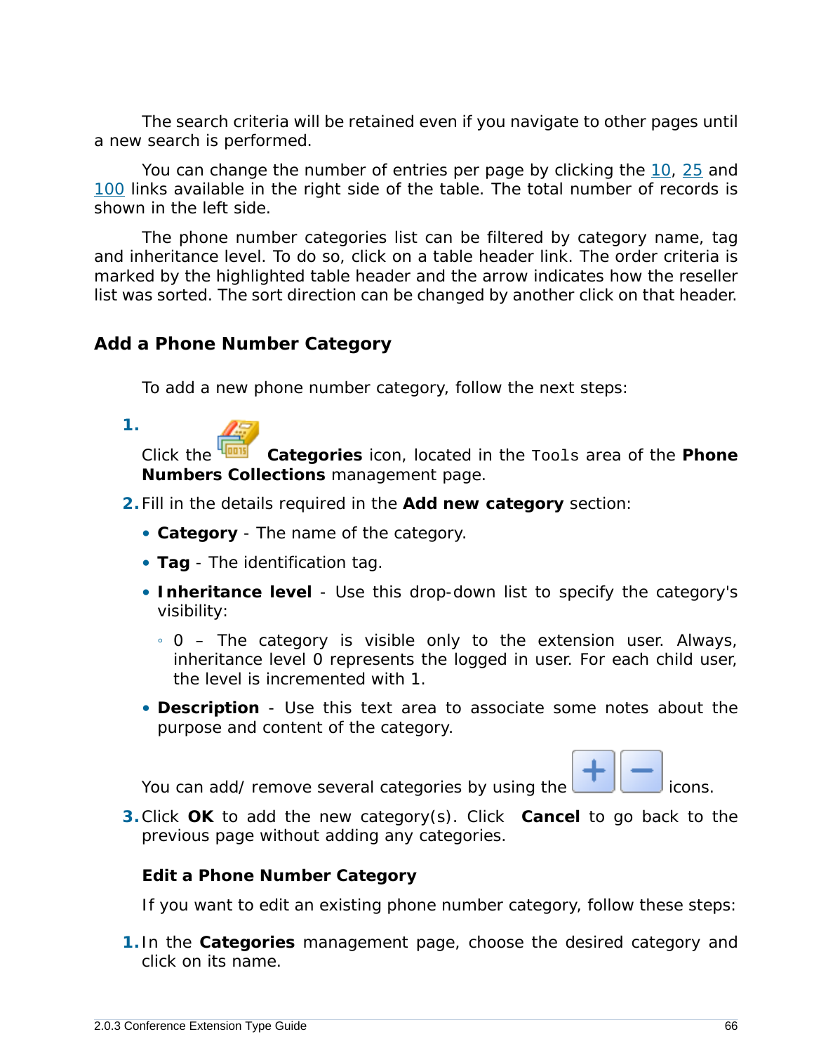The search criteria will be retained even if you navigate to other pages until a new search is performed.

You can change the number of entries per page by clicking the 10, 25 and 100 links available in the right side of the table. The total number of records is shown in the left side.

The phone number categories list can be filtered by category name, tag and inheritance level. To do so, click on a table header link. The order criteria is marked by the highlighted table header and the arrow indicates how the reseller list was sorted. The sort direction can be changed by another click on that header.

## Add a Phone Number Category

To add a new phone number category, follow the next steps:

1. Click the **Categories** icon, located in the `Tools` area of the **Phone Numbers Collections** management page.
2. Fill in the details required in the **Add new category** section:
   - **Category** - The name of the category.
   - **Tag** - The identification tag.
   - **Inheritance level** - Use this drop-down list to specify the category's visibility:
     - 0 – The category is visible only to the extension user. Always, inheritance level 0 represents the logged in user. For each child user, the level is incremented with 1.
   - **Description** - Use this text area to associate some notes about the purpose and content of the category.

   You can add/ remove several categories by using the icons.
3. Click **OK** to add the new category(s). Click **Cancel** to go back to the previous page without adding any categories.

### Edit a Phone Number Category

If you want to edit an existing phone number category, follow these steps:

1. In the **Categories** management page, choose the desired category and click on its name.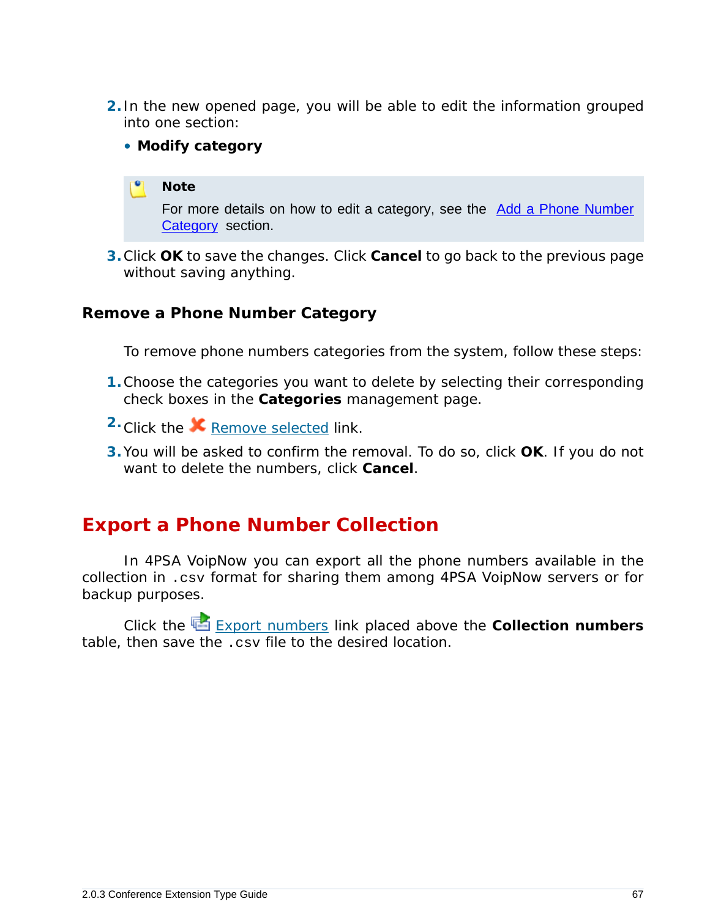2. In the new opened page, you will be able to edit the information grouped into one section:

   - **Modify category**

   > **Note**
   >
   > For more details on how to edit a category, see the Add a Phone Number Category section.

3. Click **OK** to save the changes. Click **Cancel** to go back to the previous page without saving anything.

### Remove a Phone Number Category

To remove phone numbers categories from the system, follow these steps:

1. Choose the categories you want to delete by selecting their corresponding check boxes in the **Categories** management page.
2. Click the Remove selected link.
3. You will be asked to confirm the removal. To do so, click **OK**. If you do not want to delete the numbers, click **Cancel**.

## Export a Phone Number Collection

In 4PSA VoipNow you can export all the phone numbers available in the collection in `.csv` format for sharing them among 4PSA VoipNow servers or for backup purposes.

Click the Export numbers link placed above the **Collection numbers** table, then save the `.csv` file to the desired location.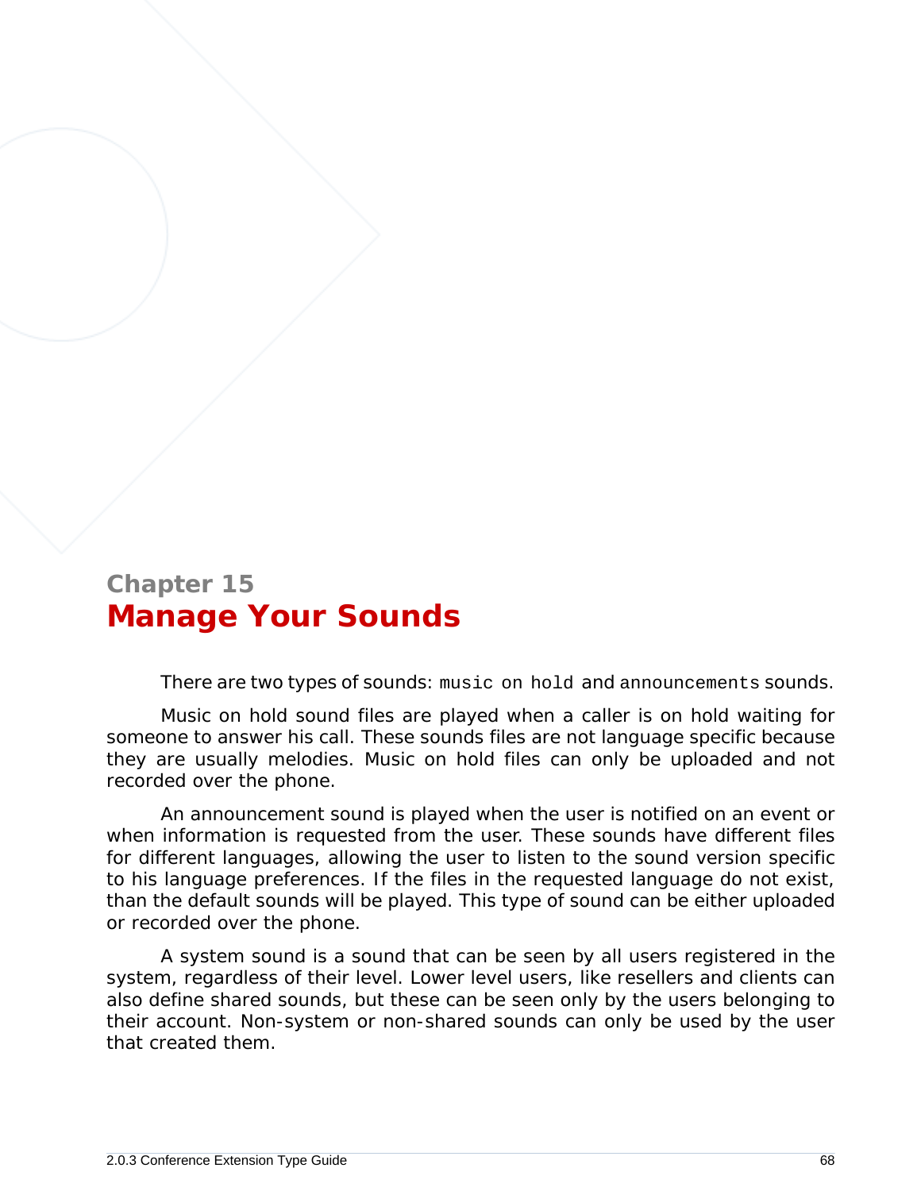# Chapter 15
# Manage Your Sounds

There are two types of sounds: `music on hold` and `announcements` sounds.

Music on hold sound files are played when a caller is on hold waiting for someone to answer his call. These sounds files are not language specific because they are usually melodies. Music on hold files can only be uploaded and not recorded over the phone.

An announcement sound is played when the user is notified on an event or when information is requested from the user. These sounds have different files for different languages, allowing the user to listen to the sound version specific to his language preferences. If the files in the requested language do not exist, than the default sounds will be played. This type of sound can be either uploaded or recorded over the phone.

A system sound is a sound that can be seen by all users registered in the system, regardless of their level. Lower level users, like resellers and clients can also define shared sounds, but these can be seen only by the users belonging to their account. Non-system or non-shared sounds can only be used by the user that created them.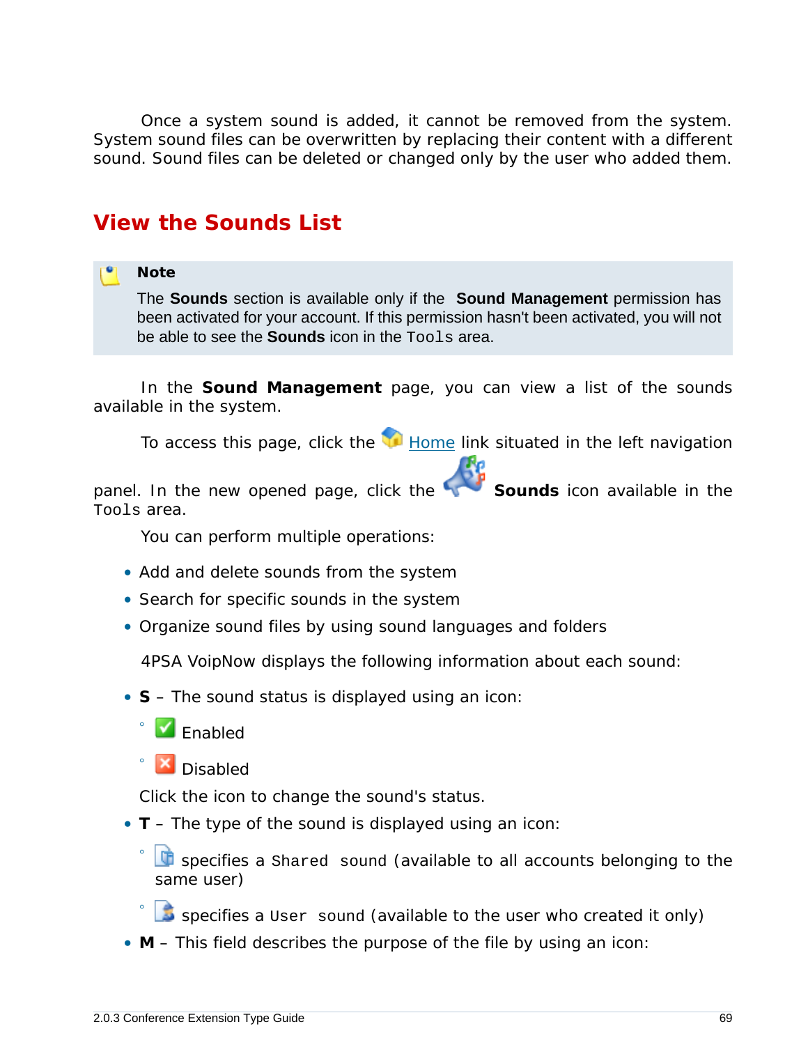Once a system sound is added, it cannot be removed from the system. System sound files can be overwritten by replacing their content with a different sound. Sound files can be deleted or changed only by the user who added them.

## View the Sounds List

> **Note**
>
> The **Sounds** section is available only if the **Sound Management** permission has been activated for your account. If this permission hasn't been activated, you will not be able to see the **Sounds** icon in the `Tools` area.

In the **Sound Management** page, you can view a list of the sounds available in the system.

To access this page, click the Home link situated in the left navigation panel. In the new opened page, click the **Sounds** icon available in the `Tools` area.

You can perform multiple operations:

- Add and delete sounds from the system
- Search for specific sounds in the system
- Organize sound files by using sound languages and folders

4PSA VoipNow displays the following information about each sound:

- **S** – The sound status is displayed using an icon:
  - Enabled
  - Disabled

  Click the icon to change the sound's status.
- **T** – The type of the sound is displayed using an icon:
  - specifies a `Shared` sound (available to all accounts belonging to the same user)
  - specifies a `User` sound (available to the user who created it only)
- **M** – This field describes the purpose of the file by using an icon: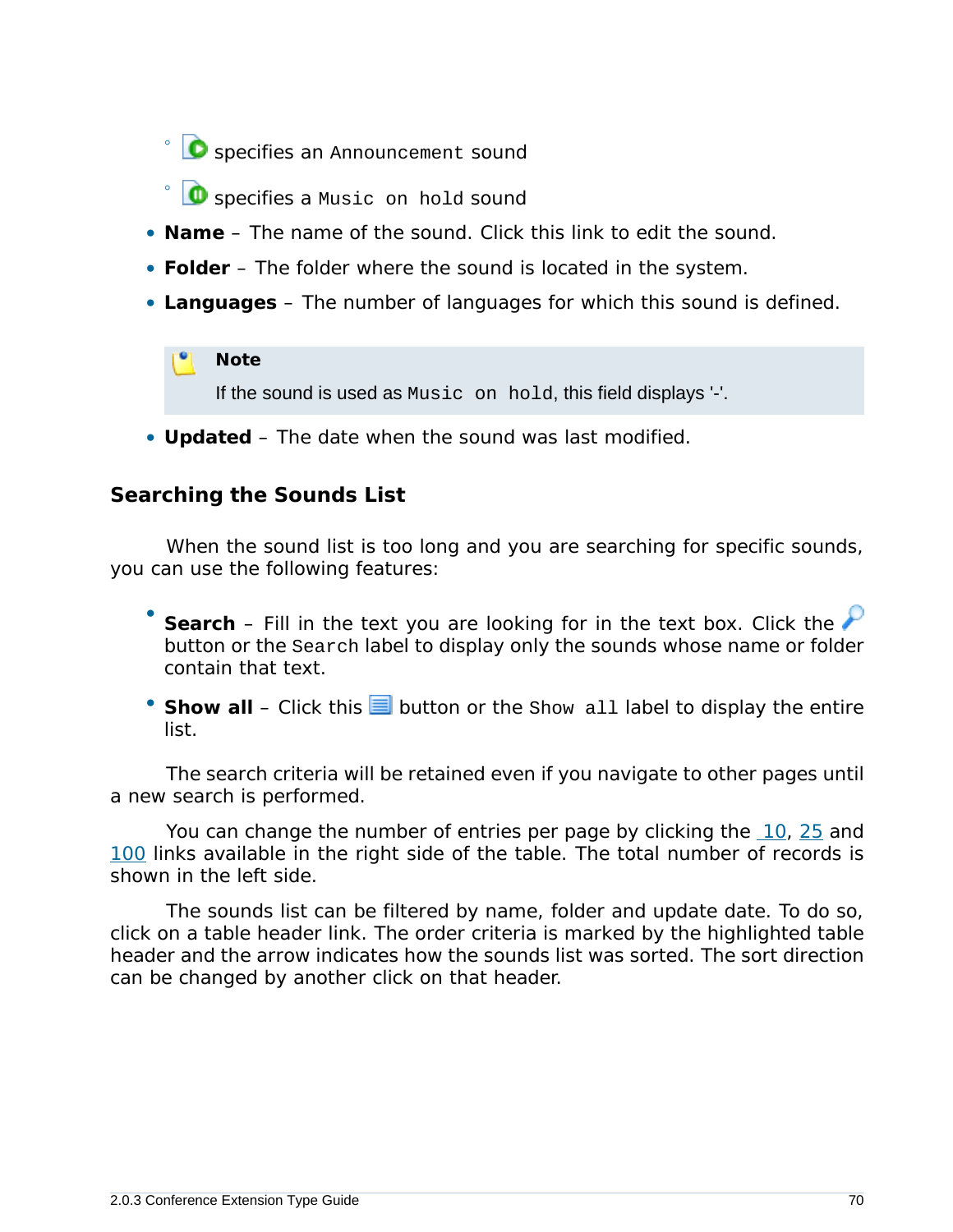- specifies an `Announcement` sound
- specifies a `Music on hold` sound

- **Name** – The name of the sound. Click this link to edit the sound.
- **Folder** – The folder where the sound is located in the system.
- **Languages** – The number of languages for which this sound is defined.

> **Note**
>
> If the sound is used as `Music on hold`, this field displays '-'.

- **Updated** – The date when the sound was last modified.

### Searching the Sounds List

When the sound list is too long and you are searching for specific sounds, you can use the following features:

- **Search** – Fill in the text you are looking for in the text box. Click the button or the `Search` label to display only the sounds whose name or folder contain that text.
- **Show all** – Click this button or the `Show all` label to display the entire list.

The search criteria will be retained even if you navigate to other pages until a new search is performed.

You can change the number of entries per page by clicking the 10, 25 and 100 links available in the right side of the table. The total number of records is shown in the left side.

The sounds list can be filtered by name, folder and update date. To do so, click on a table header link. The order criteria is marked by the highlighted table header and the arrow indicates how the sounds list was sorted. The sort direction can be changed by another click on that header.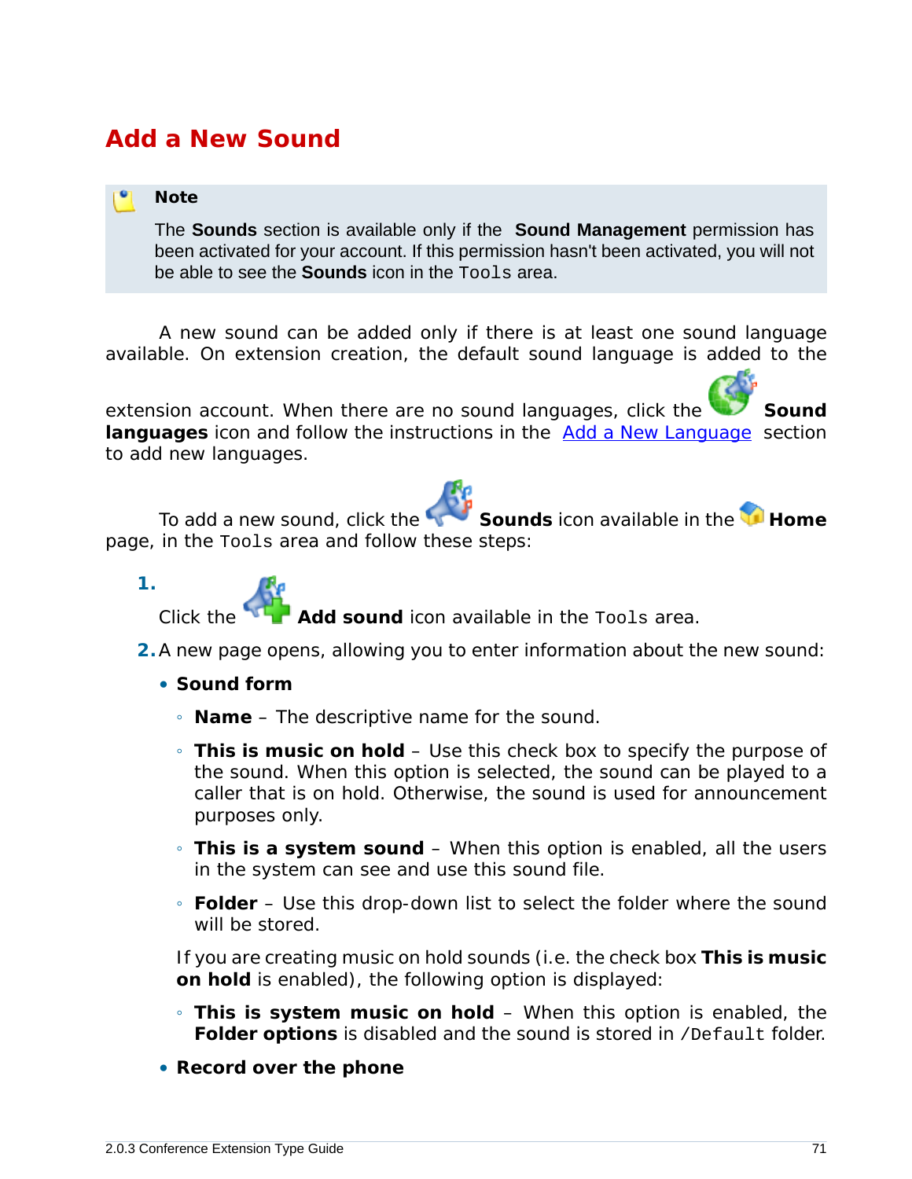## Add a New Sound

> **Note**
>
> The **Sounds** section is available only if the **Sound Management** permission has been activated for your account. If this permission hasn't been activated, you will not be able to see the **Sounds** icon in the `Tools` area.

A new sound can be added only if there is at least one sound language available. On extension creation, the default sound language is added to the extension account. When there are no sound languages, click the **Sound languages** icon and follow the instructions in the [Add a New Language](#) section to add new languages.

To add a new sound, click the **Sounds** icon available in the **Home** page, in the `Tools` area and follow these steps:

1. Click the **Add sound** icon available in the `Tools` area.
2. A new page opens, allowing you to enter information about the new sound:
   - **Sound form**
     - **Name** – The descriptive name for the sound.
     - **This is music on hold** – Use this check box to specify the purpose of the sound. When this option is selected, the sound can be played to a caller that is on hold. Otherwise, the sound is used for announcement purposes only.
     - **This is a system sound** – When this option is enabled, all the users in the system can see and use this sound file.
     - **Folder** – Use this drop-down list to select the folder where the sound will be stored.

     If you are creating music on hold sounds (i.e. the check box **This is music on hold** is enabled), the following option is displayed:

     - **This is system music on hold** – When this option is enabled, the **Folder options** is disabled and the sound is stored in `/Default` folder.
   - **Record over the phone**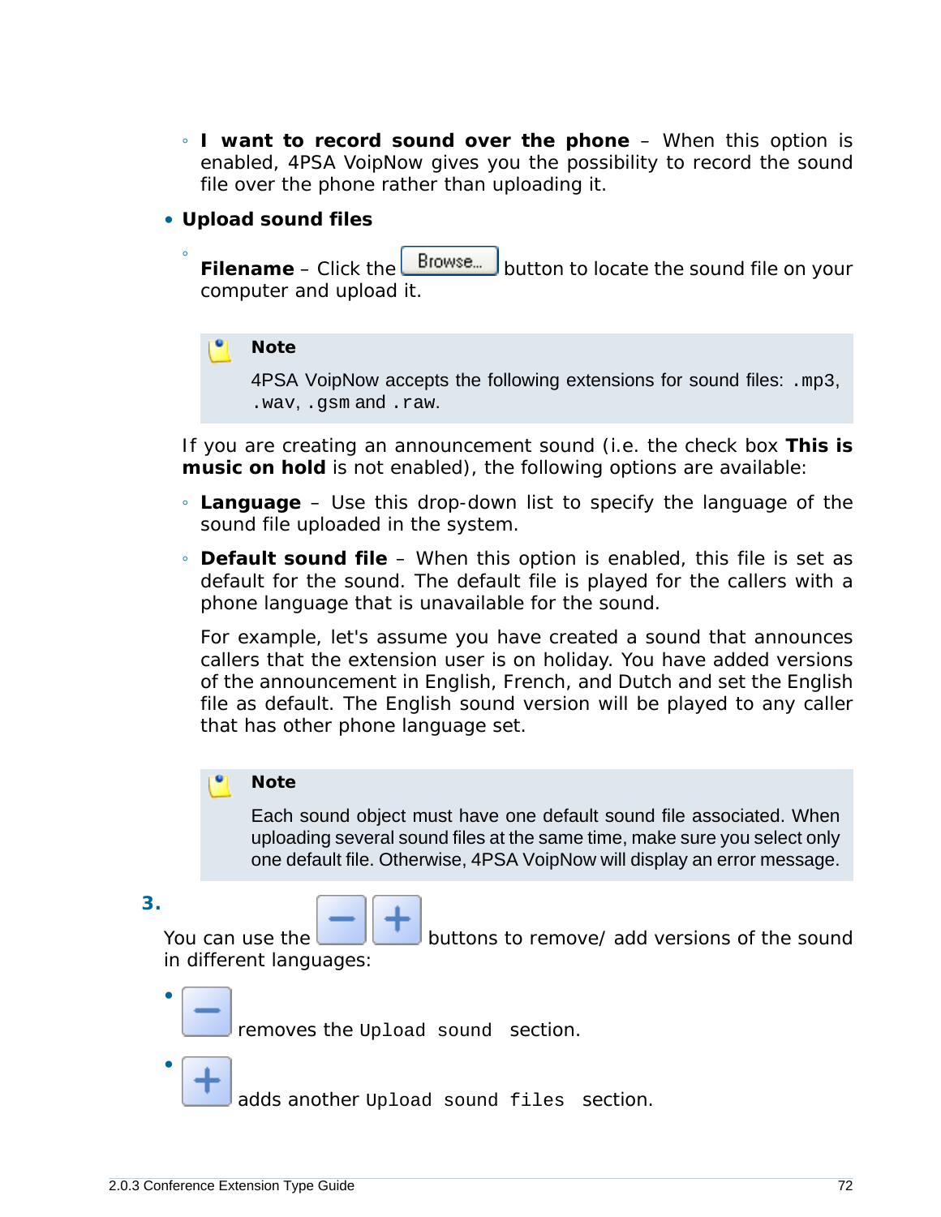- **I want to record sound over the phone** – When this option is enabled, 4PSA VoipNow gives you the possibility to record the sound file over the phone rather than uploading it.

- **Upload sound files**
  - **Filename** – Click the Browse... button to locate the sound file on your computer and upload it.

> **Note**
>
> 4PSA VoipNow accepts the following extensions for sound files: `.mp3`, `.wav`, `.gsm` and `.raw`.

If you are creating an announcement sound (i.e. the check box **This is music on hold** is not enabled), the following options are available:

- **Language** – Use this drop-down list to specify the language of the sound file uploaded in the system.
- **Default sound file** – When this option is enabled, this file is set as default for the sound. The default file is played for the callers with a phone language that is unavailable for the sound.

  For example, let's assume you have created a sound that announces callers that the extension user is on holiday. You have added versions of the announcement in English, French, and Dutch and set the English file as default. The English sound version will be played to any caller that has other phone language set.

> **Note**
>
> Each sound object must have one default sound file associated. When uploading several sound files at the same time, make sure you select only one default file. Otherwise, 4PSA VoipNow will display an error message.

3. You can use the − + buttons to remove/ add versions of the sound in different languages:

   - − removes the `Upload sound` section.
   - + adds another `Upload sound files` section.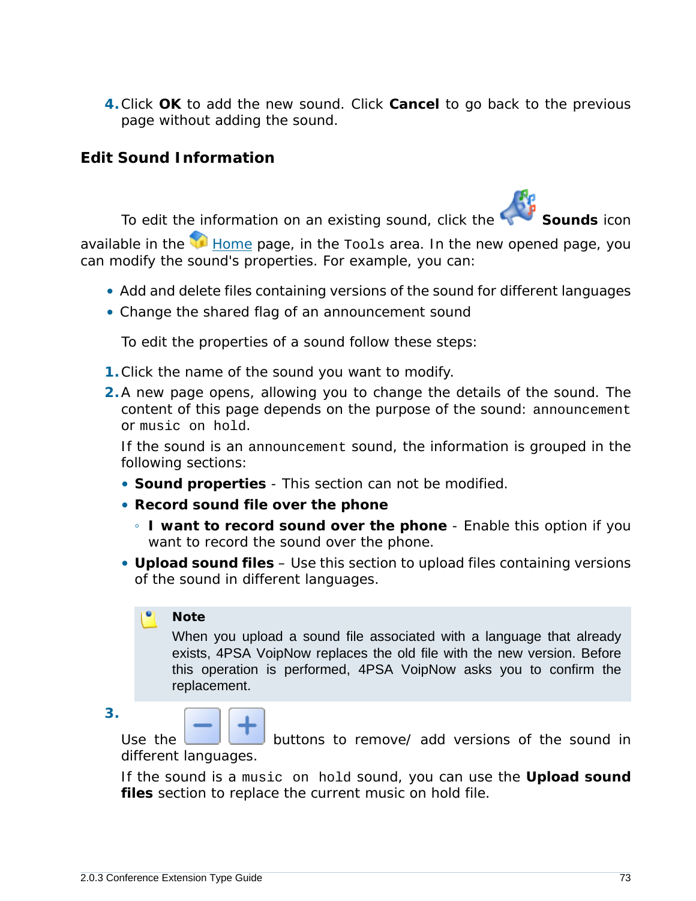4. Click **OK** to add the new sound. Click **Cancel** to go back to the previous page without adding the sound.

## Edit Sound Information

To edit the information on an existing sound, click the **Sounds** icon available in the Home page, in the `Tools` area. In the new opened page, you can modify the sound's properties. For example, you can:

- Add and delete files containing versions of the sound for different languages
- Change the shared flag of an announcement sound

To edit the properties of a sound follow these steps:

1. Click the name of the sound you want to modify.
2. A new page opens, allowing you to change the details of the sound. The content of this page depends on the purpose of the sound: `announcement` or `music on hold`.

   If the sound is an `announcement` sound, the information is grouped in the following sections:

   - **Sound properties** - This section can not be modified.
   - **Record sound file over the phone**
     - **I want to record sound over the phone** - Enable this option if you want to record the sound over the phone.
   - **Upload sound files** – Use this section to upload files containing versions of the sound in different languages.

   > **Note**
   >
   > When you upload a sound file associated with a language that already exists, 4PSA VoipNow replaces the old file with the new version. Before this operation is performed, 4PSA VoipNow asks you to confirm the replacement.

3. Use the buttons to remove/ add versions of the sound in different languages.

   If the sound is a `music on hold` sound, you can use the **Upload sound files** section to replace the current music on hold file.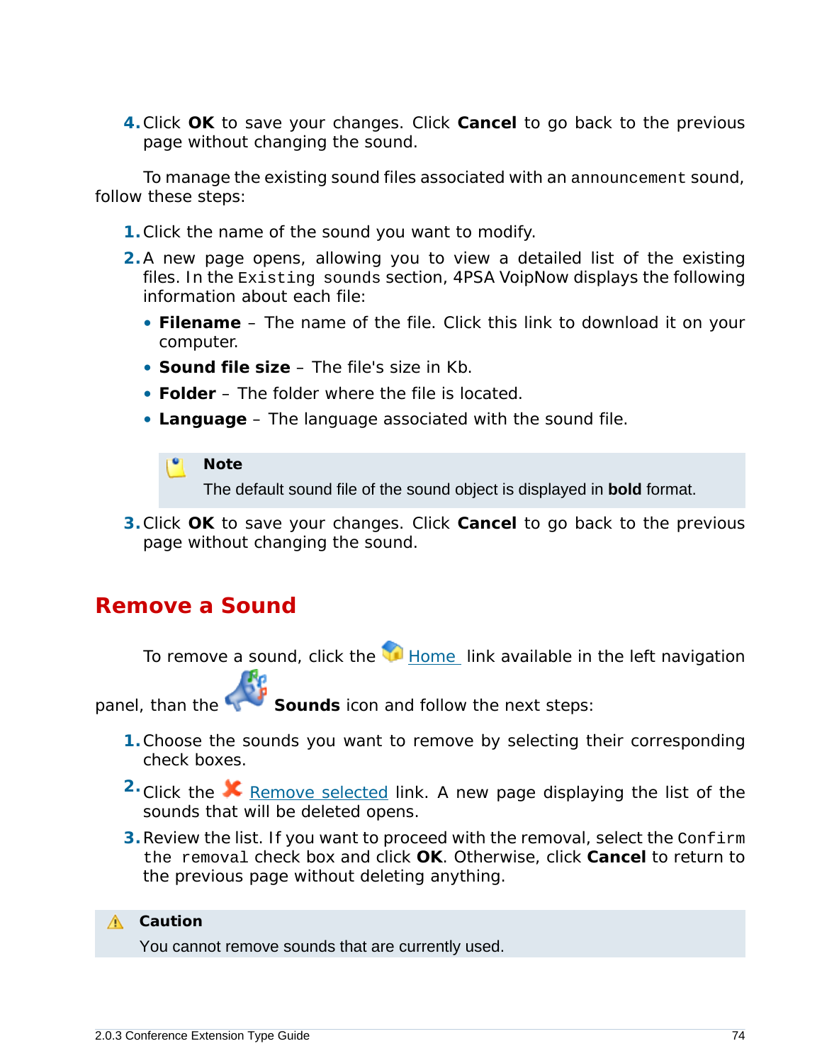4. Click **OK** to save your changes. Click **Cancel** to go back to the previous page without changing the sound.

To manage the existing sound files associated with an `announcement` sound, follow these steps:

1. Click the name of the sound you want to modify.
2. A new page opens, allowing you to view a detailed list of the existing files. In the `Existing sounds` section, 4PSA VoipNow displays the following information about each file:
   - **Filename** – The name of the file. Click this link to download it on your computer.
   - **Sound file size** – The file's size in Kb.
   - **Folder** – The folder where the file is located.
   - **Language** – The language associated with the sound file.

   > **Note**
   >
   > The default sound file of the sound object is displayed in **bold** format.

3. Click **OK** to save your changes. Click **Cancel** to go back to the previous page without changing the sound.

## Remove a Sound

To remove a sound, click the Home link available in the left navigation panel, than the **Sounds** icon and follow the next steps:

1. Choose the sounds you want to remove by selecting their corresponding check boxes.
2. Click the Remove selected link. A new page displaying the list of the sounds that will be deleted opens.
3. Review the list. If you want to proceed with the removal, select the `Confirm the removal` check box and click **OK**. Otherwise, click **Cancel** to return to the previous page without deleting anything.

> **Caution**
>
> You cannot remove sounds that are currently used.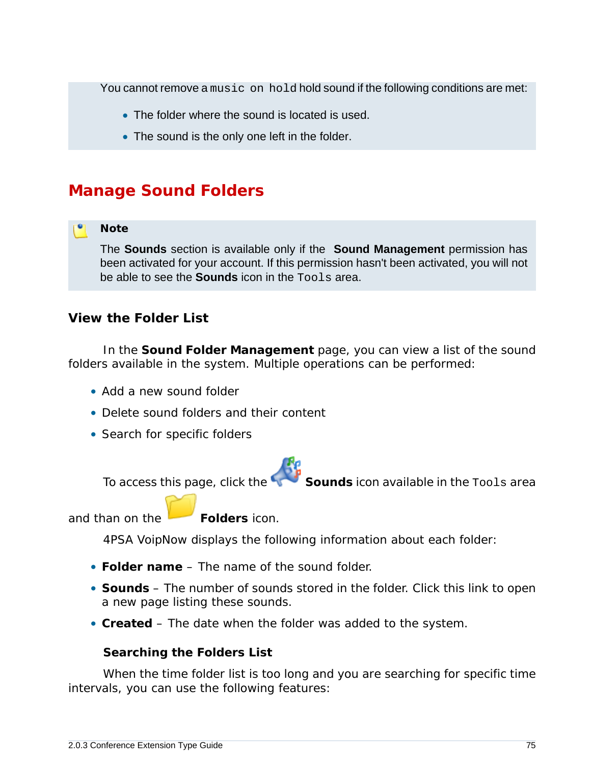You cannot remove a `music on hold` hold sound if the following conditions are met:

- The folder where the sound is located is used.
- The sound is the only one left in the folder.

## Manage Sound Folders

**Note**

The **Sounds** section is available only if the **Sound Management** permission has been activated for your account. If this permission hasn't been activated, you will not be able to see the **Sounds** icon in the `Tools` area.

### View the Folder List

In the **Sound Folder Management** page, you can view a list of the sound folders available in the system. Multiple operations can be performed:

- Add a new sound folder
- Delete sound folders and their content
- Search for specific folders

To access this page, click the **Sounds** icon available in the `Tools` area and than on the **Folders** icon.

4PSA VoipNow displays the following information about each folder:

- **Folder name** – The name of the sound folder.
- **Sounds** – The number of sounds stored in the folder. Click this link to open a new page listing these sounds.
- **Created** – The date when the folder was added to the system.

#### Searching the Folders List

When the time folder list is too long and you are searching for specific time intervals, you can use the following features: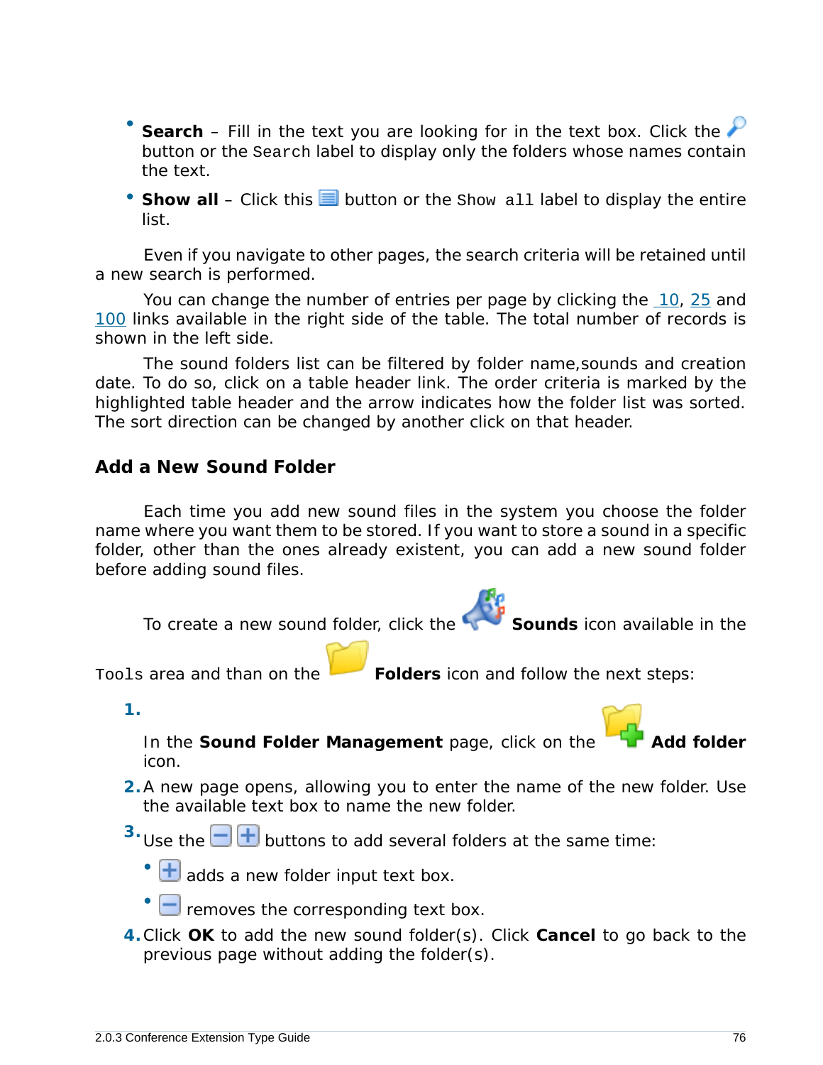- **Search** – Fill in the text you are looking for in the text box. Click the button or the `Search` label to display only the folders whose names contain the text.
- **Show all** – Click this button or the `Show all` label to display the entire list.

Even if you navigate to other pages, the search criteria will be retained until a new search is performed.

You can change the number of entries per page by clicking the 10, 25 and 100 links available in the right side of the table. The total number of records is shown in the left side.

The sound folders list can be filtered by folder name,sounds and creation date. To do so, click on a table header link. The order criteria is marked by the highlighted table header and the arrow indicates how the folder list was sorted. The sort direction can be changed by another click on that header.

## Add a New Sound Folder

Each time you add new sound files in the system you choose the folder name where you want them to be stored. If you want to store a sound in a specific folder, other than the ones already existent, you can add a new sound folder before adding sound files.

To create a new sound folder, click the **Sounds** icon available in the `Tools` area and than on the **Folders** icon and follow the next steps:

1. In the **Sound Folder Management** page, click on the **Add folder** icon.
2. A new page opens, allowing you to enter the name of the new folder. Use the available text box to name the new folder.
3. Use the buttons to add several folders at the same time:
   - adds a new folder input text box.
   - removes the corresponding text box.
4. Click **OK** to add the new sound folder(s). Click **Cancel** to go back to the previous page without adding the folder(s).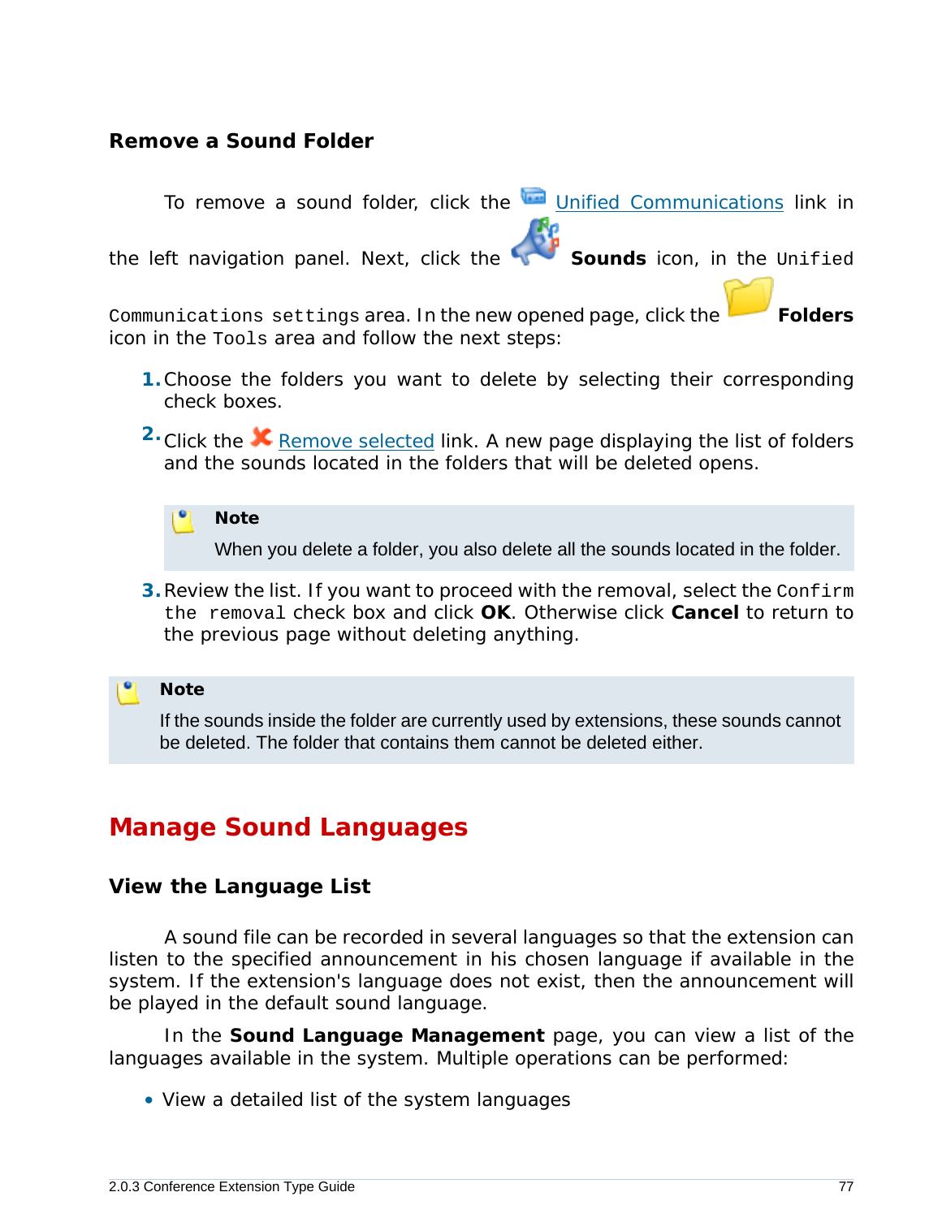### Remove a Sound Folder

To remove a sound folder, click the Unified Communications link in the left navigation panel. Next, click the **Sounds** icon, in the `Unified Communications settings` area. In the new opened page, click the **Folders** icon in the `Tools` area and follow the next steps:

1. Choose the folders you want to delete by selecting their corresponding check boxes.
2. Click the Remove selected link. A new page displaying the list of folders and the sounds located in the folders that will be deleted opens.

   > **Note**
   >
   > When you delete a folder, you also delete all the sounds located in the folder.

3. Review the list. If you want to proceed with the removal, select the `Confirm the removal` check box and click **OK**. Otherwise click **Cancel** to return to the previous page without deleting anything.

> **Note**
>
> If the sounds inside the folder are currently used by extensions, these sounds cannot be deleted. The folder that contains them cannot be deleted either.

## Manage Sound Languages

### View the Language List

A sound file can be recorded in several languages so that the extension can listen to the specified announcement in his chosen language if available in the system. If the extension's language does not exist, then the announcement will be played in the default sound language.

In the **Sound Language Management** page, you can view a list of the languages available in the system. Multiple operations can be performed:

- View a detailed list of the system languages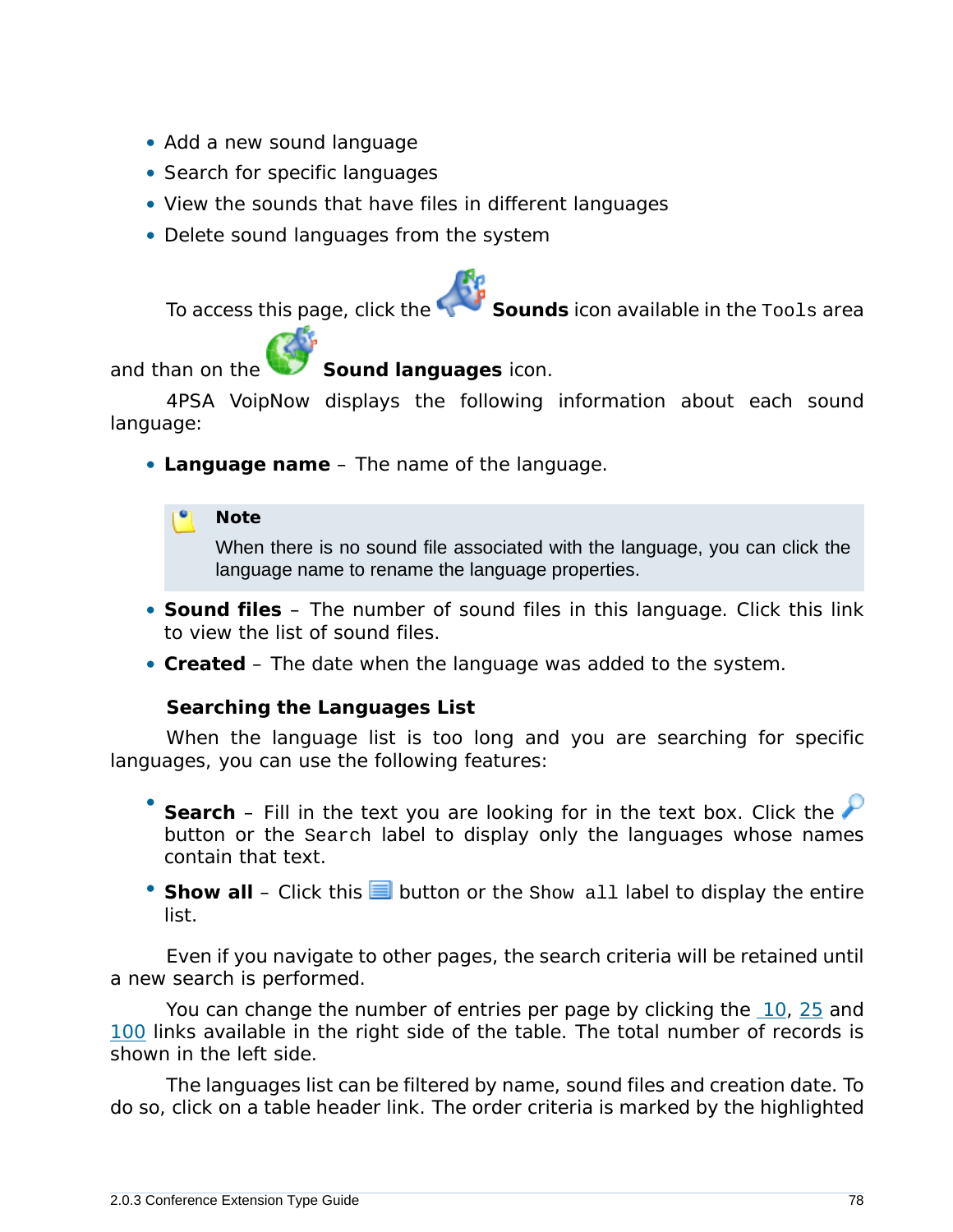- Add a new sound language
- Search for specific languages
- View the sounds that have files in different languages
- Delete sound languages from the system

To access this page, click the **Sounds** icon available in the `Tools` area and than on the **Sound languages** icon.

4PSA VoipNow displays the following information about each sound language:

- **Language name** – The name of the language.

> **Note**
>
> When there is no sound file associated with the language, you can click the language name to rename the language properties.

- **Sound files** – The number of sound files in this language. Click this link to view the list of sound files.
- **Created** – The date when the language was added to the system.

**Searching the Languages List**

When the language list is too long and you are searching for specific languages, you can use the following features:

- **Search** – Fill in the text you are looking for in the text box. Click the button or the `Search` label to display only the languages whose names contain that text.
- **Show all** – Click this button or the `Show all` label to display the entire list.

Even if you navigate to other pages, the search criteria will be retained until a new search is performed.

You can change the number of entries per page by clicking the 10, 25 and 100 links available in the right side of the table. The total number of records is shown in the left side.

The languages list can be filtered by name, sound files and creation date. To do so, click on a table header link. The order criteria is marked by the highlighted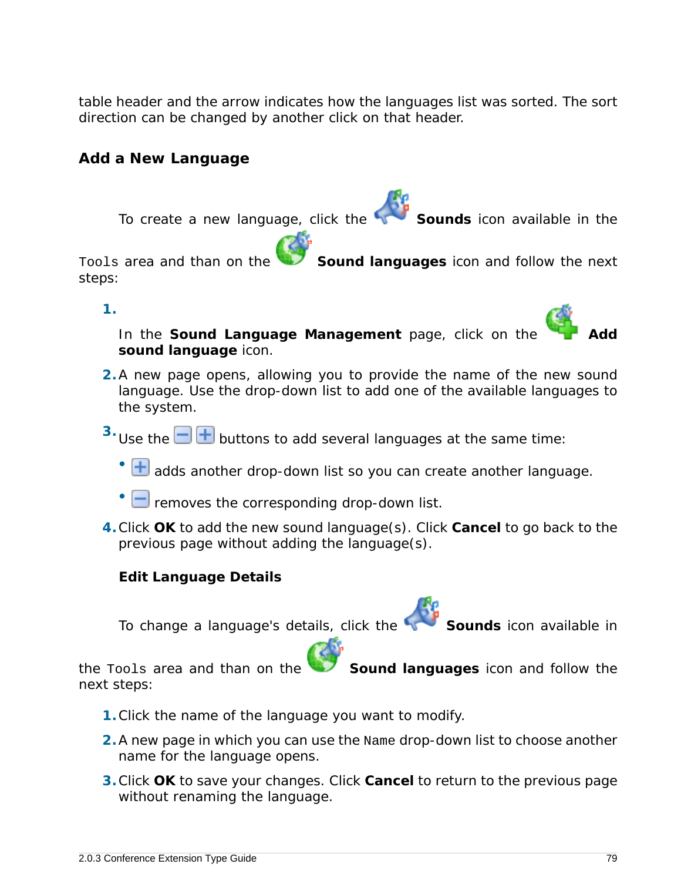table header and the arrow indicates how the languages list was sorted. The sort direction can be changed by another click on that header.

## Add a New Language

To create a new language, click the **Sounds** icon available in the `Tools` area and than on the **Sound languages** icon and follow the next steps:

1. In the **Sound Language Management** page, click on the **Add sound language** icon.
2. A new page opens, allowing you to provide the name of the new sound language. Use the drop-down list to add one of the available languages to the system.
3. Use the buttons to add several languages at the same time:
   - adds another drop-down list so you can create another language.
   - removes the corresponding drop-down list.
4. Click **OK** to add the new sound language(s). Click **Cancel** to go back to the previous page without adding the language(s).

### Edit Language Details

To change a language's details, click the **Sounds** icon available in the `Tools` area and than on the **Sound languages** icon and follow the next steps:

1. Click the name of the language you want to modify.
2. A new page in which you can use the `Name` drop-down list to choose another name for the language opens.
3. Click **OK** to save your changes. Click **Cancel** to return to the previous page without renaming the language.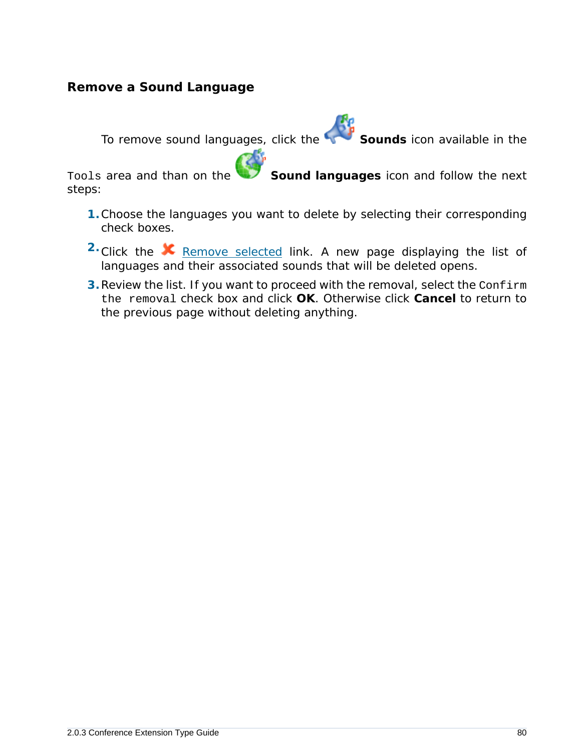## Remove a Sound Language

To remove sound languages, click the **Sounds** icon available in the `Tools` area and than on the **Sound languages** icon and follow the next steps:

1. Choose the languages you want to delete by selecting their corresponding check boxes.
2. Click the Remove selected link. A new page displaying the list of languages and their associated sounds that will be deleted opens.
3. Review the list. If you want to proceed with the removal, select the `Confirm the removal` check box and click **OK**. Otherwise click **Cancel** to return to the previous page without deleting anything.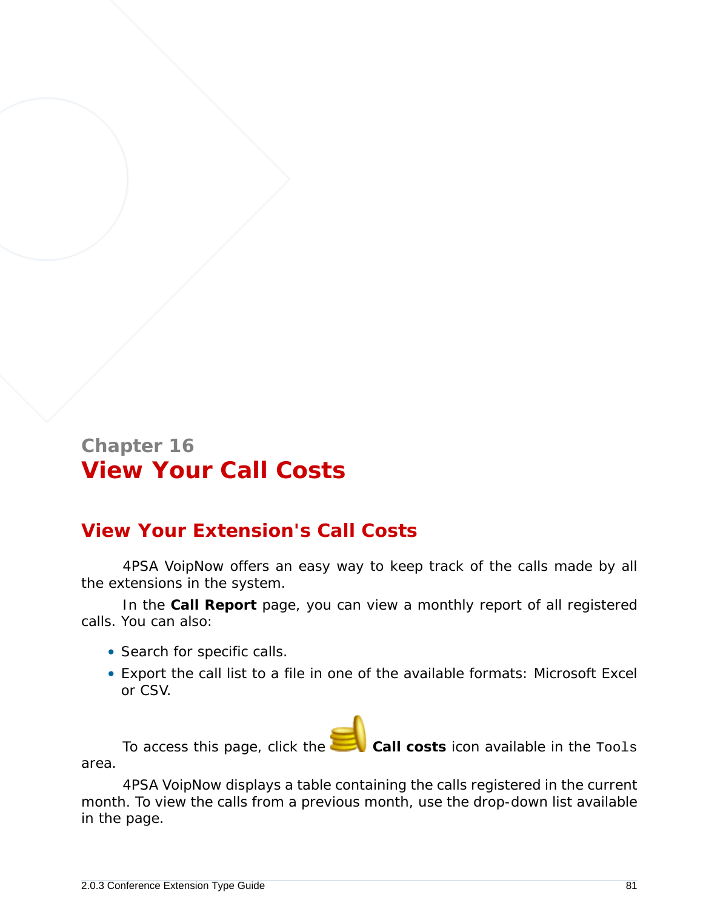Chapter 16

# View Your Call Costs

## View Your Extension's Call Costs

4PSA VoipNow offers an easy way to keep track of the calls made by all the extensions in the system.

In the **Call Report** page, you can view a monthly report of all registered calls. You can also:

- Search for specific calls.
- Export the call list to a file in one of the available formats: Microsoft Excel or CSV.

To access this page, click the **Call costs** icon available in the `Tools` area.

4PSA VoipNow displays a table containing the calls registered in the current month. To view the calls from a previous month, use the drop-down list available in the page.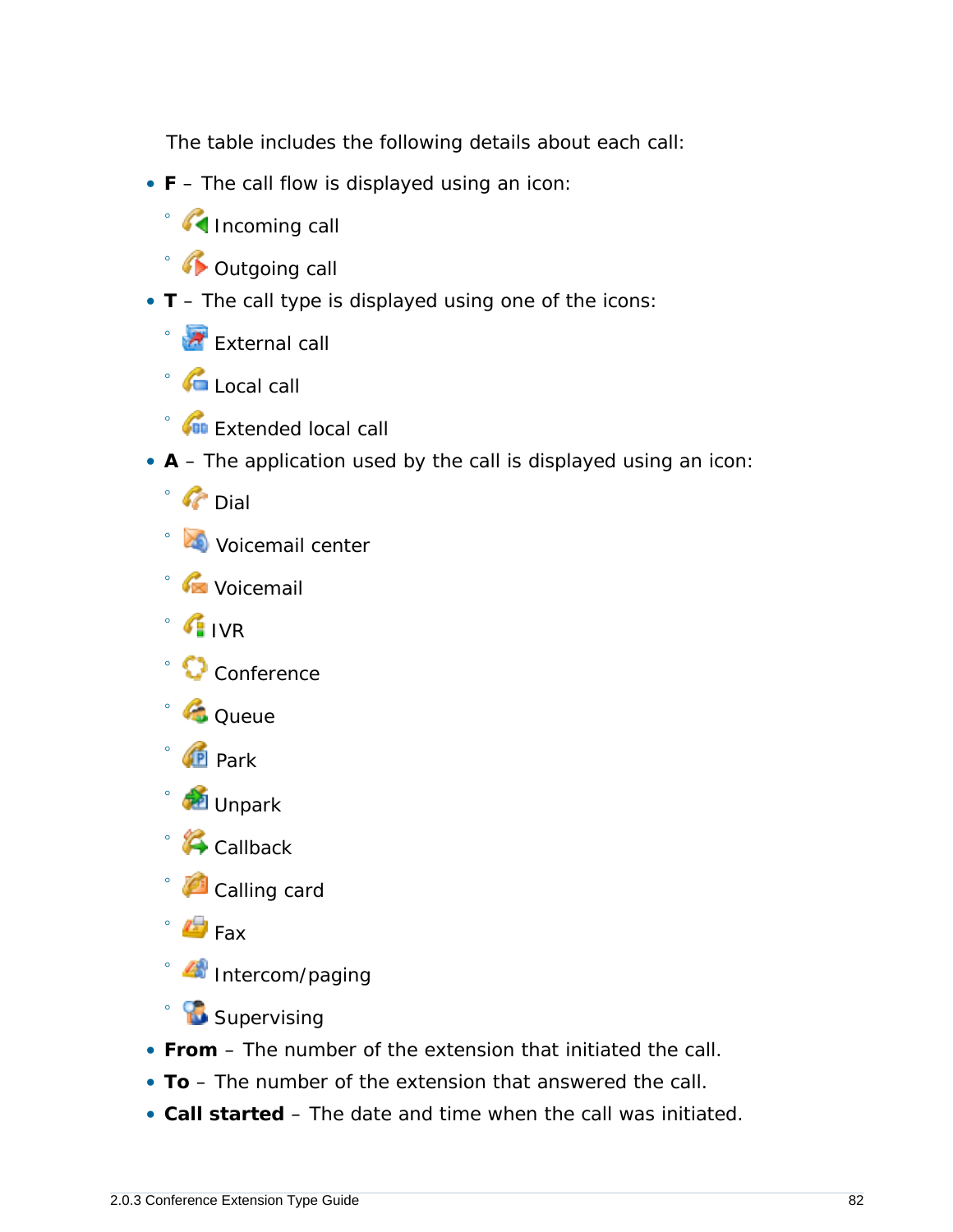The table includes the following details about each call:

- **F** – The call flow is displayed using an icon:
  - Incoming call
  - Outgoing call
- **T** – The call type is displayed using one of the icons:
  - External call
  - Local call
  - Extended local call
- **A** – The application used by the call is displayed using an icon:
  - Dial
  - Voicemail center
  - Voicemail
  - IVR
  - Conference
  - Queue
  - Park
  - Unpark
  - Callback
  - Calling card
  - Fax
  - Intercom/paging
  - Supervising
- **From** – The number of the extension that initiated the call.
- **To** – The number of the extension that answered the call.
- **Call started** – The date and time when the call was initiated.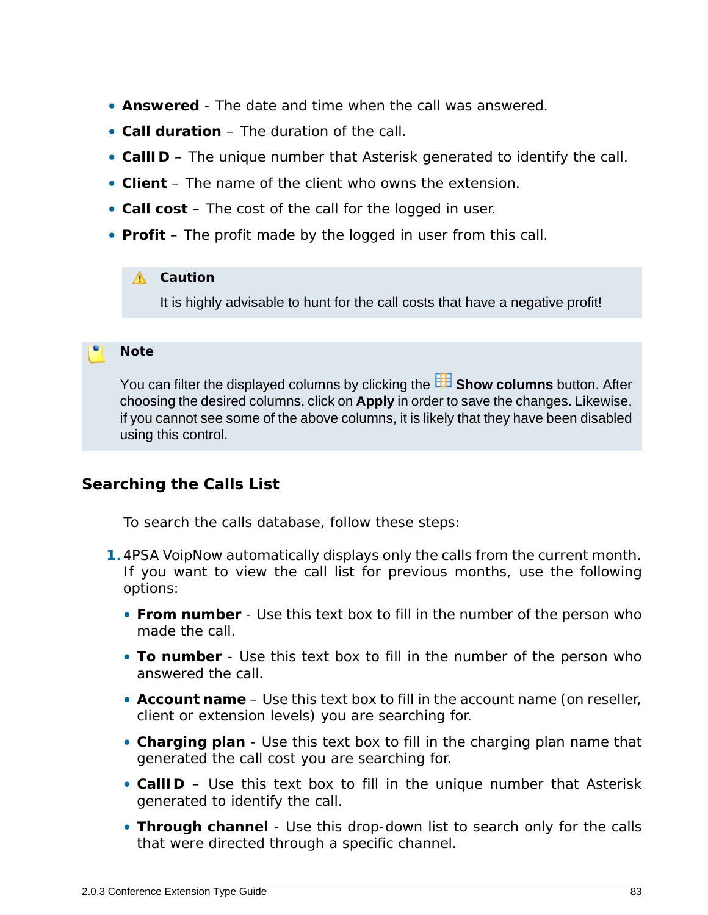- **Answered** - The date and time when the call was answered.
- **Call duration** – The duration of the call.
- **CallID** – The unique number that Asterisk generated to identify the call.
- **Client** – The name of the client who owns the extension.
- **Call cost** – The cost of the call for the logged in user.
- **Profit** – The profit made by the logged in user from this call.

> **Caution**
>
> It is highly advisable to hunt for the call costs that have a negative profit!

> **Note**
>
> You can filter the displayed columns by clicking the **Show columns** button. After choosing the desired columns, click on **Apply** in order to save the changes. Likewise, if you cannot see some of the above columns, it is likely that they have been disabled using this control.

## Searching the Calls List

To search the calls database, follow these steps:

1. 4PSA VoipNow automatically displays only the calls from the current month. If you want to view the call list for previous months, use the following options:
   - **From number** - Use this text box to fill in the number of the person who made the call.
   - **To number** - Use this text box to fill in the number of the person who answered the call.
   - **Account name** – Use this text box to fill in the account name (on reseller, client or extension levels) you are searching for.
   - **Charging plan** - Use this text box to fill in the charging plan name that generated the call cost you are searching for.
   - **CallID** – Use this text box to fill in the unique number that Asterisk generated to identify the call.
   - **Through channel** - Use this drop-down list to search only for the calls that were directed through a specific channel.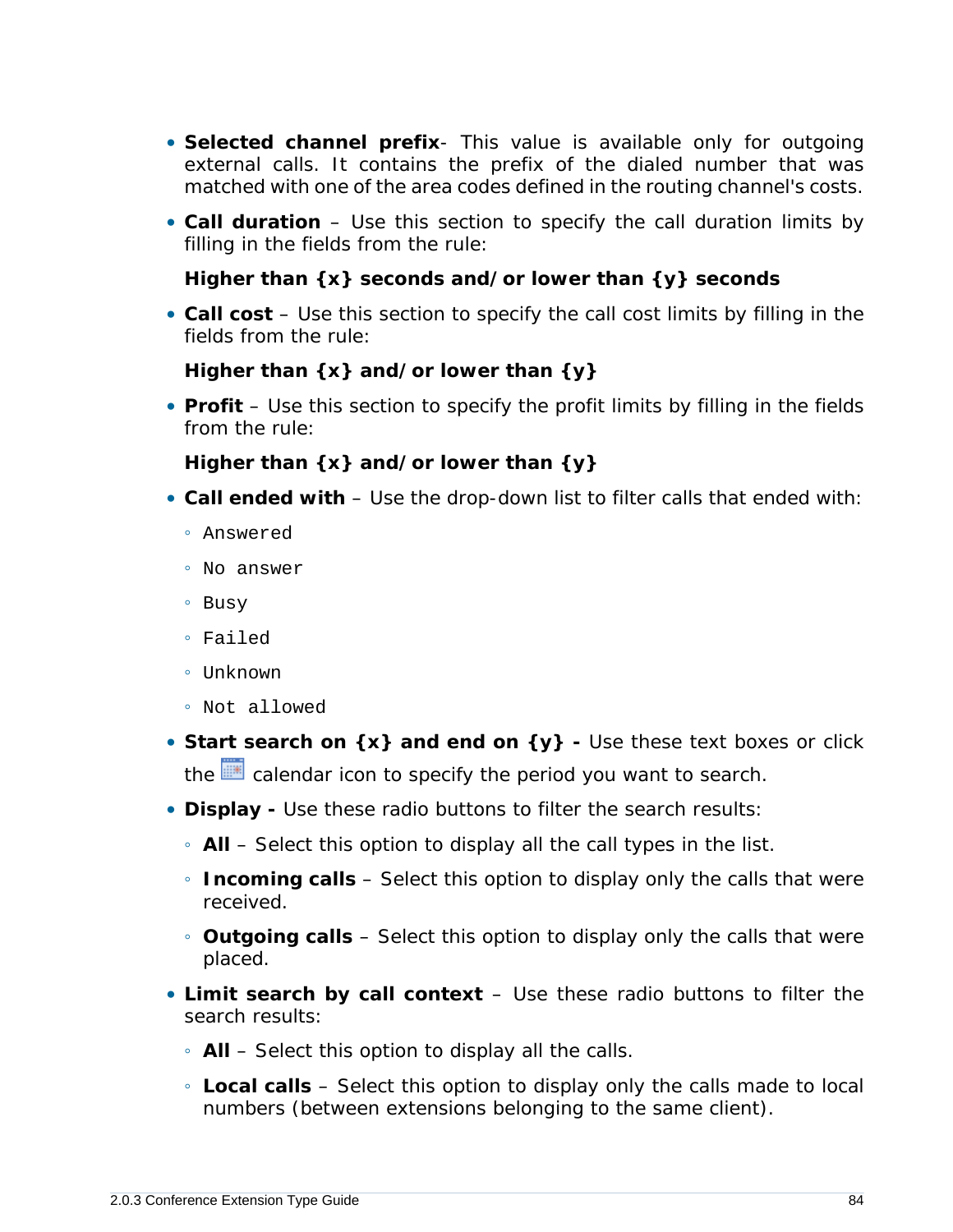- **Selected channel prefix**- This value is available only for outgoing external calls. It contains the prefix of the dialed number that was matched with one of the area codes defined in the routing channel's costs.
- **Call duration** – Use this section to specify the call duration limits by filling in the fields from the rule:

  **Higher than {x} seconds and/or lower than {y} seconds**
- **Call cost** – Use this section to specify the call cost limits by filling in the fields from the rule:

  **Higher than {x} and/or lower than {y}**
- **Profit** – Use this section to specify the profit limits by filling in the fields from the rule:

  **Higher than {x} and/or lower than {y}**
- **Call ended with** – Use the drop-down list to filter calls that ended with:
  - `Answered`
  - `No answer`
  - `Busy`
  - `Failed`
  - `Unknown`
  - `Not allowed`
- **Start search on {x} and end on {y} -** Use these text boxes or click the calendar icon to specify the period you want to search.
- **Display -** Use these radio buttons to filter the search results:
  - **All** – Select this option to display all the call types in the list.
  - **Incoming calls** – Select this option to display only the calls that were received.
  - **Outgoing calls** – Select this option to display only the calls that were placed.
- **Limit search by call context** – Use these radio buttons to filter the search results:
  - **All** – Select this option to display all the calls.
  - **Local calls** – Select this option to display only the calls made to local numbers (between extensions belonging to the same client).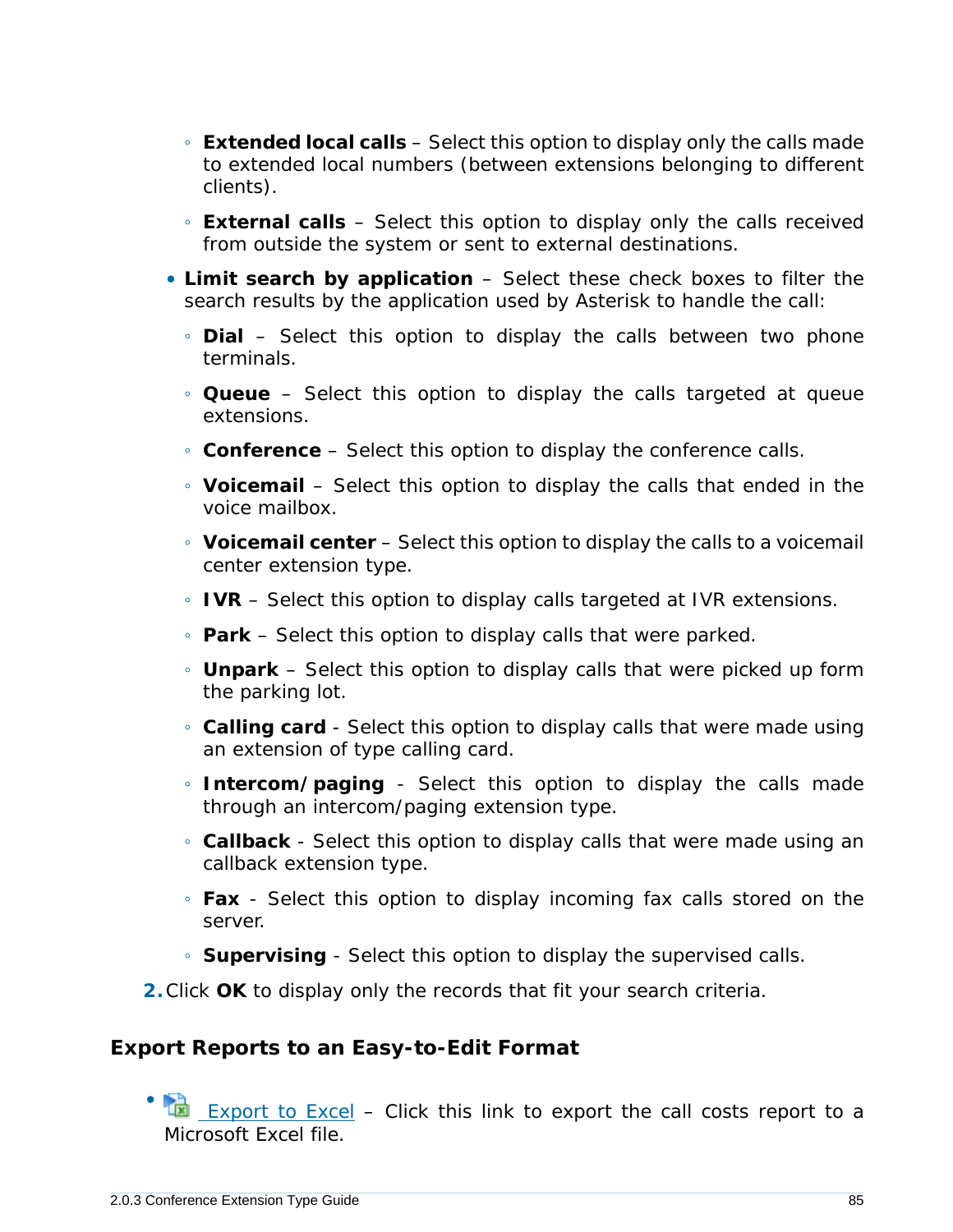- **Extended local calls** – Select this option to display only the calls made to extended local numbers (between extensions belonging to different clients).
   - **External calls** – Select this option to display only the calls received from outside the system or sent to external destinations.
- **Limit search by application** – Select these check boxes to filter the search results by the application used by Asterisk to handle the call:
   - **Dial** – Select this option to display the calls between two phone terminals.
   - **Queue** – Select this option to display the calls targeted at queue extensions.
   - **Conference** – Select this option to display the conference calls.
   - **Voicemail** – Select this option to display the calls that ended in the voice mailbox.
   - **Voicemail center** – Select this option to display the calls to a voicemail center extension type.
   - **IVR** – Select this option to display calls targeted at IVR extensions.
   - **Park** – Select this option to display calls that were parked.
   - **Unpark** – Select this option to display calls that were picked up form the parking lot.
   - **Calling card** - Select this option to display calls that were made using an extension of type calling card.
   - **Intercom/paging** - Select this option to display the calls made through an intercom/paging extension type.
   - **Callback** - Select this option to display calls that were made using an callback extension type.
   - **Fax** - Select this option to display incoming fax calls stored on the server.
   - **Supervising** - Select this option to display the supervised calls.

2. Click **OK** to display only the records that fit your search criteria.

## Export Reports to an Easy-to-Edit Format

- Export to Excel – Click this link to export the call costs report to a Microsoft Excel file.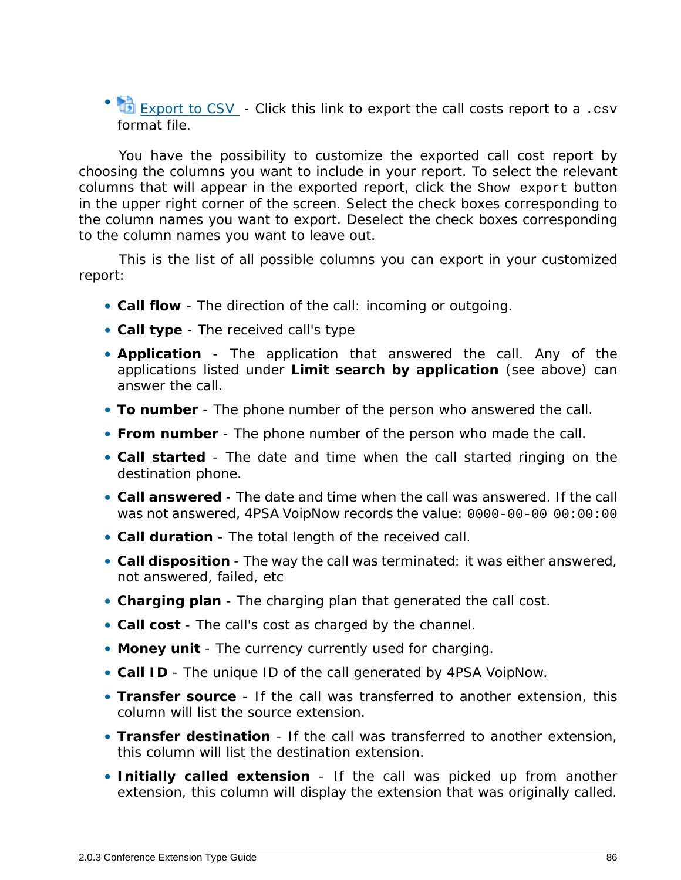- Export to CSV - Click this link to export the call costs report to a `.csv` format file.

You have the possibility to customize the exported call cost report by choosing the columns you want to include in your report. To select the relevant columns that will appear in the exported report, click the `Show export` button in the upper right corner of the screen. Select the check boxes corresponding to the column names you want to export. Deselect the check boxes corresponding to the column names you want to leave out.

This is the list of all possible columns you can export in your customized report:

- **Call flow** - The direction of the call: incoming or outgoing.
- **Call type** - The received call's type
- **Application** - The application that answered the call. Any of the applications listed under **Limit search by application** (see above) can answer the call.
- **To number** - The phone number of the person who answered the call.
- **From number** - The phone number of the person who made the call.
- **Call started** - The date and time when the call started ringing on the destination phone.
- **Call answered** - The date and time when the call was answered. If the call was not answered, 4PSA VoipNow records the value: `0000-00-00 00:00:00`
- **Call duration** - The total length of the received call.
- **Call disposition** - The way the call was terminated: it was either answered, not answered, failed, etc
- **Charging plan** - The charging plan that generated the call cost.
- **Call cost** - The call's cost as charged by the channel.
- **Money unit** - The currency currently used for charging.
- **Call ID** - The unique ID of the call generated by 4PSA VoipNow.
- **Transfer source** - If the call was transferred to another extension, this column will list the source extension.
- **Transfer destination** - If the call was transferred to another extension, this column will list the destination extension.
- **Initially called extension** - If the call was picked up from another extension, this column will display the extension that was originally called.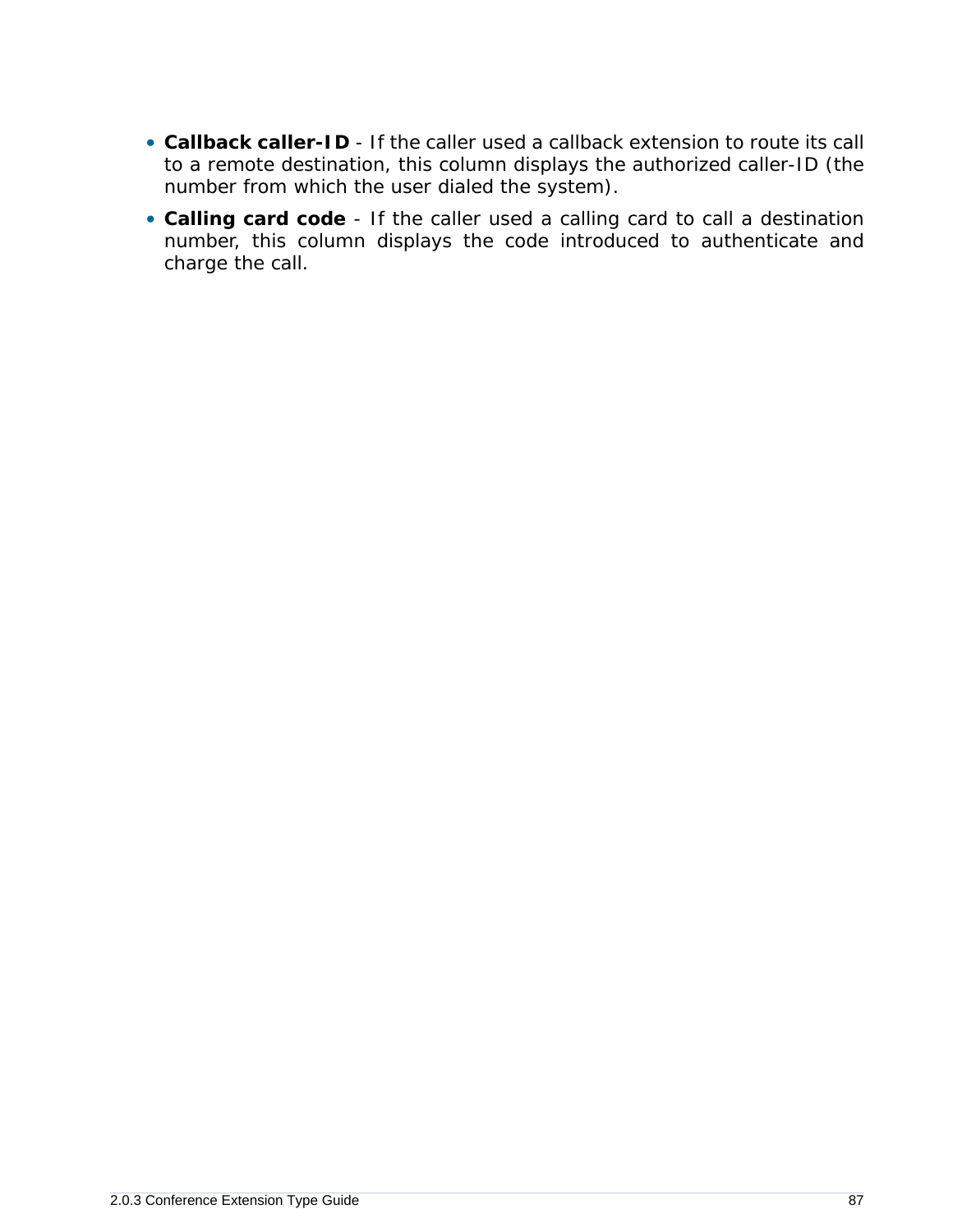- **Callback caller-ID** - If the caller used a callback extension to route its call to a remote destination, this column displays the authorized caller-ID (the number from which the user dialed the system).
- **Calling card code** - If the caller used a calling card to call a destination number, this column displays the code introduced to authenticate and charge the call.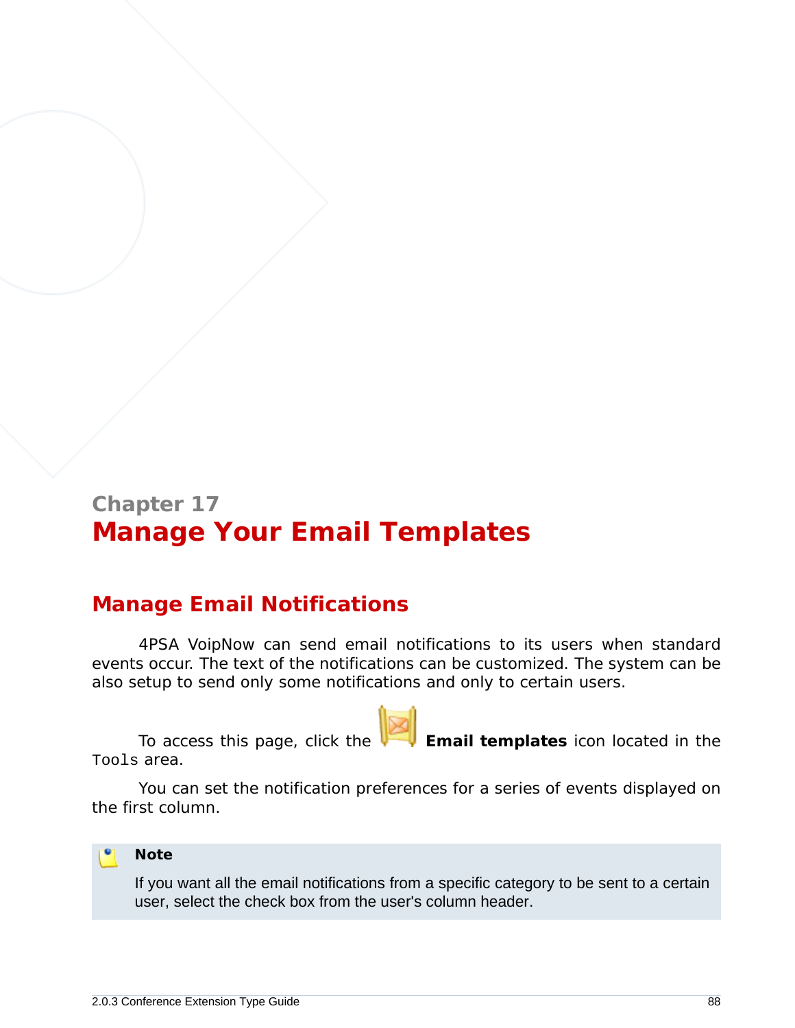Chapter 17

# Manage Your Email Templates

## Manage Email Notifications

4PSA VoipNow can send email notifications to its users when standard events occur. The text of the notifications can be customized. The system can be also setup to send only some notifications and only to certain users.

To access this page, click the **Email templates** icon located in the `Tools` area.

You can set the notification preferences for a series of events displayed on the first column.

> **Note**
>
> If you want all the email notifications from a specific category to be sent to a certain user, select the check box from the user's column header.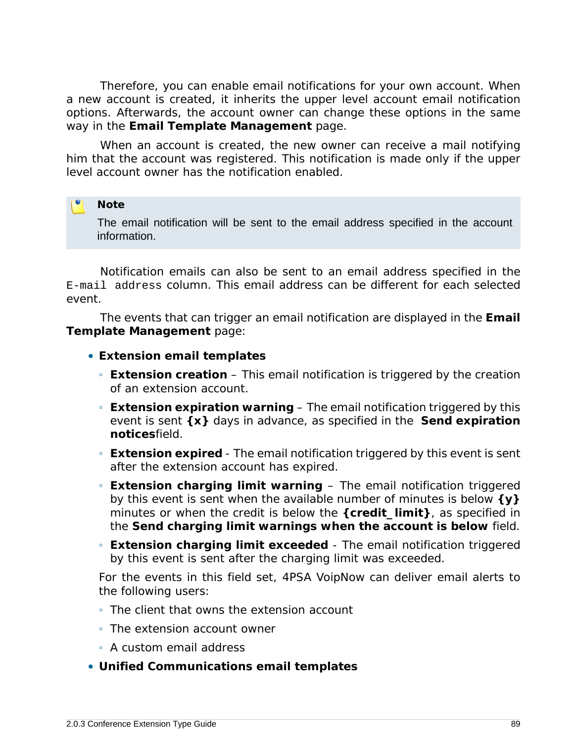Therefore, you can enable email notifications for your own account. When a new account is created, it inherits the upper level account email notification options. Afterwards, the account owner can change these options in the same way in the **Email Template Management** page.

When an account is created, the new owner can receive a mail notifying him that the account was registered. This notification is made only if the upper level account owner has the notification enabled.

> **Note**
>
> The email notification will be sent to the email address specified in the account information.

Notification emails can also be sent to an email address specified in the `E-mail address` column. This email address can be different for each selected event.

The events that can trigger an email notification are displayed in the **Email Template Management** page:

- **Extension email templates**
  - **Extension creation** – This email notification is triggered by the creation of an extension account.
  - **Extension expiration warning** – The email notification triggered by this event is sent **{x}** days in advance, as specified in the **Send expiration notices**field.
  - **Extension expired** - The email notification triggered by this event is sent after the extension account has expired.
  - **Extension charging limit warning** – The email notification triggered by this event is sent when the available number of minutes is below **{y}** minutes or when the credit is below the **{credit_limit}**, as specified in the **Send charging limit warnings when the account is below** field.
  - **Extension charging limit exceeded** - The email notification triggered by this event is sent after the charging limit was exceeded.

  For the events in this field set, 4PSA VoipNow can deliver email alerts to the following users:

  - The client that owns the extension account
  - The extension account owner
  - A custom email address
- **Unified Communications email templates**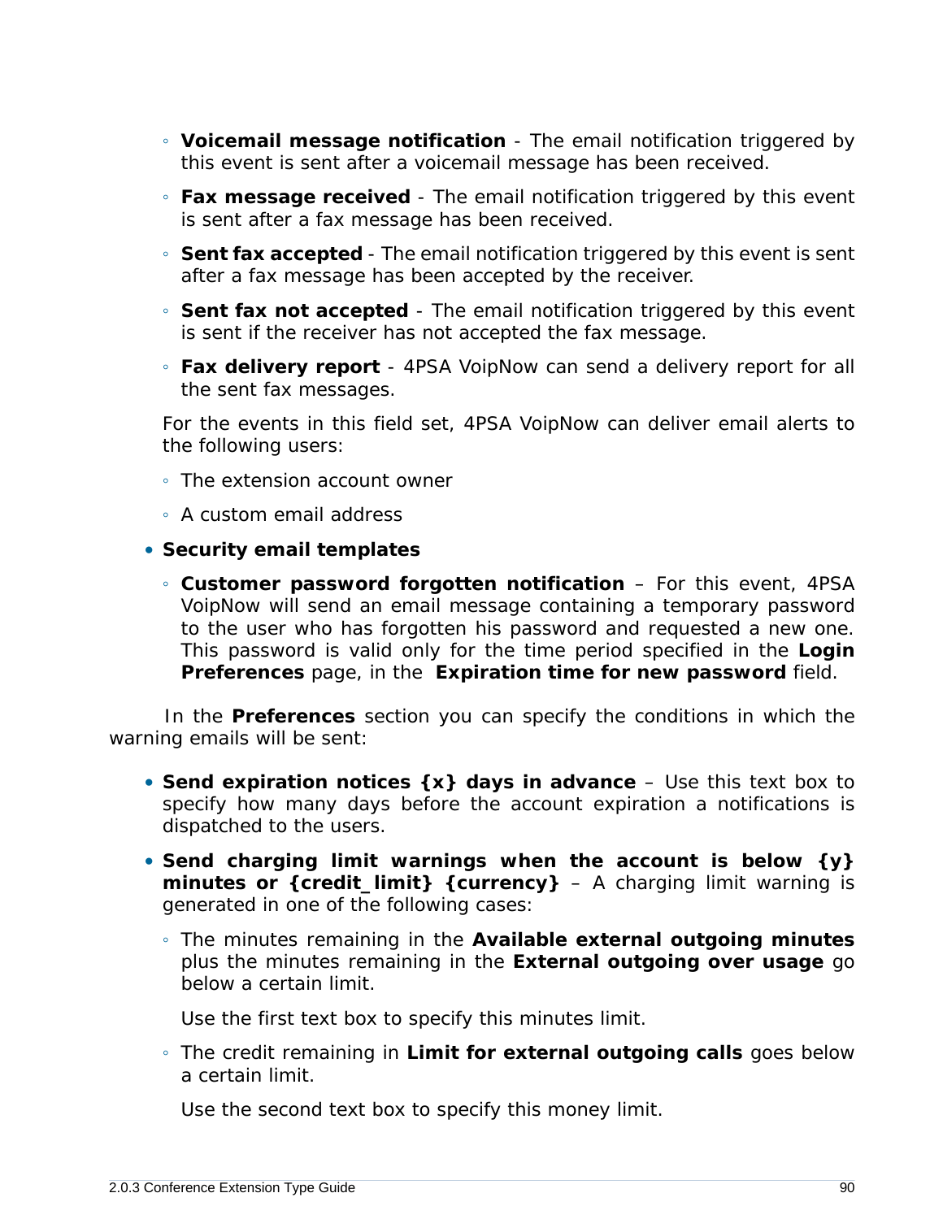- **Voicemail message notification** - The email notification triggered by this event is sent after a voicemail message has been received.
  - **Fax message received** - The email notification triggered by this event is sent after a fax message has been received.
  - **Sent fax accepted** - The email notification triggered by this event is sent after a fax message has been accepted by the receiver.
  - **Sent fax not accepted** - The email notification triggered by this event is sent if the receiver has not accepted the fax message.
  - **Fax delivery report** - 4PSA VoipNow can send a delivery report for all the sent fax messages.

  For the events in this field set, 4PSA VoipNow can deliver email alerts to the following users:

  - The extension account owner
  - A custom email address

- **Security email templates**
  - **Customer password forgotten notification** – For this event, 4PSA VoipNow will send an email message containing a temporary password to the user who has forgotten his password and requested a new one. This password is valid only for the time period specified in the **Login Preferences** page, in the **Expiration time for new password** field.

In the **Preferences** section you can specify the conditions in which the warning emails will be sent:

- **Send expiration notices {x} days in advance** – Use this text box to specify how many days before the account expiration a notifications is dispatched to the users.
- **Send charging limit warnings when the account is below {y} minutes or {credit_limit} {currency}** – A charging limit warning is generated in one of the following cases:
  - The minutes remaining in the **Available external outgoing minutes** plus the minutes remaining in the **External outgoing over usage** go below a certain limit.

    Use the first text box to specify this minutes limit.
  - The credit remaining in **Limit for external outgoing calls** goes below a certain limit.

    Use the second text box to specify this money limit.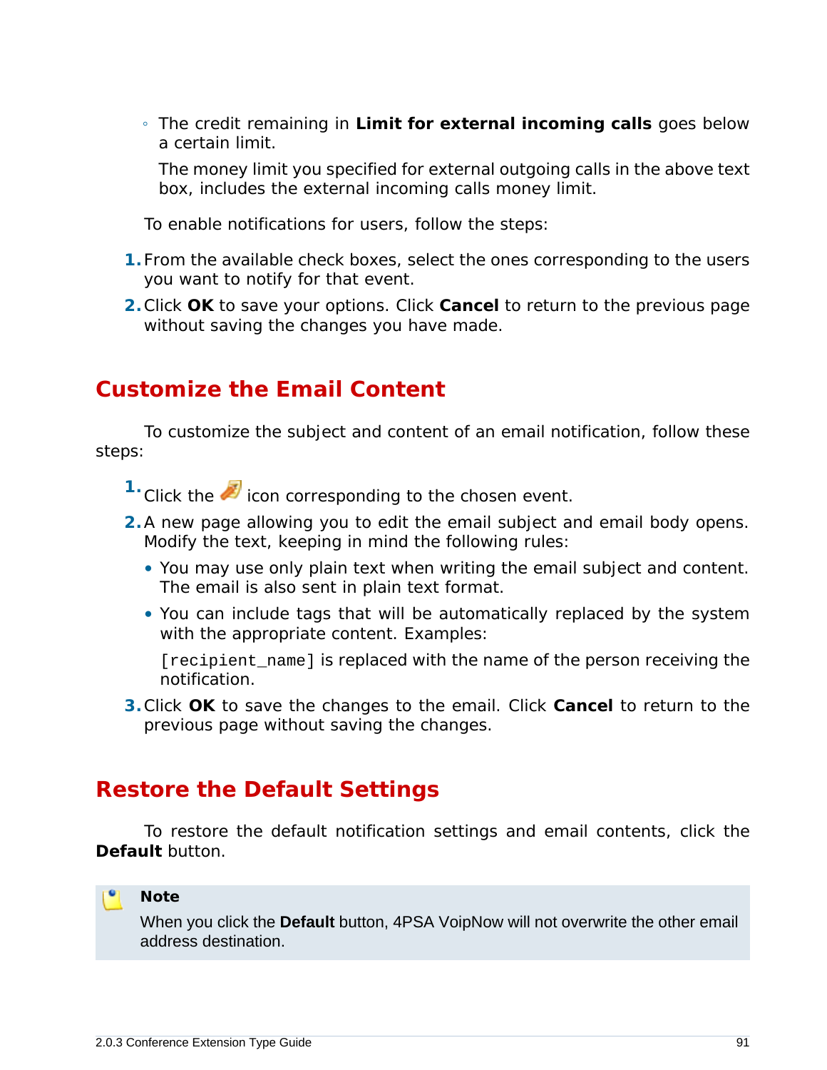- The credit remaining in **Limit for external incoming calls** goes below a certain limit.

  The money limit you specified for external outgoing calls in the above text box, includes the external incoming calls money limit.

To enable notifications for users, follow the steps:

1. From the available check boxes, select the ones corresponding to the users you want to notify for that event.
2. Click **OK** to save your options. Click **Cancel** to return to the previous page without saving the changes you have made.

## Customize the Email Content

To customize the subject and content of an email notification, follow these steps:

1. Click the icon corresponding to the chosen event.
2. A new page allowing you to edit the email subject and email body opens. Modify the text, keeping in mind the following rules:
   - You may use only plain text when writing the email subject and content. The email is also sent in plain text format.
   - You can include tags that will be automatically replaced by the system with the appropriate content. Examples:

     `[recipient_name]` is replaced with the name of the person receiving the notification.
3. Click **OK** to save the changes to the email. Click **Cancel** to return to the previous page without saving the changes.

## Restore the Default Settings

To restore the default notification settings and email contents, click the **Default** button.

> **Note**
>
> When you click the **Default** button, 4PSA VoipNow will not overwrite the other email address destination.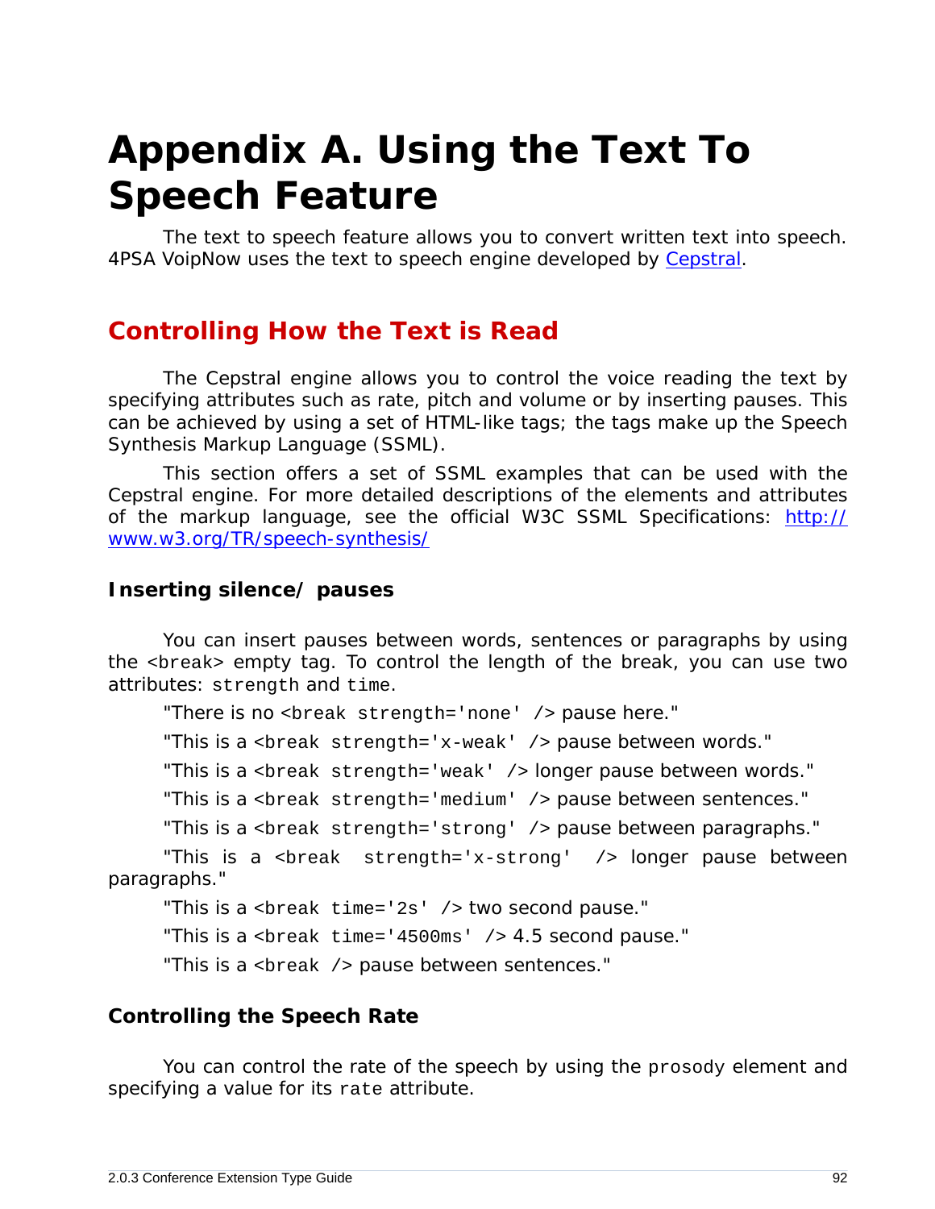# Appendix A. Using the Text To Speech Feature

The text to speech feature allows you to convert written text into speech. 4PSA VoipNow uses the text to speech engine developed by Cepstral.

## Controlling How the Text is Read

The Cepstral engine allows you to control the voice reading the text by specifying attributes such as rate, pitch and volume or by inserting pauses. This can be achieved by using a set of HTML-like tags; the tags make up the Speech Synthesis Markup Language (SSML).

This section offers a set of SSML examples that can be used with the Cepstral engine. For more detailed descriptions of the elements and attributes of the markup language, see the official W3C SSML Specifications: http://www.w3.org/TR/speech-synthesis/

### Inserting silence/ pauses

You can insert pauses between words, sentences or paragraphs by using the `<break>` empty tag. To control the length of the break, you can use two attributes: `strength` and `time`.

"There is no `<break strength='none' />` pause here."

"This is a `<break strength='x-weak' />` pause between words."

"This is a `<break strength='weak' />` longer pause between words."

"This is a `<break strength='medium' />` pause between sentences."

"This is a `<break strength='strong' />` pause between paragraphs."

"This is a `<break strength='x-strong' />` longer pause between paragraphs."

"This is a `<break time='2s' />` two second pause."

"This is a `<break time='4500ms' />` 4.5 second pause."

"This is a `<break />` pause between sentences."

### Controlling the Speech Rate

You can control the rate of the speech by using the `prosody` element and specifying a value for its `rate` attribute.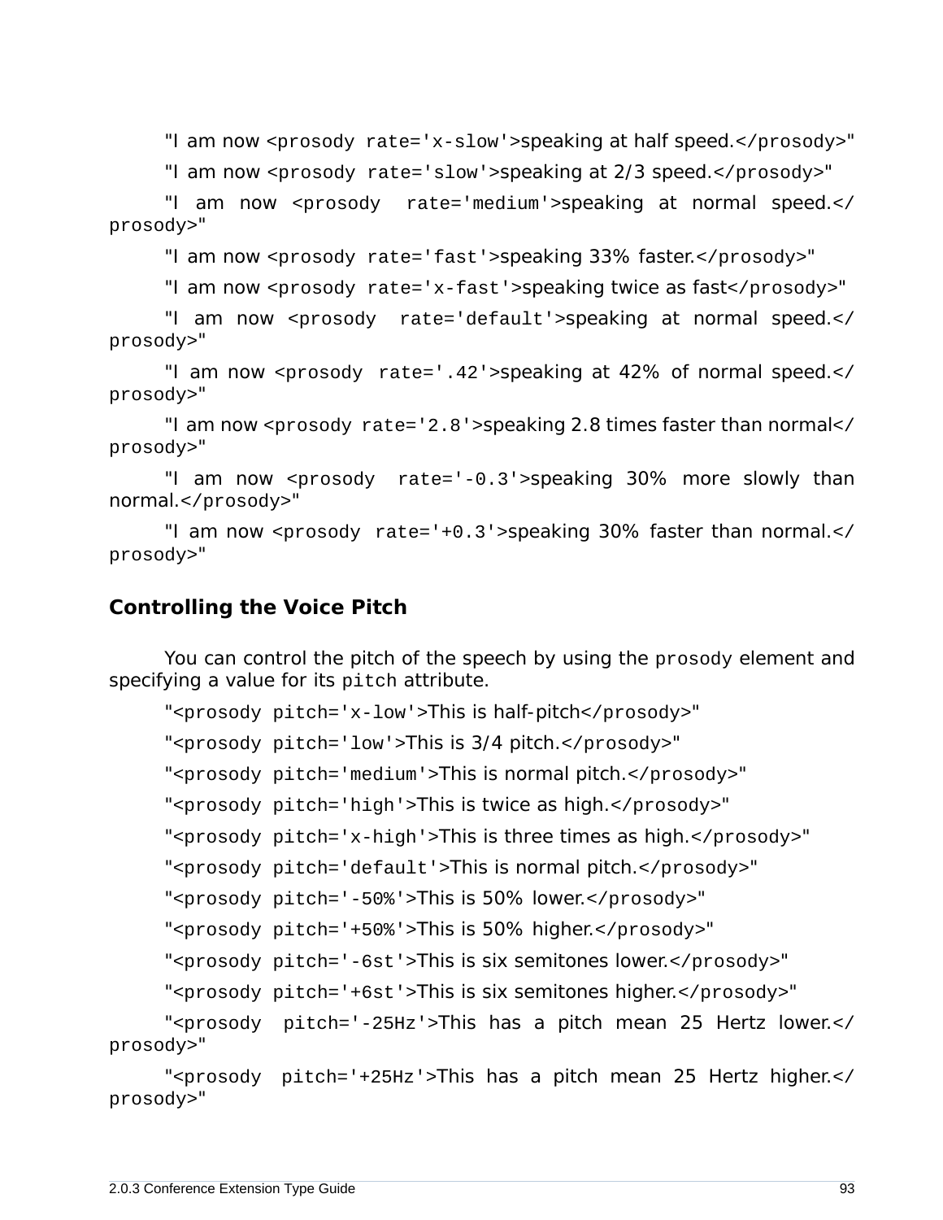"I am now `<prosody rate='x-slow'>`speaking at half speed.`</prosody>`"

"I am now `<prosody rate='slow'>`speaking at 2/3 speed.`</prosody>`"

"I am now `<prosody rate='medium'>`speaking at normal speed.`</prosody>`"

"I am now `<prosody rate='fast'>`speaking 33% faster.`</prosody>`"

"I am now `<prosody rate='x-fast'>`speaking twice as fast`</prosody>`"

"I am now `<prosody rate='default'>`speaking at normal speed.`</prosody>`"

"I am now `<prosody rate='.42'>`speaking at 42% of normal speed.`</prosody>`"

"I am now `<prosody rate='2.8'>`speaking 2.8 times faster than normal`</prosody>`"

"I am now `<prosody rate='-0.3'>`speaking 30% more slowly than normal.`</prosody>`"

"I am now `<prosody rate='+0.3'>`speaking 30% faster than normal.`</prosody>`"

### Controlling the Voice Pitch

You can control the pitch of the speech by using the `prosody` element and specifying a value for its `pitch` attribute.

"`<prosody pitch='x-low'>`This is half-pitch`</prosody>`"

"`<prosody pitch='low'>`This is 3/4 pitch.`</prosody>`"

"`<prosody pitch='medium'>`This is normal pitch.`</prosody>`"

"`<prosody pitch='high'>`This is twice as high.`</prosody>`"

"`<prosody pitch='x-high'>`This is three times as high.`</prosody>`"

"`<prosody pitch='default'>`This is normal pitch.`</prosody>`"

"`<prosody pitch='-50%'>`This is 50% lower.`</prosody>`"

"`<prosody pitch='+50%'>`This is 50% higher.`</prosody>`"

"`<prosody pitch='-6st'>`This is six semitones lower.`</prosody>`"

"`<prosody pitch='+6st'>`This is six semitones higher.`</prosody>`"

"`<prosody pitch='-25Hz'>`This has a pitch mean 25 Hertz lower.`</prosody>`"

"`<prosody pitch='+25Hz'>`This has a pitch mean 25 Hertz higher.`</prosody>`"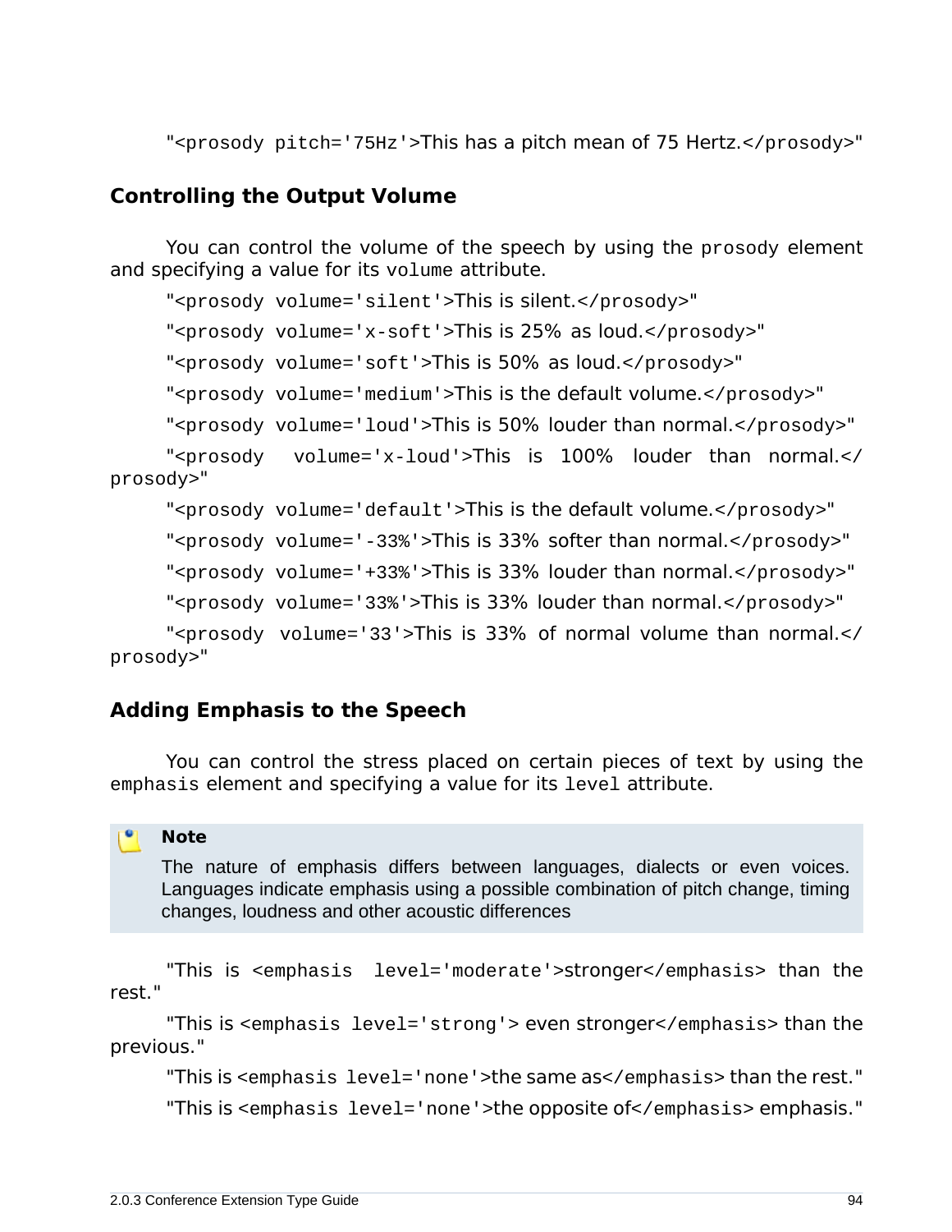"`<prosody pitch='75Hz'>`This has a pitch mean of 75 Hertz.`</prosody>`"

### Controlling the Output Volume

You can control the volume of the speech by using the `prosody` element and specifying a value for its `volume` attribute.

"`<prosody volume='silent'>`This is silent.`</prosody>`"

"`<prosody volume='x-soft'>`This is 25% as loud.`</prosody>`"

"`<prosody volume='soft'>`This is 50% as loud.`</prosody>`"

"`<prosody volume='medium'>`This is the default volume.`</prosody>`"

"`<prosody volume='loud'>`This is 50% louder than normal.`</prosody>`"

"`<prosody volume='x-loud'>`This is 100% louder than normal.`</prosody>`"

"`<prosody volume='default'>`This is the default volume.`</prosody>`"

"`<prosody volume='-33%'>`This is 33% softer than normal.`</prosody>`"

"`<prosody volume='+33%'>`This is 33% louder than normal.`</prosody>`"

"`<prosody volume='33%'>`This is 33% louder than normal.`</prosody>`"

"`<prosody volume='33'>`This is 33% of normal volume than normal.`</prosody>`"

### Adding Emphasis to the Speech

You can control the stress placed on certain pieces of text by using the `emphasis` element and specifying a value for its `level` attribute.

> **Note**
>
> The nature of emphasis differs between languages, dialects or even voices. Languages indicate emphasis using a possible combination of pitch change, timing changes, loudness and other acoustic differences

"This is `<emphasis level='moderate'>`stronger`</emphasis>` than the rest."

"This is `<emphasis level='strong'>` even stronger`</emphasis>` than the previous."

"This is `<emphasis level='none'>`the same as`</emphasis>` than the rest."

"This is `<emphasis level='none'>`the opposite of`</emphasis>` emphasis."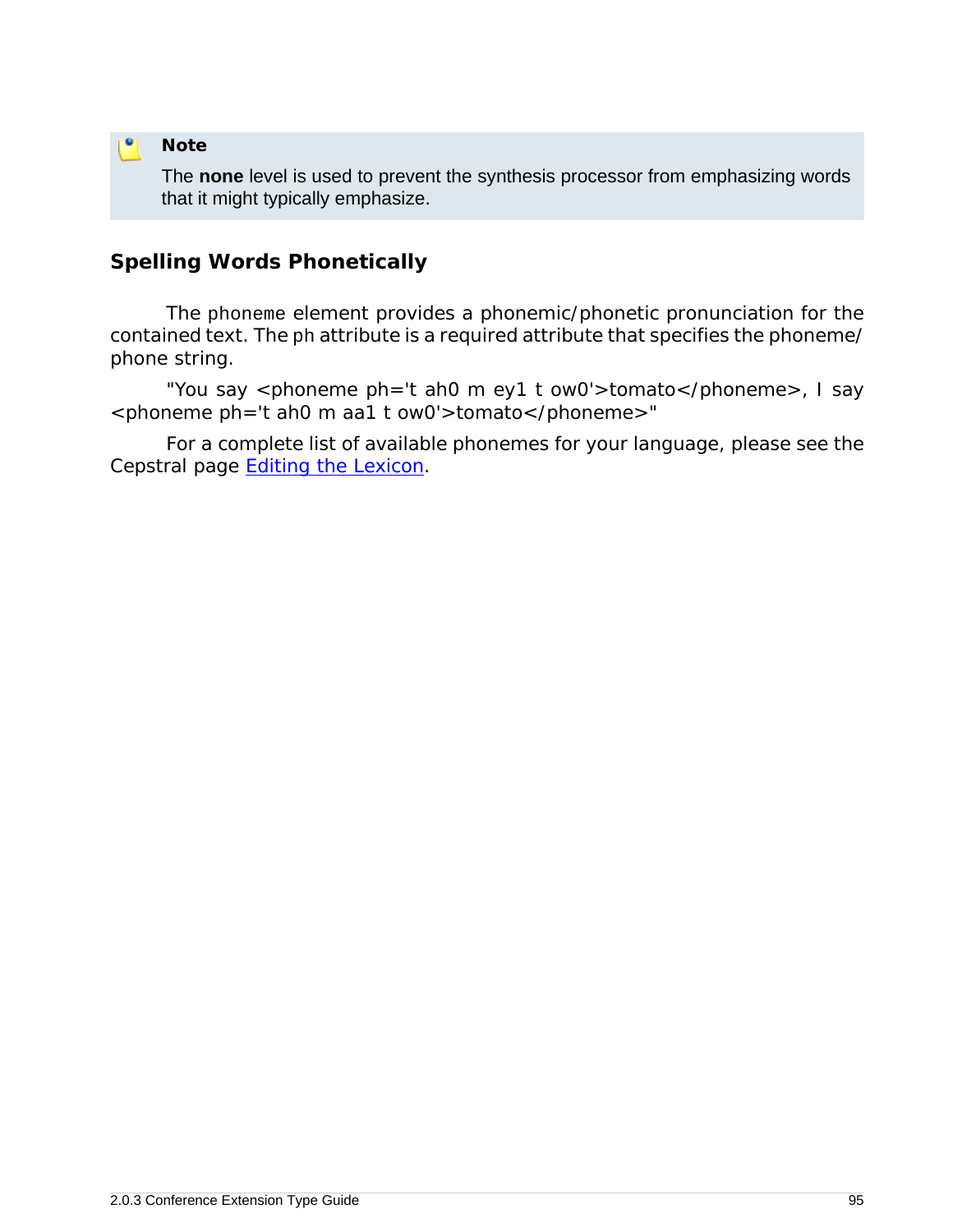> **Note**
>
> The **none** level is used to prevent the synthesis processor from emphasizing words that it might typically emphasize.

### Spelling Words Phonetically

The `phoneme` element provides a phonemic/phonetic pronunciation for the contained text. The `ph` attribute is a required attribute that specifies the phoneme/phone string.

"You say <phoneme ph='t ah0 m ey1 t ow0'>tomato</phoneme>, I say <phoneme ph='t ah0 m aa1 t ow0'>tomato</phoneme>"

For a complete list of available phonemes for your language, please see the Cepstral page Editing the Lexicon.